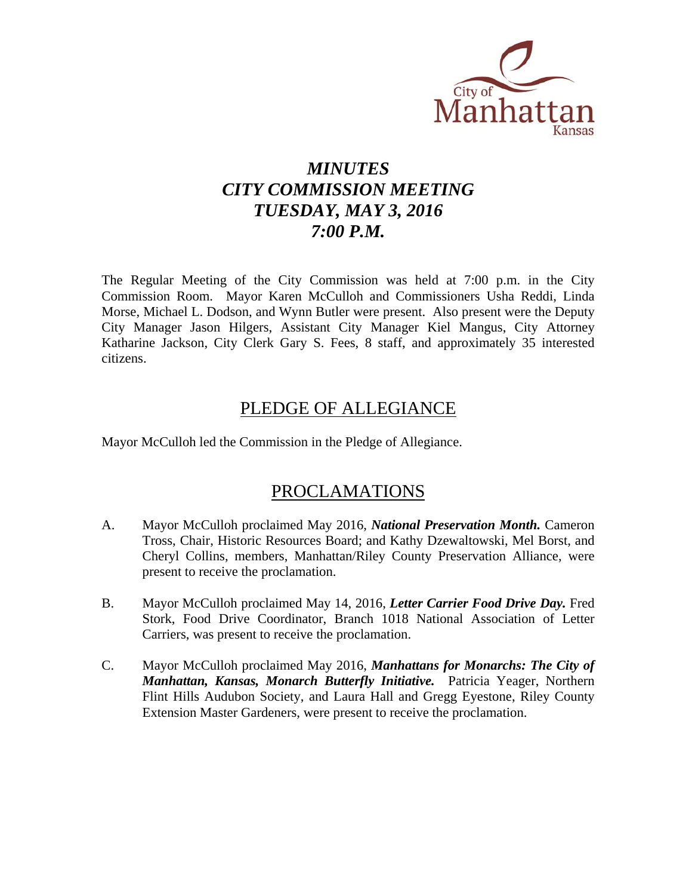City of Manhattan Kansas

# *MINUTES*
# *CITY COMMISSION MEETING*
# *TUESDAY, MAY 3, 2016*
# *7:00 P.M.*

The Regular Meeting of the City Commission was held at 7:00 p.m. in the City Commission Room. Mayor Karen McCulloh and Commissioners Usha Reddi, Linda Morse, Michael L. Dodson, and Wynn Butler were present. Also present were the Deputy City Manager Jason Hilgers, Assistant City Manager Kiel Mangus, City Attorney Katharine Jackson, City Clerk Gary S. Fees, 8 staff, and approximately 35 interested citizens.

## PLEDGE OF ALLEGIANCE

Mayor McCulloh led the Commission in the Pledge of Allegiance.

## PROCLAMATIONS

A. Mayor McCulloh proclaimed May 2016, ***National Preservation Month.*** Cameron Tross, Chair, Historic Resources Board; and Kathy Dzewaltowski, Mel Borst, and Cheryl Collins, members, Manhattan/Riley County Preservation Alliance, were present to receive the proclamation.

B. Mayor McCulloh proclaimed May 14, 2016, ***Letter Carrier Food Drive Day.*** Fred Stork, Food Drive Coordinator, Branch 1018 National Association of Letter Carriers, was present to receive the proclamation.

C. Mayor McCulloh proclaimed May 2016, ***Manhattans for Monarchs: The City of Manhattan, Kansas, Monarch Butterfly Initiative.*** Patricia Yeager, Northern Flint Hills Audubon Society, and Laura Hall and Gregg Eyestone, Riley County Extension Master Gardeners, were present to receive the proclamation.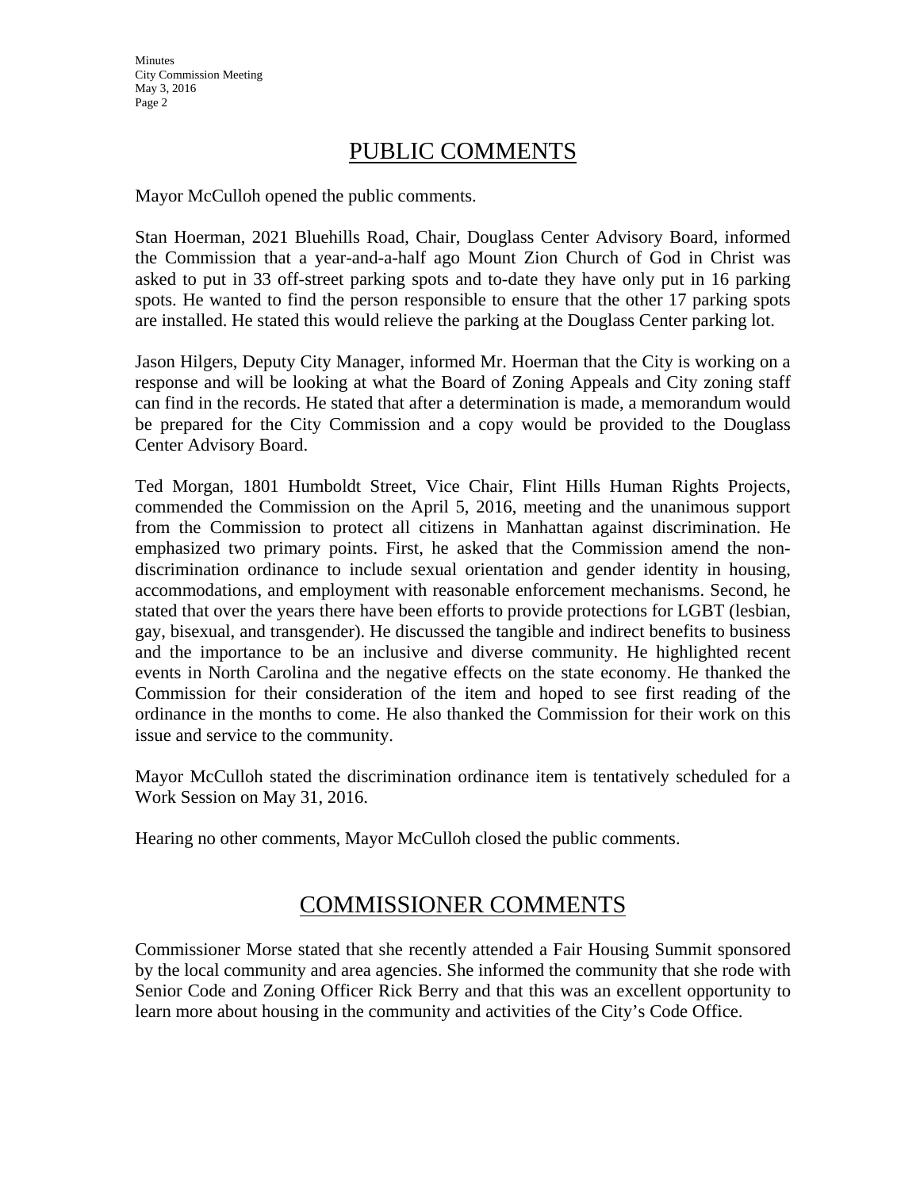## PUBLIC COMMENTS

Mayor McCulloh opened the public comments.

Stan Hoerman, 2021 Bluehills Road, Chair, Douglass Center Advisory Board, informed the Commission that a year-and-a-half ago Mount Zion Church of God in Christ was asked to put in 33 off-street parking spots and to-date they have only put in 16 parking spots. He wanted to find the person responsible to ensure that the other 17 parking spots are installed. He stated this would relieve the parking at the Douglass Center parking lot.

Jason Hilgers, Deputy City Manager, informed Mr. Hoerman that the City is working on a response and will be looking at what the Board of Zoning Appeals and City zoning staff can find in the records. He stated that after a determination is made, a memorandum would be prepared for the City Commission and a copy would be provided to the Douglass Center Advisory Board.

Ted Morgan, 1801 Humboldt Street, Vice Chair, Flint Hills Human Rights Projects, commended the Commission on the April 5, 2016, meeting and the unanimous support from the Commission to protect all citizens in Manhattan against discrimination. He emphasized two primary points. First, he asked that the Commission amend the non-discrimination ordinance to include sexual orientation and gender identity in housing, accommodations, and employment with reasonable enforcement mechanisms. Second, he stated that over the years there have been efforts to provide protections for LGBT (lesbian, gay, bisexual, and transgender). He discussed the tangible and indirect benefits to business and the importance to be an inclusive and diverse community. He highlighted recent events in North Carolina and the negative effects on the state economy. He thanked the Commission for their consideration of the item and hoped to see first reading of the ordinance in the months to come. He also thanked the Commission for their work on this issue and service to the community.

Mayor McCulloh stated the discrimination ordinance item is tentatively scheduled for a Work Session on May 31, 2016.

Hearing no other comments, Mayor McCulloh closed the public comments.

## COMMISSIONER COMMENTS

Commissioner Morse stated that she recently attended a Fair Housing Summit sponsored by the local community and area agencies. She informed the community that she rode with Senior Code and Zoning Officer Rick Berry and that this was an excellent opportunity to learn more about housing in the community and activities of the City's Code Office.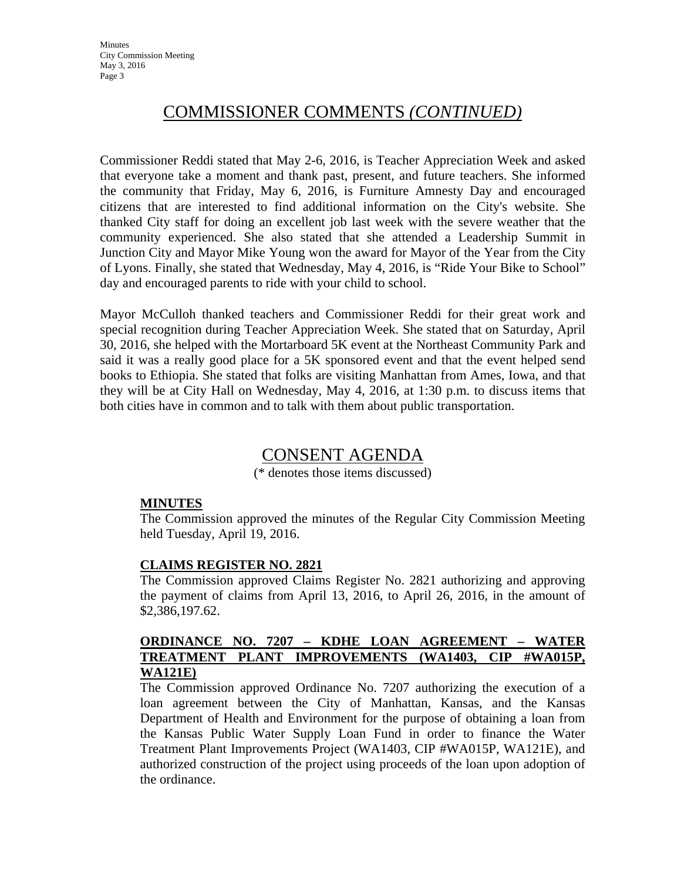## COMMISSIONER COMMENTS *(CONTINUED)*

Commissioner Reddi stated that May 2-6, 2016, is Teacher Appreciation Week and asked that everyone take a moment and thank past, present, and future teachers. She informed the community that Friday, May 6, 2016, is Furniture Amnesty Day and encouraged citizens that are interested to find additional information on the City's website. She thanked City staff for doing an excellent job last week with the severe weather that the community experienced. She also stated that she attended a Leadership Summit in Junction City and Mayor Mike Young won the award for Mayor of the Year from the City of Lyons. Finally, she stated that Wednesday, May 4, 2016, is "Ride Your Bike to School" day and encouraged parents to ride with your child to school.

Mayor McCulloh thanked teachers and Commissioner Reddi for their great work and special recognition during Teacher Appreciation Week. She stated that on Saturday, April 30, 2016, she helped with the Mortarboard 5K event at the Northeast Community Park and said it was a really good place for a 5K sponsored event and that the event helped send books to Ethiopia. She stated that folks are visiting Manhattan from Ames, Iowa, and that they will be at City Hall on Wednesday, May 4, 2016, at 1:30 p.m. to discuss items that both cities have in common and to talk with them about public transportation.

## CONSENT AGENDA

(* denotes those items discussed)

**MINUTES**

The Commission approved the minutes of the Regular City Commission Meeting held Tuesday, April 19, 2016.

**CLAIMS REGISTER NO. 2821**

The Commission approved Claims Register No. 2821 authorizing and approving the payment of claims from April 13, 2016, to April 26, 2016, in the amount of $2,386,197.62.

**ORDINANCE NO. 7207 – KDHE LOAN AGREEMENT – WATER TREATMENT PLANT IMPROVEMENTS (WA1403, CIP #WA015P, WA121E)**

The Commission approved Ordinance No. 7207 authorizing the execution of a loan agreement between the City of Manhattan, Kansas, and the Kansas Department of Health and Environment for the purpose of obtaining a loan from the Kansas Public Water Supply Loan Fund in order to finance the Water Treatment Plant Improvements Project (WA1403, CIP #WA015P, WA121E), and authorized construction of the project using proceeds of the loan upon adoption of the ordinance.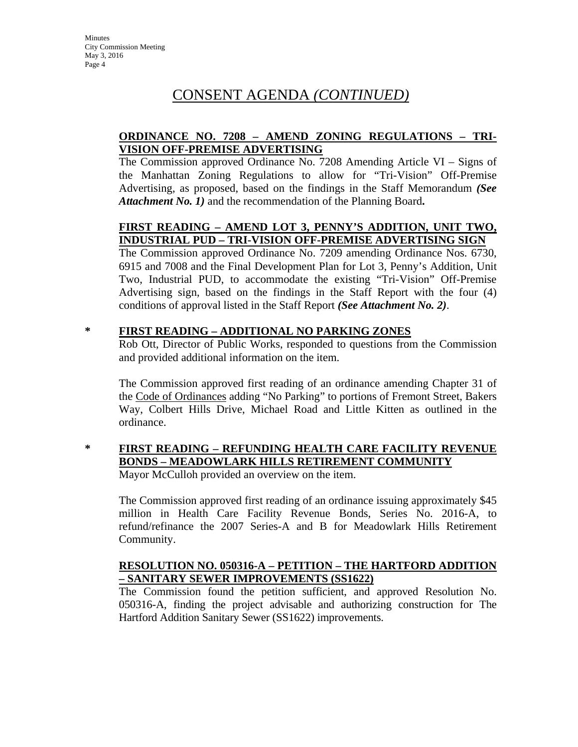# CONSENT AGENDA *(CONTINUED)*

**ORDINANCE NO. 7208 – AMEND ZONING REGULATIONS – TRI-VISION OFF-PREMISE ADVERTISING**

The Commission approved Ordinance No. 7208 Amending Article VI – Signs of the Manhattan Zoning Regulations to allow for "Tri-Vision" Off-Premise Advertising, as proposed, based on the findings in the Staff Memorandum ***(See Attachment No. 1)*** and the recommendation of the Planning Board**.**

**FIRST READING – AMEND LOT 3, PENNY'S ADDITION, UNIT TWO, INDUSTRIAL PUD – TRI-VISION OFF-PREMISE ADVERTISING SIGN**

The Commission approved Ordinance No. 7209 amending Ordinance Nos. 6730, 6915 and 7008 and the Final Development Plan for Lot 3, Penny's Addition, Unit Two, Industrial PUD, to accommodate the existing "Tri-Vision" Off-Premise Advertising sign, based on the findings in the Staff Report with the four (4) conditions of approval listed in the Staff Report ***(See Attachment No. 2)***.

**\* FIRST READING – ADDITIONAL NO PARKING ZONES**

Rob Ott, Director of Public Works, responded to questions from the Commission and provided additional information on the item.

The Commission approved first reading of an ordinance amending Chapter 31 of the Code of Ordinances adding "No Parking" to portions of Fremont Street, Bakers Way, Colbert Hills Drive, Michael Road and Little Kitten as outlined in the ordinance.

**\* FIRST READING – REFUNDING HEALTH CARE FACILITY REVENUE BONDS – MEADOWLARK HILLS RETIREMENT COMMUNITY**

Mayor McCulloh provided an overview on the item.

The Commission approved first reading of an ordinance issuing approximately $45 million in Health Care Facility Revenue Bonds, Series No. 2016-A, to refund/refinance the 2007 Series-A and B for Meadowlark Hills Retirement Community.

**RESOLUTION NO. 050316-A – PETITION – THE HARTFORD ADDITION – SANITARY SEWER IMPROVEMENTS (SS1622)**

The Commission found the petition sufficient, and approved Resolution No. 050316-A, finding the project advisable and authorizing construction for The Hartford Addition Sanitary Sewer (SS1622) improvements.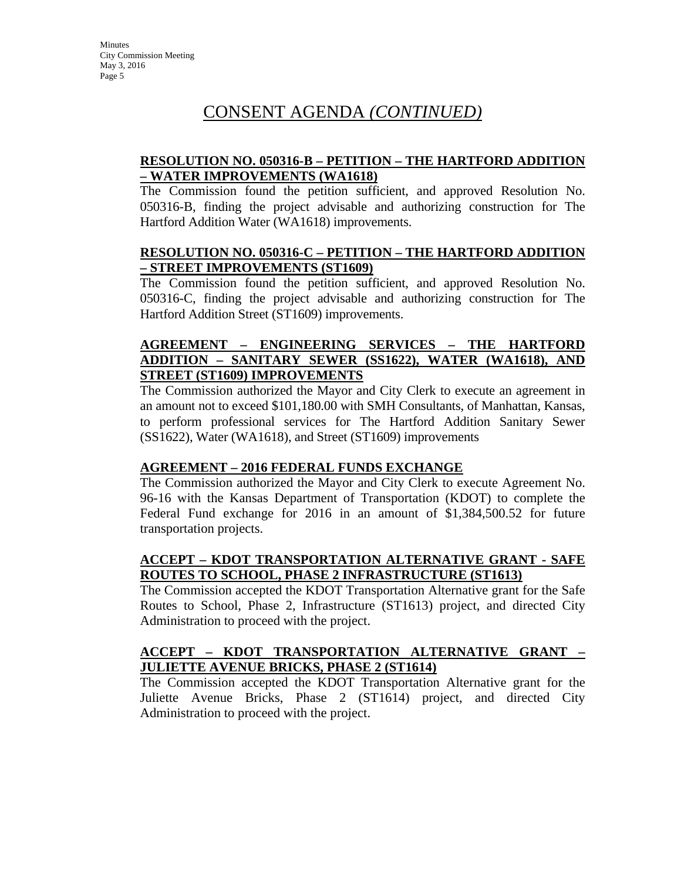# CONSENT AGENDA *(CONTINUED)*

**RESOLUTION NO. 050316-B – PETITION – THE HARTFORD ADDITION – WATER IMPROVEMENTS (WA1618)**

The Commission found the petition sufficient, and approved Resolution No. 050316-B, finding the project advisable and authorizing construction for The Hartford Addition Water (WA1618) improvements.

**RESOLUTION NO. 050316-C – PETITION – THE HARTFORD ADDITION – STREET IMPROVEMENTS (ST1609)**

The Commission found the petition sufficient, and approved Resolution No. 050316-C, finding the project advisable and authorizing construction for The Hartford Addition Street (ST1609) improvements.

**AGREEMENT – ENGINEERING SERVICES – THE HARTFORD ADDITION – SANITARY SEWER (SS1622), WATER (WA1618), AND STREET (ST1609) IMPROVEMENTS**

The Commission authorized the Mayor and City Clerk to execute an agreement in an amount not to exceed $101,180.00 with SMH Consultants, of Manhattan, Kansas, to perform professional services for The Hartford Addition Sanitary Sewer (SS1622), Water (WA1618), and Street (ST1609) improvements

**AGREEMENT – 2016 FEDERAL FUNDS EXCHANGE**

The Commission authorized the Mayor and City Clerk to execute Agreement No. 96-16 with the Kansas Department of Transportation (KDOT) to complete the Federal Fund exchange for 2016 in an amount of $1,384,500.52 for future transportation projects.

**ACCEPT – KDOT TRANSPORTATION ALTERNATIVE GRANT - SAFE ROUTES TO SCHOOL, PHASE 2 INFRASTRUCTURE (ST1613)**

The Commission accepted the KDOT Transportation Alternative grant for the Safe Routes to School, Phase 2, Infrastructure (ST1613) project, and directed City Administration to proceed with the project.

**ACCEPT – KDOT TRANSPORTATION ALTERNATIVE GRANT – JULIETTE AVENUE BRICKS, PHASE 2 (ST1614)**

The Commission accepted the KDOT Transportation Alternative grant for the Juliette Avenue Bricks, Phase 2 (ST1614) project, and directed City Administration to proceed with the project.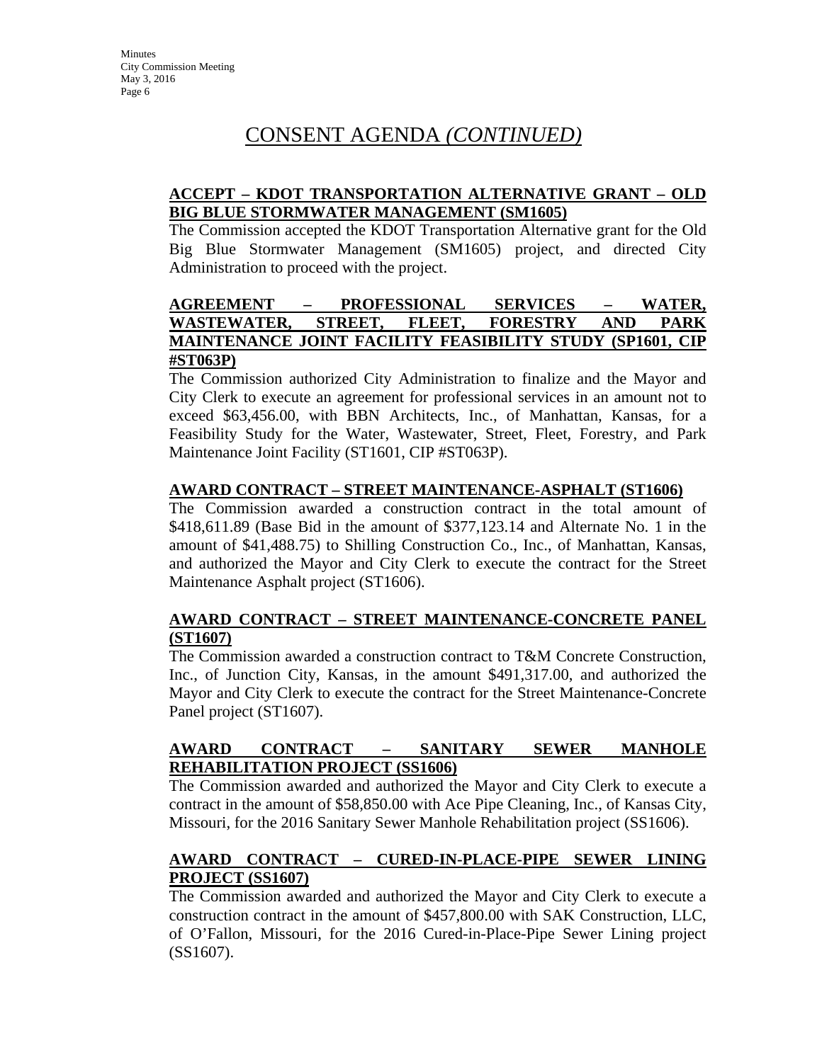# CONSENT AGENDA *(CONTINUED)*

**ACCEPT – KDOT TRANSPORTATION ALTERNATIVE GRANT – OLD BIG BLUE STORMWATER MANAGEMENT (SM1605)**

The Commission accepted the KDOT Transportation Alternative grant for the Old Big Blue Stormwater Management (SM1605) project, and directed City Administration to proceed with the project.

**AGREEMENT – PROFESSIONAL SERVICES – WATER, WASTEWATER, STREET, FLEET, FORESTRY AND PARK MAINTENANCE JOINT FACILITY FEASIBILITY STUDY (SP1601, CIP #ST063P)**

The Commission authorized City Administration to finalize and the Mayor and City Clerk to execute an agreement for professional services in an amount not to exceed $63,456.00, with BBN Architects, Inc., of Manhattan, Kansas, for a Feasibility Study for the Water, Wastewater, Street, Fleet, Forestry, and Park Maintenance Joint Facility (ST1601, CIP #ST063P).

**AWARD CONTRACT – STREET MAINTENANCE-ASPHALT (ST1606)**

The Commission awarded a construction contract in the total amount of $418,611.89 (Base Bid in the amount of $377,123.14 and Alternate No. 1 in the amount of $41,488.75) to Shilling Construction Co., Inc., of Manhattan, Kansas, and authorized the Mayor and City Clerk to execute the contract for the Street Maintenance Asphalt project (ST1606).

**AWARD CONTRACT – STREET MAINTENANCE-CONCRETE PANEL (ST1607)**

The Commission awarded a construction contract to T&M Concrete Construction, Inc., of Junction City, Kansas, in the amount $491,317.00, and authorized the Mayor and City Clerk to execute the contract for the Street Maintenance-Concrete Panel project (ST1607).

**AWARD CONTRACT – SANITARY SEWER MANHOLE REHABILITATION PROJECT (SS1606)**

The Commission awarded and authorized the Mayor and City Clerk to execute a contract in the amount of $58,850.00 with Ace Pipe Cleaning, Inc., of Kansas City, Missouri, for the 2016 Sanitary Sewer Manhole Rehabilitation project (SS1606).

**AWARD CONTRACT – CURED-IN-PLACE-PIPE SEWER LINING PROJECT (SS1607)**

The Commission awarded and authorized the Mayor and City Clerk to execute a construction contract in the amount of $457,800.00 with SAK Construction, LLC, of O'Fallon, Missouri, for the 2016 Cured-in-Place-Pipe Sewer Lining project (SS1607).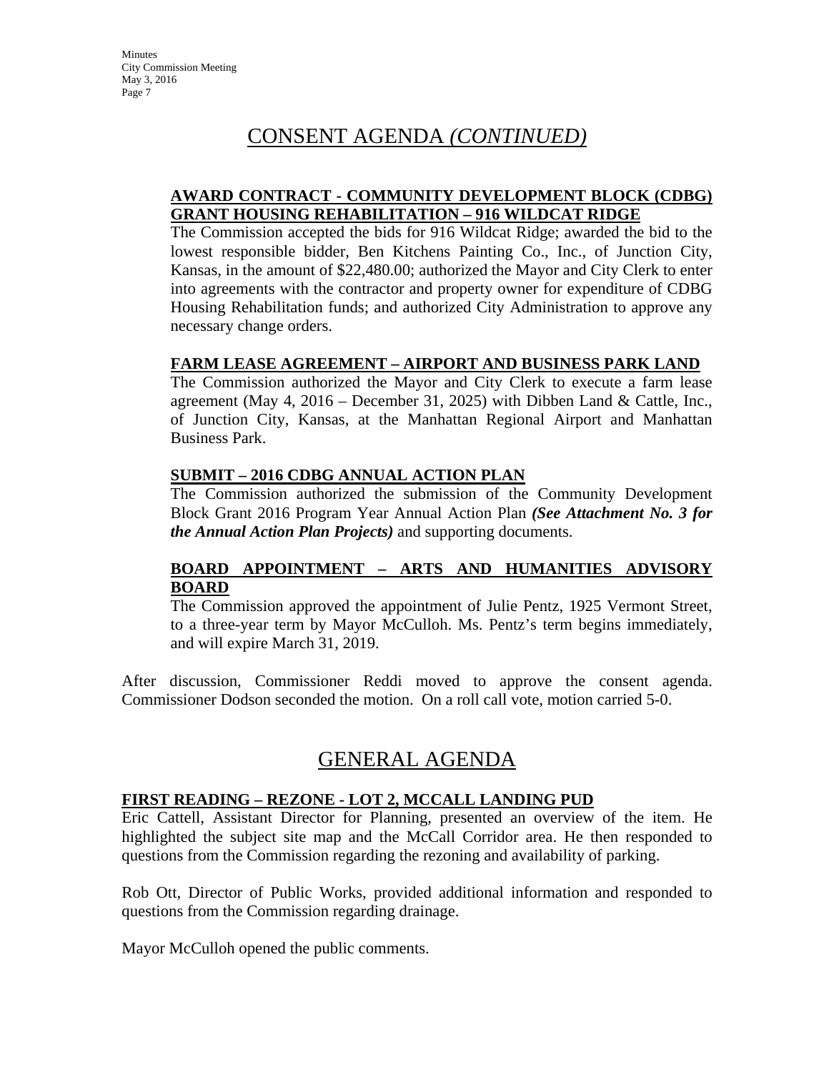## CONSENT AGENDA *(CONTINUED)*

**AWARD CONTRACT - COMMUNITY DEVELOPMENT BLOCK (CDBG) GRANT HOUSING REHABILITATION – 916 WILDCAT RIDGE**

The Commission accepted the bids for 916 Wildcat Ridge; awarded the bid to the lowest responsible bidder, Ben Kitchens Painting Co., Inc., of Junction City, Kansas, in the amount of $22,480.00; authorized the Mayor and City Clerk to enter into agreements with the contractor and property owner for expenditure of CDBG Housing Rehabilitation funds; and authorized City Administration to approve any necessary change orders.

**FARM LEASE AGREEMENT – AIRPORT AND BUSINESS PARK LAND**

The Commission authorized the Mayor and City Clerk to execute a farm lease agreement (May 4, 2016 – December 31, 2025) with Dibben Land & Cattle, Inc., of Junction City, Kansas, at the Manhattan Regional Airport and Manhattan Business Park.

**SUBMIT – 2016 CDBG ANNUAL ACTION PLAN**

The Commission authorized the submission of the Community Development Block Grant 2016 Program Year Annual Action Plan ***(See Attachment No. 3 for the Annual Action Plan Projects)*** and supporting documents.

**BOARD APPOINTMENT – ARTS AND HUMANITIES ADVISORY BOARD**

The Commission approved the appointment of Julie Pentz, 1925 Vermont Street, to a three-year term by Mayor McCulloh. Ms. Pentz's term begins immediately, and will expire March 31, 2019.

After discussion, Commissioner Reddi moved to approve the consent agenda. Commissioner Dodson seconded the motion. On a roll call vote, motion carried 5-0.

## GENERAL AGENDA

**FIRST READING – REZONE - LOT 2, MCCALL LANDING PUD**

Eric Cattell, Assistant Director for Planning, presented an overview of the item. He highlighted the subject site map and the McCall Corridor area. He then responded to questions from the Commission regarding the rezoning and availability of parking.

Rob Ott, Director of Public Works, provided additional information and responded to questions from the Commission regarding drainage.

Mayor McCulloh opened the public comments.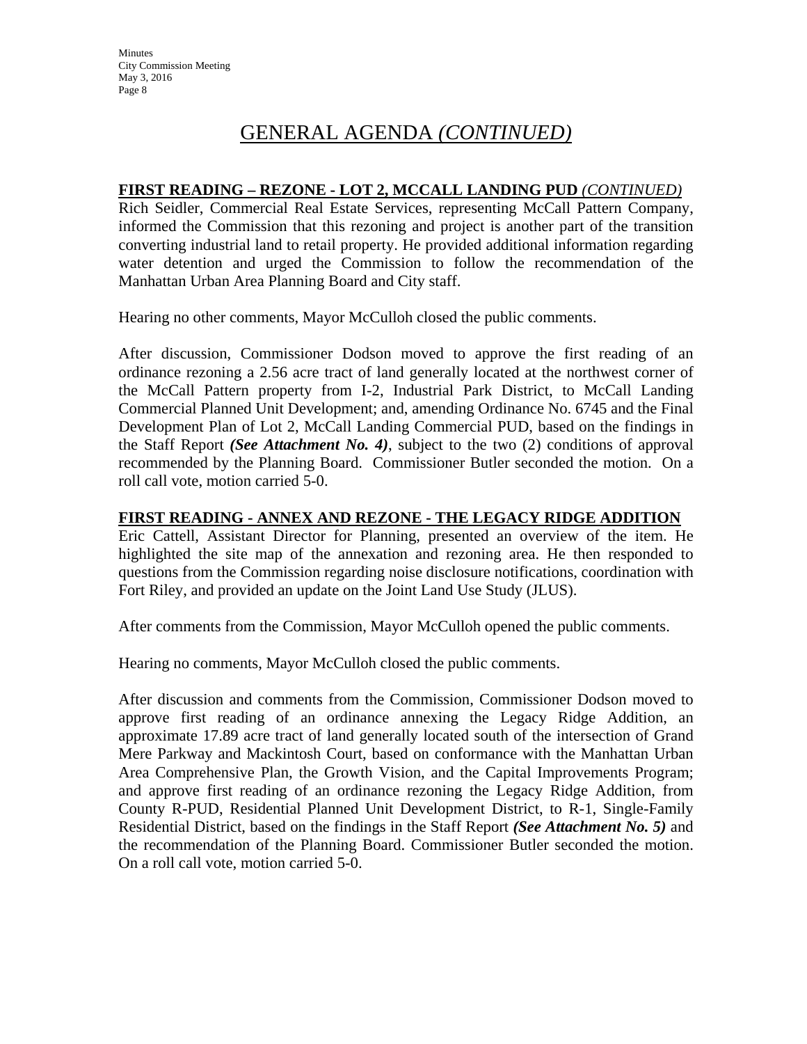# GENERAL AGENDA *(CONTINUED)*

**FIRST READING – REZONE - LOT 2, MCCALL LANDING PUD** ***(CONTINUED)***

Rich Seidler, Commercial Real Estate Services, representing McCall Pattern Company, informed the Commission that this rezoning and project is another part of the transition converting industrial land to retail property. He provided additional information regarding water detention and urged the Commission to follow the recommendation of the Manhattan Urban Area Planning Board and City staff.

Hearing no other comments, Mayor McCulloh closed the public comments.

After discussion, Commissioner Dodson moved to approve the first reading of an ordinance rezoning a 2.56 acre tract of land generally located at the northwest corner of the McCall Pattern property from I-2, Industrial Park District, to McCall Landing Commercial Planned Unit Development; and, amending Ordinance No. 6745 and the Final Development Plan of Lot 2, McCall Landing Commercial PUD, based on the findings in the Staff Report ***(See Attachment No. 4)***, subject to the two (2) conditions of approval recommended by the Planning Board. Commissioner Butler seconded the motion. On a roll call vote, motion carried 5-0.

**FIRST READING - ANNEX AND REZONE - THE LEGACY RIDGE ADDITION**

Eric Cattell, Assistant Director for Planning, presented an overview of the item. He highlighted the site map of the annexation and rezoning area. He then responded to questions from the Commission regarding noise disclosure notifications, coordination with Fort Riley, and provided an update on the Joint Land Use Study (JLUS).

After comments from the Commission, Mayor McCulloh opened the public comments.

Hearing no comments, Mayor McCulloh closed the public comments.

After discussion and comments from the Commission, Commissioner Dodson moved to approve first reading of an ordinance annexing the Legacy Ridge Addition, an approximate 17.89 acre tract of land generally located south of the intersection of Grand Mere Parkway and Mackintosh Court, based on conformance with the Manhattan Urban Area Comprehensive Plan, the Growth Vision, and the Capital Improvements Program; and approve first reading of an ordinance rezoning the Legacy Ridge Addition, from County R-PUD, Residential Planned Unit Development District, to R-1, Single-Family Residential District, based on the findings in the Staff Report ***(See Attachment No. 5)*** and the recommendation of the Planning Board. Commissioner Butler seconded the motion. On a roll call vote, motion carried 5-0.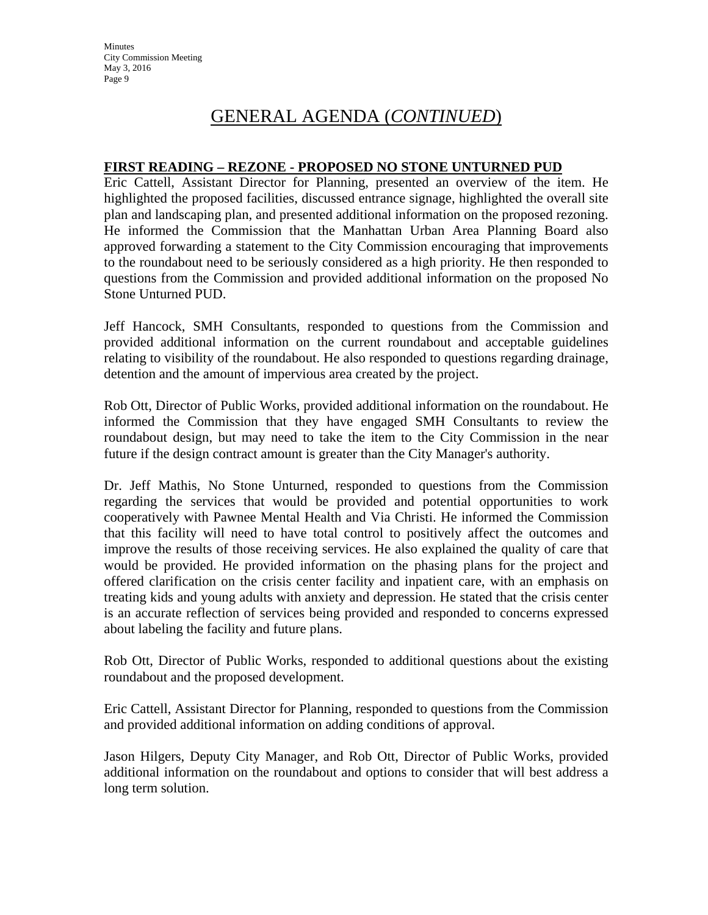# GENERAL AGENDA (*CONTINUED*)

**FIRST READING – REZONE - PROPOSED NO STONE UNTURNED PUD**

Eric Cattell, Assistant Director for Planning, presented an overview of the item. He highlighted the proposed facilities, discussed entrance signage, highlighted the overall site plan and landscaping plan, and presented additional information on the proposed rezoning. He informed the Commission that the Manhattan Urban Area Planning Board also approved forwarding a statement to the City Commission encouraging that improvements to the roundabout need to be seriously considered as a high priority. He then responded to questions from the Commission and provided additional information on the proposed No Stone Unturned PUD.

Jeff Hancock, SMH Consultants, responded to questions from the Commission and provided additional information on the current roundabout and acceptable guidelines relating to visibility of the roundabout. He also responded to questions regarding drainage, detention and the amount of impervious area created by the project.

Rob Ott, Director of Public Works, provided additional information on the roundabout. He informed the Commission that they have engaged SMH Consultants to review the roundabout design, but may need to take the item to the City Commission in the near future if the design contract amount is greater than the City Manager's authority.

Dr. Jeff Mathis, No Stone Unturned, responded to questions from the Commission regarding the services that would be provided and potential opportunities to work cooperatively with Pawnee Mental Health and Via Christi. He informed the Commission that this facility will need to have total control to positively affect the outcomes and improve the results of those receiving services. He also explained the quality of care that would be provided. He provided information on the phasing plans for the project and offered clarification on the crisis center facility and inpatient care, with an emphasis on treating kids and young adults with anxiety and depression. He stated that the crisis center is an accurate reflection of services being provided and responded to concerns expressed about labeling the facility and future plans.

Rob Ott, Director of Public Works, responded to additional questions about the existing roundabout and the proposed development.

Eric Cattell, Assistant Director for Planning, responded to questions from the Commission and provided additional information on adding conditions of approval.

Jason Hilgers, Deputy City Manager, and Rob Ott, Director of Public Works, provided additional information on the roundabout and options to consider that will best address a long term solution.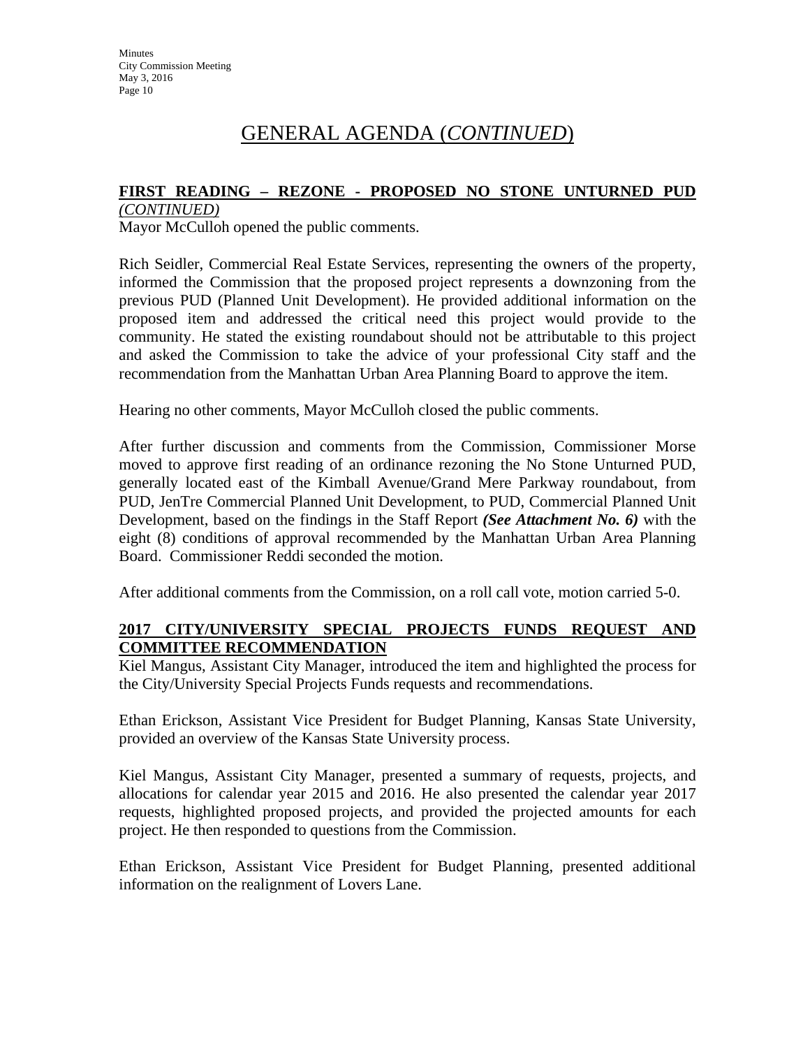# GENERAL AGENDA (*CONTINUED*)

**FIRST READING – REZONE - PROPOSED NO STONE UNTURNED PUD** ***(CONTINUED)***

Mayor McCulloh opened the public comments.

Rich Seidler, Commercial Real Estate Services, representing the owners of the property, informed the Commission that the proposed project represents a downzoning from the previous PUD (Planned Unit Development). He provided additional information on the proposed item and addressed the critical need this project would provide to the community. He stated the existing roundabout should not be attributable to this project and asked the Commission to take the advice of your professional City staff and the recommendation from the Manhattan Urban Area Planning Board to approve the item.

Hearing no other comments, Mayor McCulloh closed the public comments.

After further discussion and comments from the Commission, Commissioner Morse moved to approve first reading of an ordinance rezoning the No Stone Unturned PUD, generally located east of the Kimball Avenue/Grand Mere Parkway roundabout, from PUD, JenTre Commercial Planned Unit Development, to PUD, Commercial Planned Unit Development, based on the findings in the Staff Report ***(See Attachment No. 6)*** with the eight (8) conditions of approval recommended by the Manhattan Urban Area Planning Board. Commissioner Reddi seconded the motion.

After additional comments from the Commission, on a roll call vote, motion carried 5-0.

**2017 CITY/UNIVERSITY SPECIAL PROJECTS FUNDS REQUEST AND COMMITTEE RECOMMENDATION**

Kiel Mangus, Assistant City Manager, introduced the item and highlighted the process for the City/University Special Projects Funds requests and recommendations.

Ethan Erickson, Assistant Vice President for Budget Planning, Kansas State University, provided an overview of the Kansas State University process.

Kiel Mangus, Assistant City Manager, presented a summary of requests, projects, and allocations for calendar year 2015 and 2016. He also presented the calendar year 2017 requests, highlighted proposed projects, and provided the projected amounts for each project. He then responded to questions from the Commission.

Ethan Erickson, Assistant Vice President for Budget Planning, presented additional information on the realignment of Lovers Lane.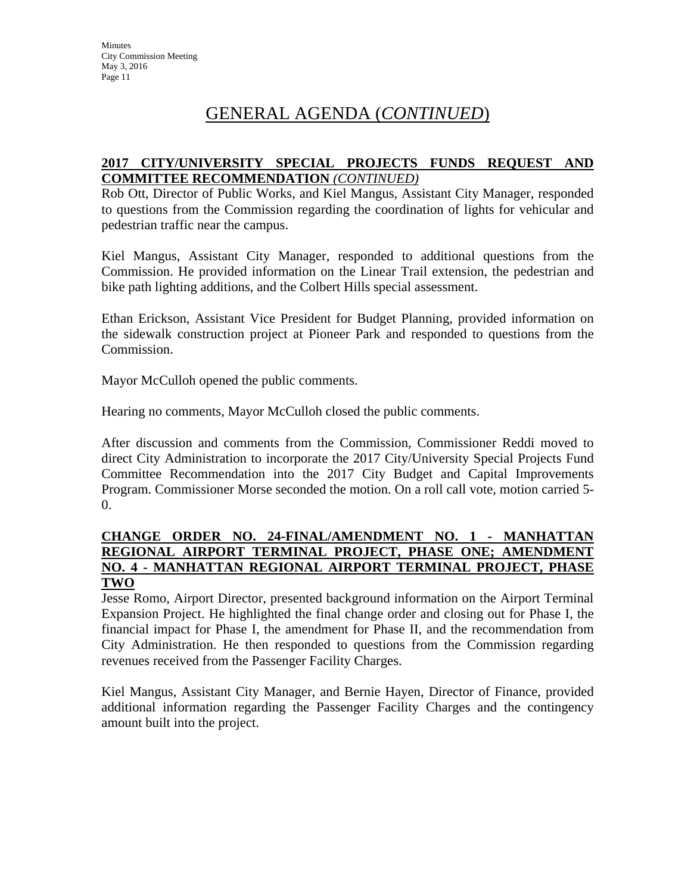# GENERAL AGENDA (*CONTINUED*)

**2017 CITY/UNIVERSITY SPECIAL PROJECTS FUNDS REQUEST AND COMMITTEE RECOMMENDATION** *(CONTINUED)*

Rob Ott, Director of Public Works, and Kiel Mangus, Assistant City Manager, responded to questions from the Commission regarding the coordination of lights for vehicular and pedestrian traffic near the campus.

Kiel Mangus, Assistant City Manager, responded to additional questions from the Commission. He provided information on the Linear Trail extension, the pedestrian and bike path lighting additions, and the Colbert Hills special assessment.

Ethan Erickson, Assistant Vice President for Budget Planning, provided information on the sidewalk construction project at Pioneer Park and responded to questions from the Commission.

Mayor McCulloh opened the public comments.

Hearing no comments, Mayor McCulloh closed the public comments.

After discussion and comments from the Commission, Commissioner Reddi moved to direct City Administration to incorporate the 2017 City/University Special Projects Fund Committee Recommendation into the 2017 City Budget and Capital Improvements Program. Commissioner Morse seconded the motion. On a roll call vote, motion carried 5-0.

**CHANGE ORDER NO. 24-FINAL/AMENDMENT NO. 1 - MANHATTAN REGIONAL AIRPORT TERMINAL PROJECT, PHASE ONE; AMENDMENT NO. 4 - MANHATTAN REGIONAL AIRPORT TERMINAL PROJECT, PHASE TWO**

Jesse Romo, Airport Director, presented background information on the Airport Terminal Expansion Project. He highlighted the final change order and closing out for Phase I, the financial impact for Phase I, the amendment for Phase II, and the recommendation from City Administration. He then responded to questions from the Commission regarding revenues received from the Passenger Facility Charges.

Kiel Mangus, Assistant City Manager, and Bernie Hayen, Director of Finance, provided additional information regarding the Passenger Facility Charges and the contingency amount built into the project.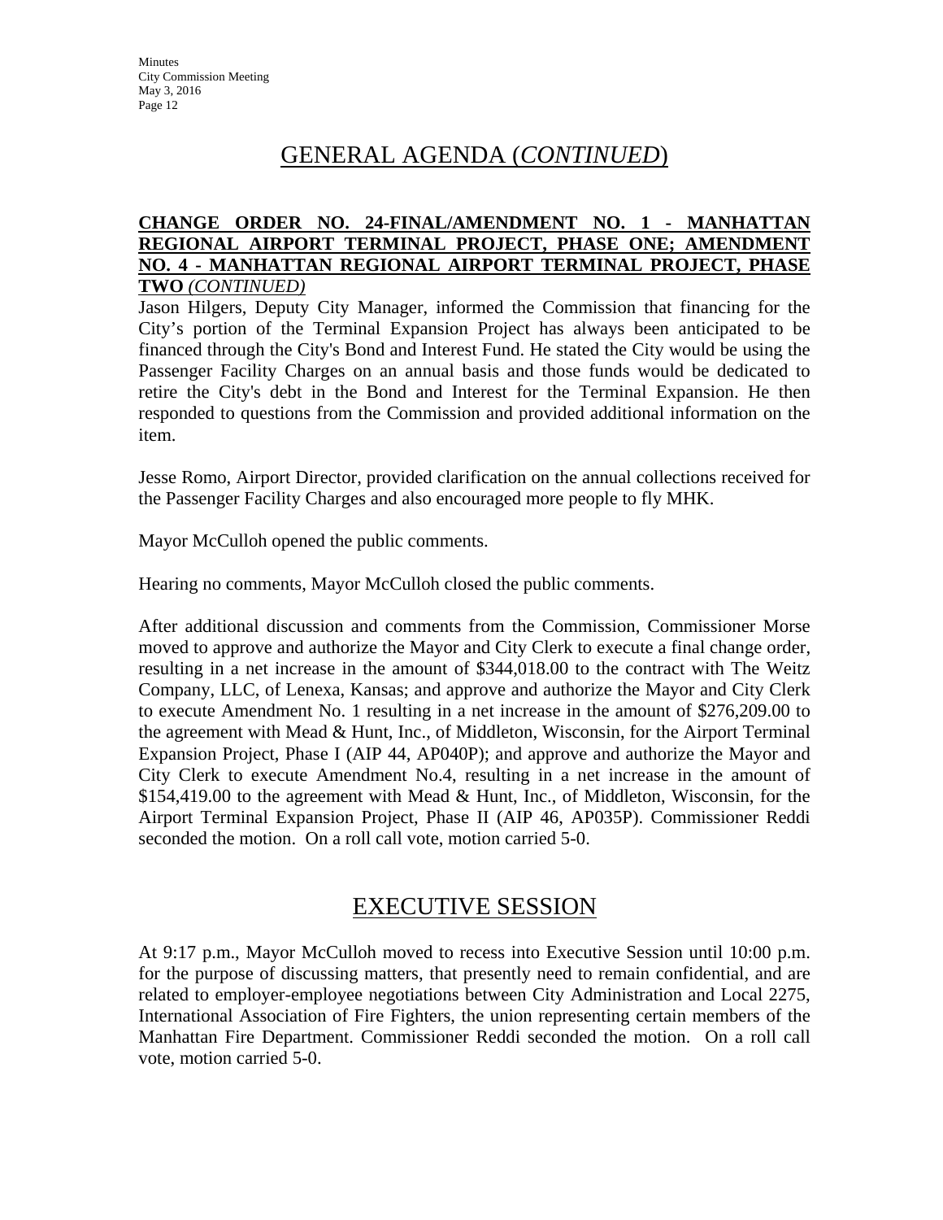## GENERAL AGENDA (*CONTINUED*)

**CHANGE ORDER NO. 24-FINAL/AMENDMENT NO. 1 - MANHATTAN REGIONAL AIRPORT TERMINAL PROJECT, PHASE ONE; AMENDMENT NO. 4 - MANHATTAN REGIONAL AIRPORT TERMINAL PROJECT, PHASE TWO** *(CONTINUED)*

Jason Hilgers, Deputy City Manager, informed the Commission that financing for the City's portion of the Terminal Expansion Project has always been anticipated to be financed through the City's Bond and Interest Fund. He stated the City would be using the Passenger Facility Charges on an annual basis and those funds would be dedicated to retire the City's debt in the Bond and Interest for the Terminal Expansion. He then responded to questions from the Commission and provided additional information on the item.

Jesse Romo, Airport Director, provided clarification on the annual collections received for the Passenger Facility Charges and also encouraged more people to fly MHK.

Mayor McCulloh opened the public comments.

Hearing no comments, Mayor McCulloh closed the public comments.

After additional discussion and comments from the Commission, Commissioner Morse moved to approve and authorize the Mayor and City Clerk to execute a final change order, resulting in a net increase in the amount of $344,018.00 to the contract with The Weitz Company, LLC, of Lenexa, Kansas; and approve and authorize the Mayor and City Clerk to execute Amendment No. 1 resulting in a net increase in the amount of $276,209.00 to the agreement with Mead & Hunt, Inc., of Middleton, Wisconsin, for the Airport Terminal Expansion Project, Phase I (AIP 44, AP040P); and approve and authorize the Mayor and City Clerk to execute Amendment No.4, resulting in a net increase in the amount of $154,419.00 to the agreement with Mead & Hunt, Inc., of Middleton, Wisconsin, for the Airport Terminal Expansion Project, Phase II (AIP 46, AP035P). Commissioner Reddi seconded the motion. On a roll call vote, motion carried 5-0.

## EXECUTIVE SESSION

At 9:17 p.m., Mayor McCulloh moved to recess into Executive Session until 10:00 p.m. for the purpose of discussing matters, that presently need to remain confidential, and are related to employer-employee negotiations between City Administration and Local 2275, International Association of Fire Fighters, the union representing certain members of the Manhattan Fire Department. Commissioner Reddi seconded the motion. On a roll call vote, motion carried 5-0.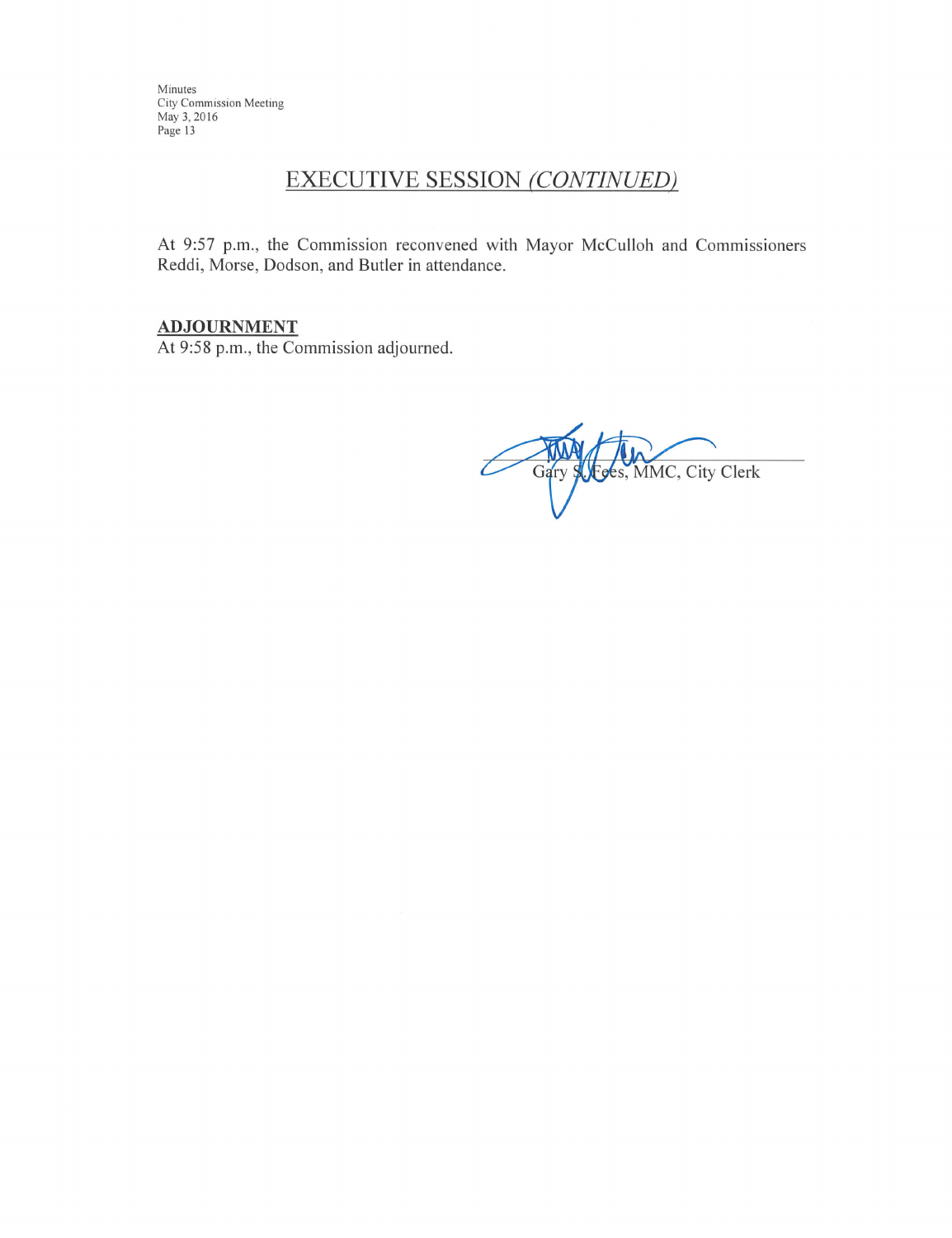## EXECUTIVE SESSION *(CONTINUED)*

At 9:57 p.m., the Commission reconvened with Mayor McCulloh and Commissioners Reddi, Morse, Dodson, and Butler in attendance.

**ADJOURNMENT**

At 9:58 p.m., the Commission adjourned.

Gary S. Fees, MMC, City Clerk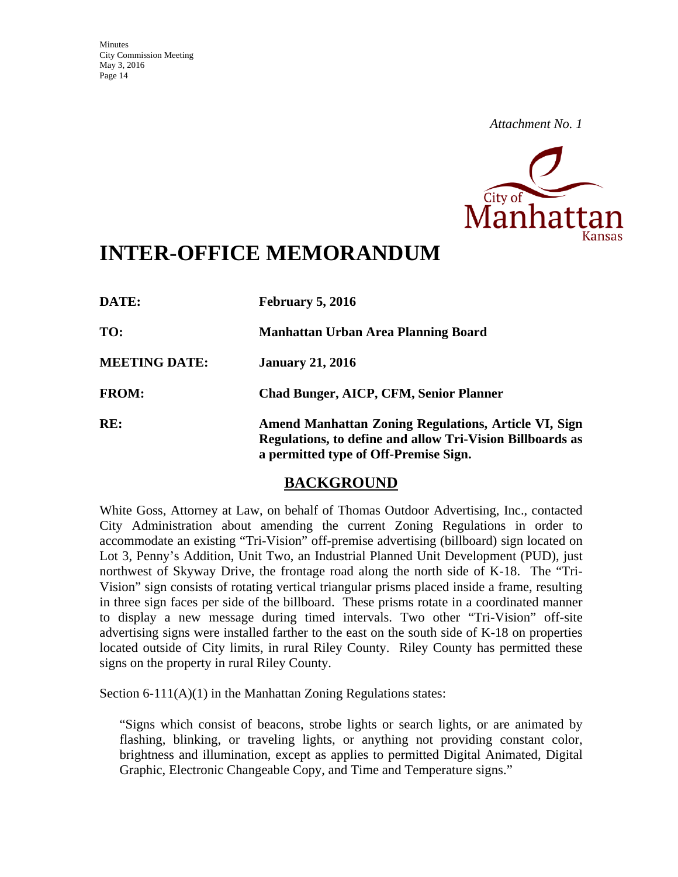*Attachment No. 1*

# INTER-OFFICE MEMORANDUM

| | |
|---|---|
| **DATE:** | **February 5, 2016** |
| **TO:** | **Manhattan Urban Area Planning Board** |
| **MEETING DATE:** | **January 21, 2016** |
| **FROM:** | **Chad Bunger, AICP, CFM, Senior Planner** |
| **RE:** | **Amend Manhattan Zoning Regulations, Article VI, Sign Regulations, to define and allow Tri-Vision Billboards as a permitted type of Off-Premise Sign.** |

## BACKGROUND

White Goss, Attorney at Law, on behalf of Thomas Outdoor Advertising, Inc., contacted City Administration about amending the current Zoning Regulations in order to accommodate an existing "Tri-Vision" off-premise advertising (billboard) sign located on Lot 3, Penny's Addition, Unit Two, an Industrial Planned Unit Development (PUD), just northwest of Skyway Drive, the frontage road along the north side of K-18. The "Tri-Vision" sign consists of rotating vertical triangular prisms placed inside a frame, resulting in three sign faces per side of the billboard. These prisms rotate in a coordinated manner to display a new message during timed intervals. Two other "Tri-Vision" off-site advertising signs were installed farther to the east on the south side of K-18 on properties located outside of City limits, in rural Riley County. Riley County has permitted these signs on the property in rural Riley County.

Section 6-111(A)(1) in the Manhattan Zoning Regulations states:

> "Signs which consist of beacons, strobe lights or search lights, or are animated by flashing, blinking, or traveling lights, or anything not providing constant color, brightness and illumination, except as applies to permitted Digital Animated, Digital Graphic, Electronic Changeable Copy, and Time and Temperature signs."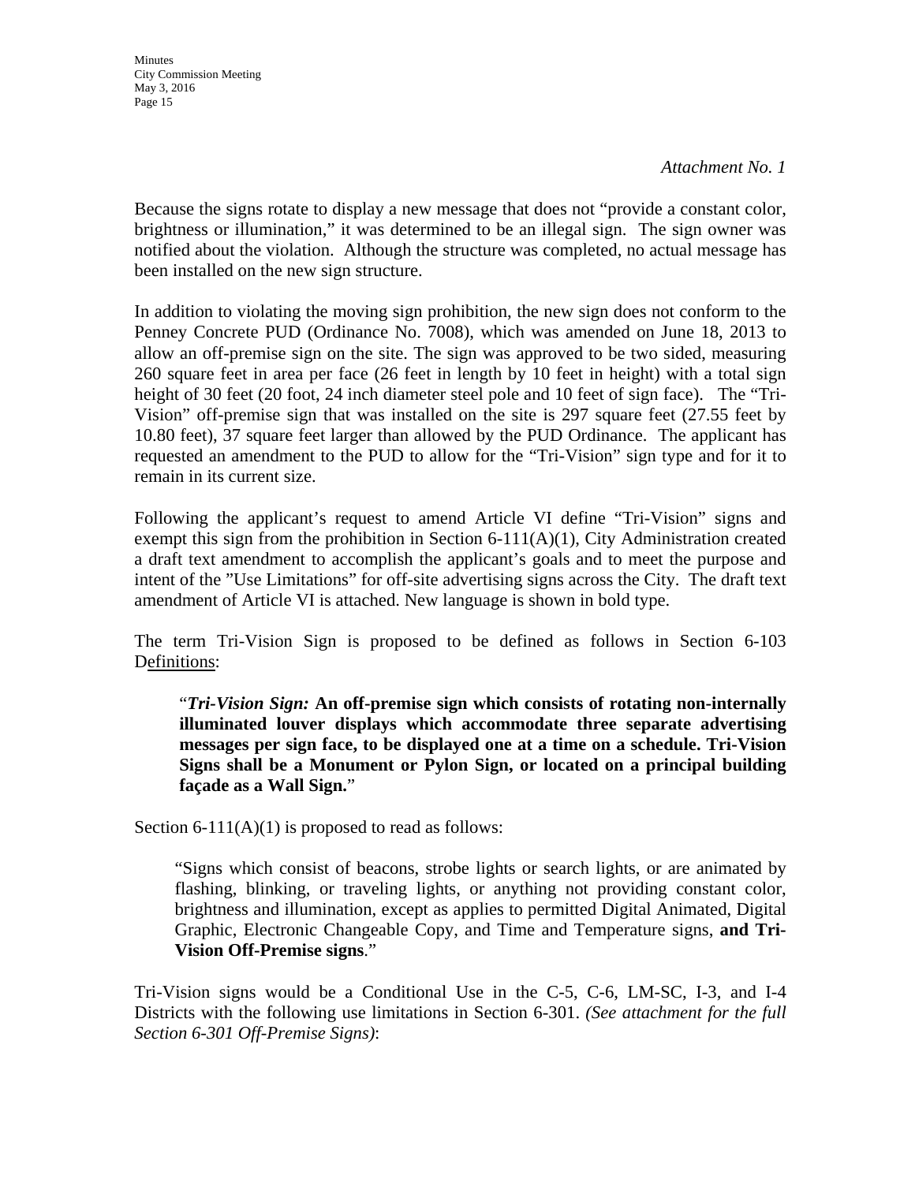*Attachment No. 1*

Because the signs rotate to display a new message that does not "provide a constant color, brightness or illumination," it was determined to be an illegal sign. The sign owner was notified about the violation. Although the structure was completed, no actual message has been installed on the new sign structure.

In addition to violating the moving sign prohibition, the new sign does not conform to the Penney Concrete PUD (Ordinance No. 7008), which was amended on June 18, 2013 to allow an off-premise sign on the site. The sign was approved to be two sided, measuring 260 square feet in area per face (26 feet in length by 10 feet in height) with a total sign height of 30 feet (20 foot, 24 inch diameter steel pole and 10 feet of sign face). The "Tri-Vision" off-premise sign that was installed on the site is 297 square feet (27.55 feet by 10.80 feet), 37 square feet larger than allowed by the PUD Ordinance. The applicant has requested an amendment to the PUD to allow for the "Tri-Vision" sign type and for it to remain in its current size.

Following the applicant's request to amend Article VI define "Tri-Vision" signs and exempt this sign from the prohibition in Section 6-111(A)(1), City Administration created a draft text amendment to accomplish the applicant's goals and to meet the purpose and intent of the "Use Limitations" for off-site advertising signs across the City. The draft text amendment of Article VI is attached. New language is shown in bold type.

The term Tri-Vision Sign is proposed to be defined as follows in Section 6-103 Definitions:

> "***Tri-Vision Sign:*** **An off-premise sign which consists of rotating non-internally illuminated louver displays which accommodate three separate advertising messages per sign face, to be displayed one at a time on a schedule. Tri-Vision Signs shall be a Monument or Pylon Sign, or located on a principal building façade as a Wall Sign.**"

Section 6-111(A)(1) is proposed to read as follows:

> "Signs which consist of beacons, strobe lights or search lights, or are animated by flashing, blinking, or traveling lights, or anything not providing constant color, brightness and illumination, except as applies to permitted Digital Animated, Digital Graphic, Electronic Changeable Copy, and Time and Temperature signs, **and Tri-Vision Off-Premise signs**."

Tri-Vision signs would be a Conditional Use in the C-5, C-6, LM-SC, I-3, and I-4 Districts with the following use limitations in Section 6-301. *(See attachment for the full Section 6-301 Off-Premise Signs)*: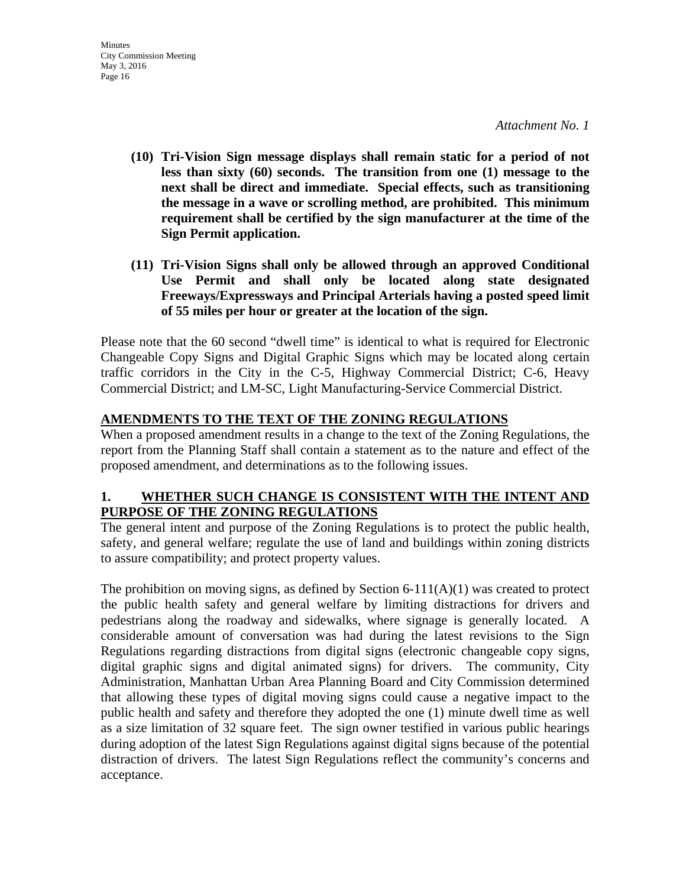*Attachment No. 1*

**(10) Tri-Vision Sign message displays shall remain static for a period of not less than sixty (60) seconds. The transition from one (1) message to the next shall be direct and immediate. Special effects, such as transitioning the message in a wave or scrolling method, are prohibited. This minimum requirement shall be certified by the sign manufacturer at the time of the Sign Permit application.**

**(11) Tri-Vision Signs shall only be allowed through an approved Conditional Use Permit and shall only be located along state designated Freeways/Expressways and Principal Arterials having a posted speed limit of 55 miles per hour or greater at the location of the sign.**

Please note that the 60 second "dwell time" is identical to what is required for Electronic Changeable Copy Signs and Digital Graphic Signs which may be located along certain traffic corridors in the City in the C-5, Highway Commercial District; C-6, Heavy Commercial District; and LM-SC, Light Manufacturing-Service Commercial District.

## AMENDMENTS TO THE TEXT OF THE ZONING REGULATIONS

When a proposed amendment results in a change to the text of the Zoning Regulations, the report from the Planning Staff shall contain a statement as to the nature and effect of the proposed amendment, and determinations as to the following issues.

### 1. WHETHER SUCH CHANGE IS CONSISTENT WITH THE INTENT AND PURPOSE OF THE ZONING REGULATIONS

The general intent and purpose of the Zoning Regulations is to protect the public health, safety, and general welfare; regulate the use of land and buildings within zoning districts to assure compatibility; and protect property values.

The prohibition on moving signs, as defined by Section 6-111(A)(1) was created to protect the public health safety and general welfare by limiting distractions for drivers and pedestrians along the roadway and sidewalks, where signage is generally located. A considerable amount of conversation was had during the latest revisions to the Sign Regulations regarding distractions from digital signs (electronic changeable copy signs, digital graphic signs and digital animated signs) for drivers. The community, City Administration, Manhattan Urban Area Planning Board and City Commission determined that allowing these types of digital moving signs could cause a negative impact to the public health and safety and therefore they adopted the one (1) minute dwell time as well as a size limitation of 32 square feet. The sign owner testified in various public hearings during adoption of the latest Sign Regulations against digital signs because of the potential distraction of drivers. The latest Sign Regulations reflect the community's concerns and acceptance.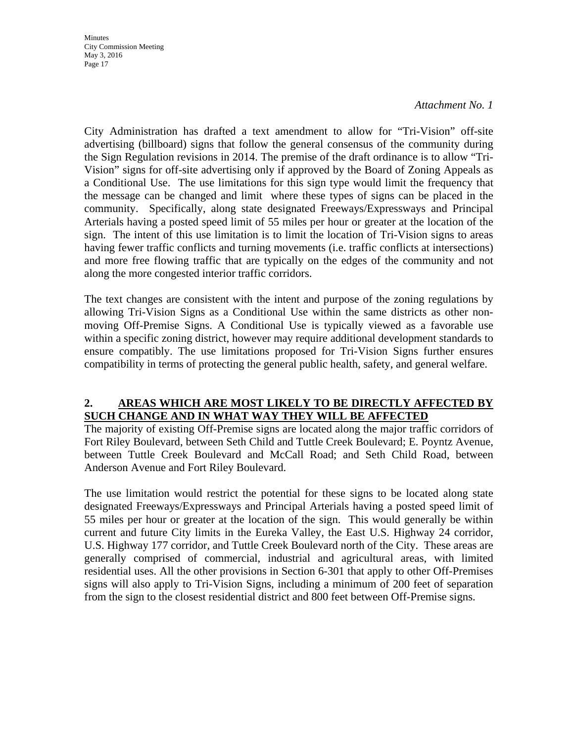*Attachment No. 1*

City Administration has drafted a text amendment to allow for "Tri-Vision" off-site advertising (billboard) signs that follow the general consensus of the community during the Sign Regulation revisions in 2014. The premise of the draft ordinance is to allow "Tri-Vision" signs for off-site advertising only if approved by the Board of Zoning Appeals as a Conditional Use. The use limitations for this sign type would limit the frequency that the message can be changed and limit where these types of signs can be placed in the community. Specifically, along state designated Freeways/Expressways and Principal Arterials having a posted speed limit of 55 miles per hour or greater at the location of the sign. The intent of this use limitation is to limit the location of Tri-Vision signs to areas having fewer traffic conflicts and turning movements (i.e. traffic conflicts at intersections) and more free flowing traffic that are typically on the edges of the community and not along the more congested interior traffic corridors.

The text changes are consistent with the intent and purpose of the zoning regulations by allowing Tri-Vision Signs as a Conditional Use within the same districts as other non-moving Off-Premise Signs. A Conditional Use is typically viewed as a favorable use within a specific zoning district, however may require additional development standards to ensure compatibly. The use limitations proposed for Tri-Vision Signs further ensures compatibility in terms of protecting the general public health, safety, and general welfare.

**2. <u>AREAS WHICH ARE MOST LIKELY TO BE DIRECTLY AFFECTED BY SUCH CHANGE AND IN WHAT WAY THEY WILL BE AFFECTED</u>**

The majority of existing Off-Premise signs are located along the major traffic corridors of Fort Riley Boulevard, between Seth Child and Tuttle Creek Boulevard; E. Poyntz Avenue, between Tuttle Creek Boulevard and McCall Road; and Seth Child Road, between Anderson Avenue and Fort Riley Boulevard.

The use limitation would restrict the potential for these signs to be located along state designated Freeways/Expressways and Principal Arterials having a posted speed limit of 55 miles per hour or greater at the location of the sign. This would generally be within current and future City limits in the Eureka Valley, the East U.S. Highway 24 corridor, U.S. Highway 177 corridor, and Tuttle Creek Boulevard north of the City. These areas are generally comprised of commercial, industrial and agricultural areas, with limited residential uses. All the other provisions in Section 6-301 that apply to other Off-Premises signs will also apply to Tri-Vision Signs, including a minimum of 200 feet of separation from the sign to the closest residential district and 800 feet between Off-Premise signs.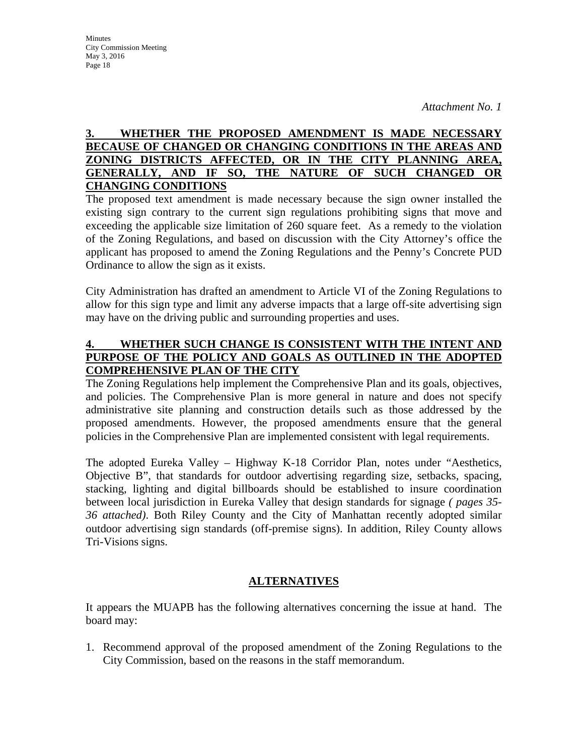*Attachment No. 1*

**3. WHETHER THE PROPOSED AMENDMENT IS MADE NECESSARY BECAUSE OF CHANGED OR CHANGING CONDITIONS IN THE AREAS AND ZONING DISTRICTS AFFECTED, OR IN THE CITY PLANNING AREA, GENERALLY, AND IF SO, THE NATURE OF SUCH CHANGED OR CHANGING CONDITIONS**

The proposed text amendment is made necessary because the sign owner installed the existing sign contrary to the current sign regulations prohibiting signs that move and exceeding the applicable size limitation of 260 square feet. As a remedy to the violation of the Zoning Regulations, and based on discussion with the City Attorney's office the applicant has proposed to amend the Zoning Regulations and the Penny's Concrete PUD Ordinance to allow the sign as it exists.

City Administration has drafted an amendment to Article VI of the Zoning Regulations to allow for this sign type and limit any adverse impacts that a large off-site advertising sign may have on the driving public and surrounding properties and uses.

**4. WHETHER SUCH CHANGE IS CONSISTENT WITH THE INTENT AND PURPOSE OF THE POLICY AND GOALS AS OUTLINED IN THE ADOPTED COMPREHENSIVE PLAN OF THE CITY**

The Zoning Regulations help implement the Comprehensive Plan and its goals, objectives, and policies. The Comprehensive Plan is more general in nature and does not specify administrative site planning and construction details such as those addressed by the proposed amendments. However, the proposed amendments ensure that the general policies in the Comprehensive Plan are implemented consistent with legal requirements.

The adopted Eureka Valley – Highway K-18 Corridor Plan, notes under "Aesthetics, Objective B", that standards for outdoor advertising regarding size, setbacks, spacing, stacking, lighting and digital billboards should be established to insure coordination between local jurisdiction in Eureka Valley that design standards for signage *( pages 35-36 attached)*. Both Riley County and the City of Manhattan recently adopted similar outdoor advertising sign standards (off-premise signs). In addition, Riley County allows Tri-Visions signs.

## ALTERNATIVES

It appears the MUAPB has the following alternatives concerning the issue at hand. The board may:

1. Recommend approval of the proposed amendment of the Zoning Regulations to the City Commission, based on the reasons in the staff memorandum.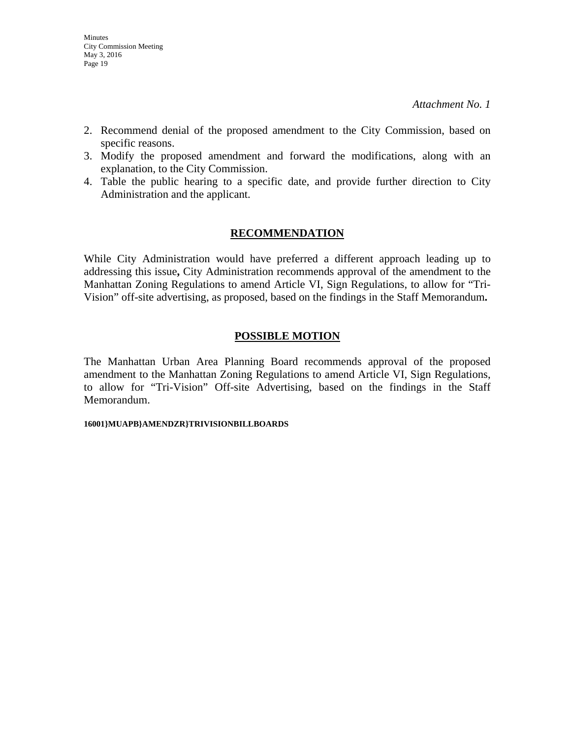*Attachment No. 1*

2. Recommend denial of the proposed amendment to the City Commission, based on specific reasons.
3. Modify the proposed amendment and forward the modifications, along with an explanation, to the City Commission.
4. Table the public hearing to a specific date, and provide further direction to City Administration and the applicant.

## RECOMMENDATION

While City Administration would have preferred a different approach leading up to addressing this issue**,** City Administration recommends approval of the amendment to the Manhattan Zoning Regulations to amend Article VI, Sign Regulations, to allow for "Tri-Vision" off-site advertising, as proposed, based on the findings in the Staff Memorandum**.**

## POSSIBLE MOTION

The Manhattan Urban Area Planning Board recommends approval of the proposed amendment to the Manhattan Zoning Regulations to amend Article VI, Sign Regulations, to allow for "Tri-Vision" Off-site Advertising, based on the findings in the Staff Memorandum.

**16001}MUAPB}AMENDZR}TRIVISIONBILLBOARDS**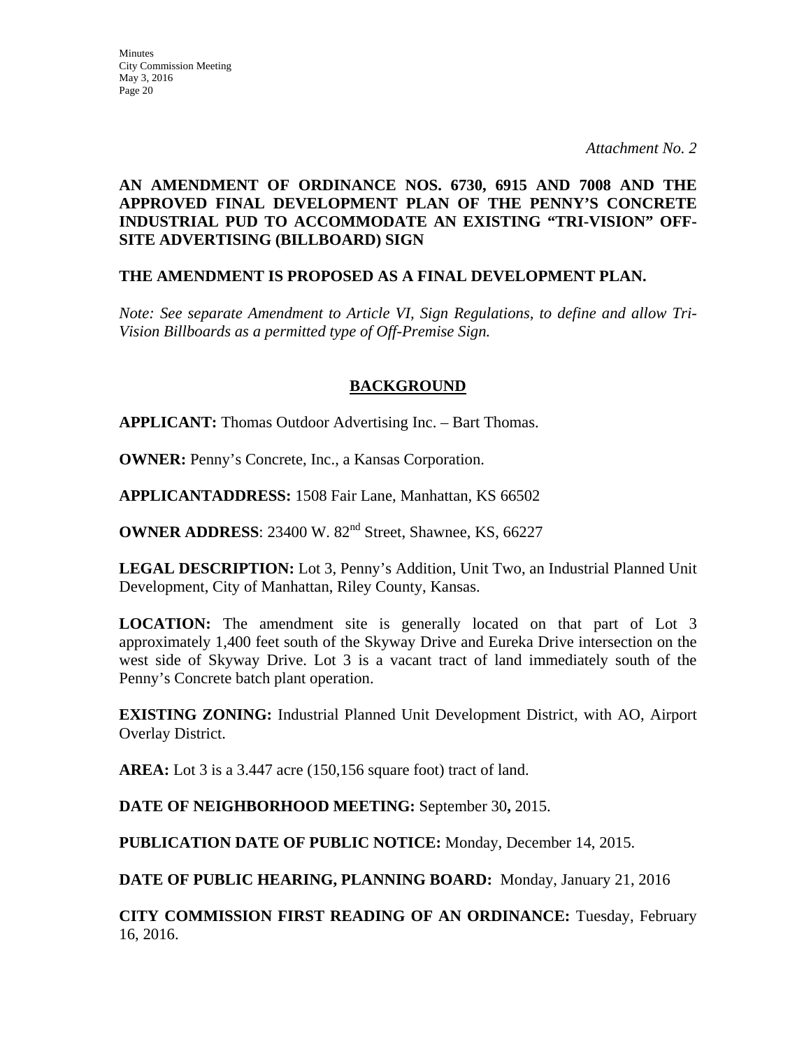*Attachment No. 2*

**AN AMENDMENT OF ORDINANCE NOS. 6730, 6915 AND 7008 AND THE APPROVED FINAL DEVELOPMENT PLAN OF THE PENNY'S CONCRETE INDUSTRIAL PUD TO ACCOMMODATE AN EXISTING "TRI-VISION" OFF-SITE ADVERTISING (BILLBOARD) SIGN**

**THE AMENDMENT IS PROPOSED AS A FINAL DEVELOPMENT PLAN.**

*Note: See separate Amendment to Article VI, Sign Regulations, to define and allow Tri-Vision Billboards as a permitted type of Off-Premise Sign.*

## BACKGROUND

**APPLICANT:** Thomas Outdoor Advertising Inc. – Bart Thomas.

**OWNER:** Penny's Concrete, Inc., a Kansas Corporation.

**APPLICANTADDRESS:** 1508 Fair Lane, Manhattan, KS 66502

**OWNER ADDRESS**: 23400 W. 82nd Street, Shawnee, KS, 66227

**LEGAL DESCRIPTION:** Lot 3, Penny's Addition, Unit Two, an Industrial Planned Unit Development, City of Manhattan, Riley County, Kansas.

**LOCATION:** The amendment site is generally located on that part of Lot 3 approximately 1,400 feet south of the Skyway Drive and Eureka Drive intersection on the west side of Skyway Drive. Lot 3 is a vacant tract of land immediately south of the Penny's Concrete batch plant operation.

**EXISTING ZONING:** Industrial Planned Unit Development District, with AO, Airport Overlay District.

**AREA:** Lot 3 is a 3.447 acre (150,156 square foot) tract of land.

**DATE OF NEIGHBORHOOD MEETING:** September 30**,** 2015.

**PUBLICATION DATE OF PUBLIC NOTICE:** Monday, December 14, 2015.

**DATE OF PUBLIC HEARING, PLANNING BOARD:** Monday, January 21, 2016

**CITY COMMISSION FIRST READING OF AN ORDINANCE:** Tuesday, February 16, 2016.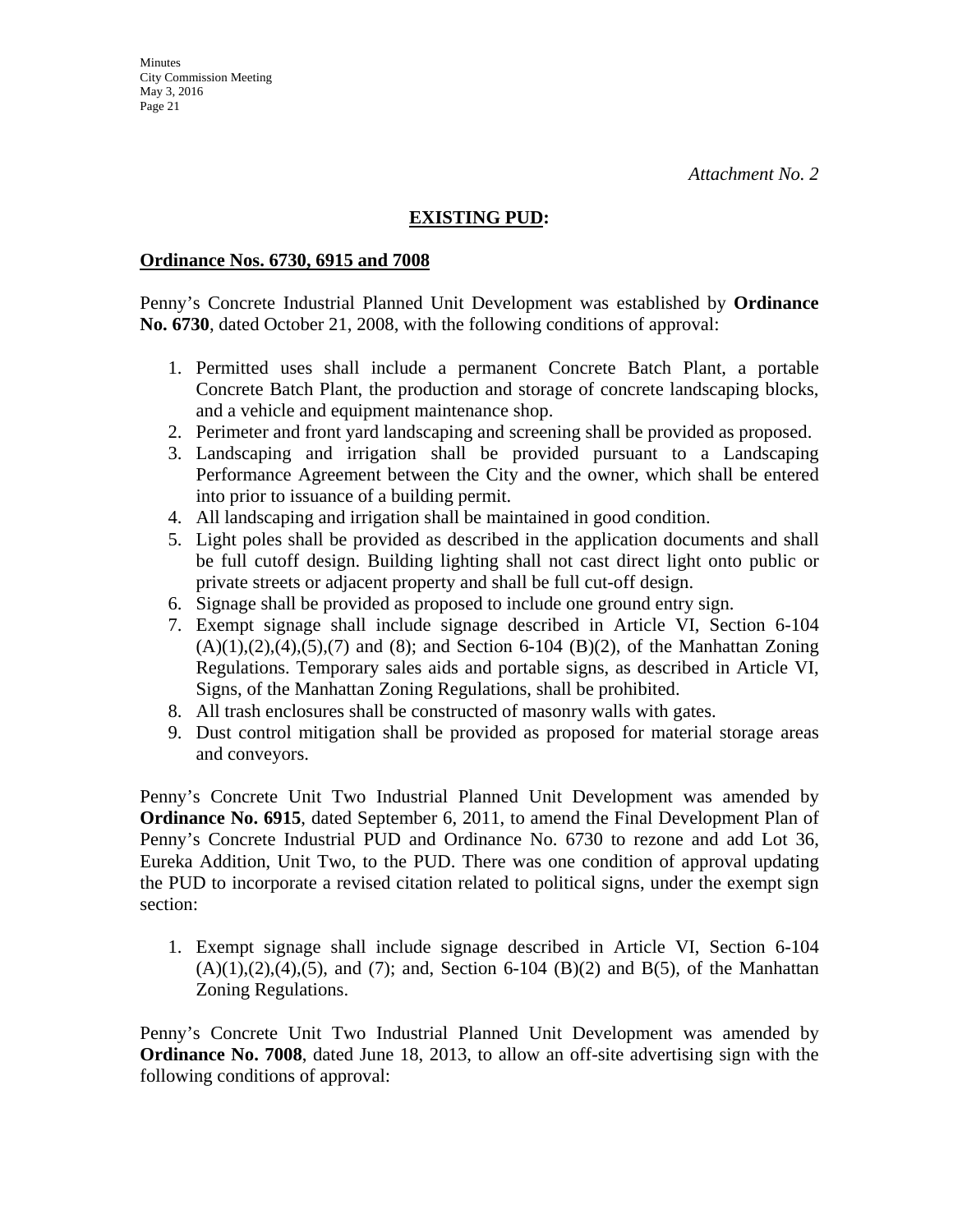*Attachment No. 2*

**EXISTING PUD:**

**Ordinance Nos. 6730, 6915 and 7008**

Penny's Concrete Industrial Planned Unit Development was established by **Ordinance No. 6730**, dated October 21, 2008, with the following conditions of approval:

1. Permitted uses shall include a permanent Concrete Batch Plant, a portable Concrete Batch Plant, the production and storage of concrete landscaping blocks, and a vehicle and equipment maintenance shop.
2. Perimeter and front yard landscaping and screening shall be provided as proposed.
3. Landscaping and irrigation shall be provided pursuant to a Landscaping Performance Agreement between the City and the owner, which shall be entered into prior to issuance of a building permit.
4. All landscaping and irrigation shall be maintained in good condition.
5. Light poles shall be provided as described in the application documents and shall be full cutoff design. Building lighting shall not cast direct light onto public or private streets or adjacent property and shall be full cut-off design.
6. Signage shall be provided as proposed to include one ground entry sign.
7. Exempt signage shall include signage described in Article VI, Section 6-104 (A)(1),(2),(4),(5),(7) and (8); and Section 6-104 (B)(2), of the Manhattan Zoning Regulations. Temporary sales aids and portable signs, as described in Article VI, Signs, of the Manhattan Zoning Regulations, shall be prohibited.
8. All trash enclosures shall be constructed of masonry walls with gates.
9. Dust control mitigation shall be provided as proposed for material storage areas and conveyors.

Penny's Concrete Unit Two Industrial Planned Unit Development was amended by **Ordinance No. 6915**, dated September 6, 2011, to amend the Final Development Plan of Penny's Concrete Industrial PUD and Ordinance No. 6730 to rezone and add Lot 36, Eureka Addition, Unit Two, to the PUD. There was one condition of approval updating the PUD to incorporate a revised citation related to political signs, under the exempt sign section:

1. Exempt signage shall include signage described in Article VI, Section 6-104 (A)(1),(2),(4),(5), and (7); and, Section 6-104 (B)(2) and B(5), of the Manhattan Zoning Regulations.

Penny's Concrete Unit Two Industrial Planned Unit Development was amended by **Ordinance No. 7008**, dated June 18, 2013, to allow an off-site advertising sign with the following conditions of approval: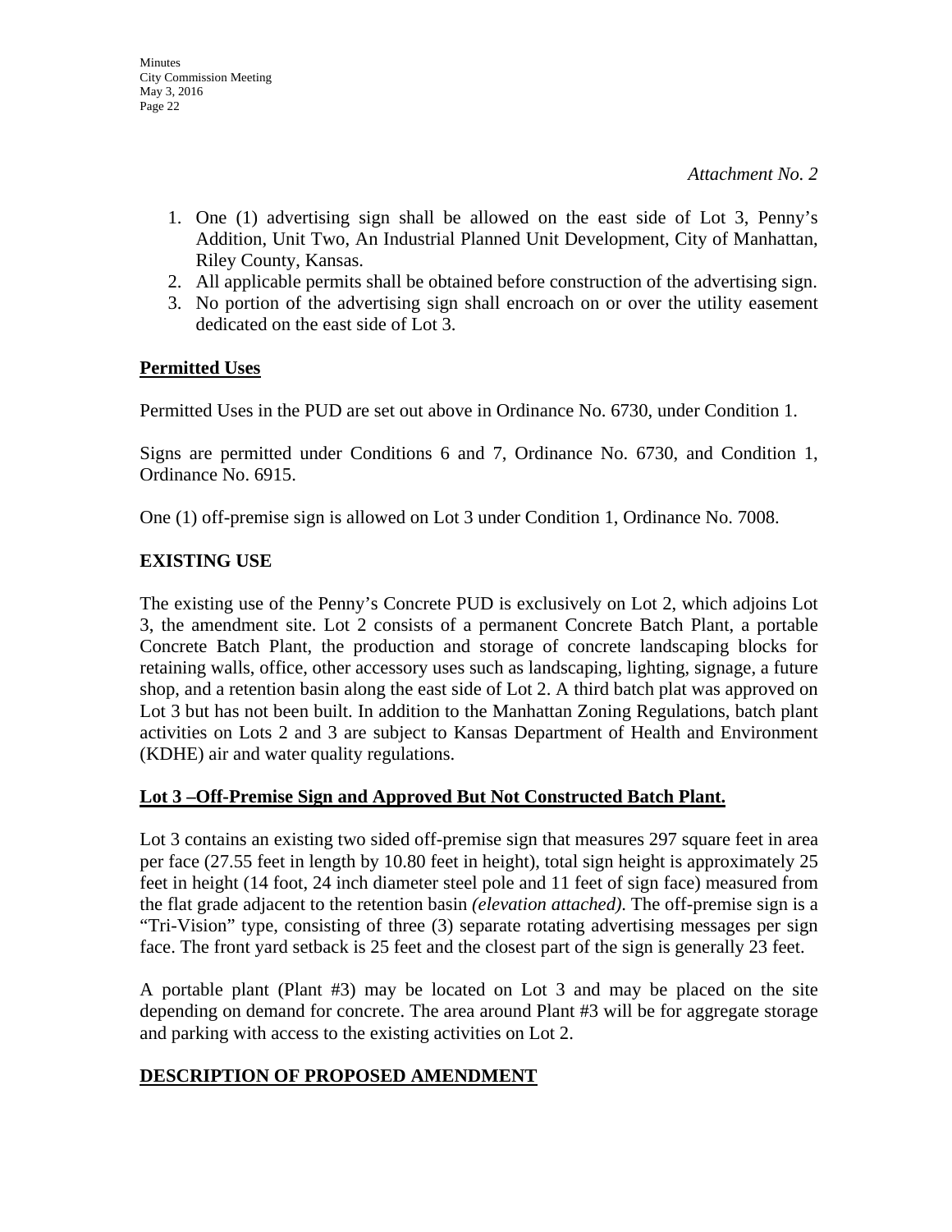*Attachment No. 2*

1. One (1) advertising sign shall be allowed on the east side of Lot 3, Penny's Addition, Unit Two, An Industrial Planned Unit Development, City of Manhattan, Riley County, Kansas.
2. All applicable permits shall be obtained before construction of the advertising sign.
3. No portion of the advertising sign shall encroach on or over the utility easement dedicated on the east side of Lot 3.

**Permitted Uses**

Permitted Uses in the PUD are set out above in Ordinance No. 6730, under Condition 1.

Signs are permitted under Conditions 6 and 7, Ordinance No. 6730, and Condition 1, Ordinance No. 6915.

One (1) off-premise sign is allowed on Lot 3 under Condition 1, Ordinance No. 7008.

**EXISTING USE**

The existing use of the Penny's Concrete PUD is exclusively on Lot 2, which adjoins Lot 3, the amendment site. Lot 2 consists of a permanent Concrete Batch Plant, a portable Concrete Batch Plant, the production and storage of concrete landscaping blocks for retaining walls, office, other accessory uses such as landscaping, lighting, signage, a future shop, and a retention basin along the east side of Lot 2. A third batch plat was approved on Lot 3 but has not been built. In addition to the Manhattan Zoning Regulations, batch plant activities on Lots 2 and 3 are subject to Kansas Department of Health and Environment (KDHE) air and water quality regulations.

**Lot 3 –Off-Premise Sign and Approved But Not Constructed Batch Plant.**

Lot 3 contains an existing two sided off-premise sign that measures 297 square feet in area per face (27.55 feet in length by 10.80 feet in height), total sign height is approximately 25 feet in height (14 foot, 24 inch diameter steel pole and 11 feet of sign face) measured from the flat grade adjacent to the retention basin *(elevation attached)*. The off-premise sign is a "Tri-Vision" type, consisting of three (3) separate rotating advertising messages per sign face. The front yard setback is 25 feet and the closest part of the sign is generally 23 feet.

A portable plant (Plant #3) may be located on Lot 3 and may be placed on the site depending on demand for concrete. The area around Plant #3 will be for aggregate storage and parking with access to the existing activities on Lot 2.

**DESCRIPTION OF PROPOSED AMENDMENT**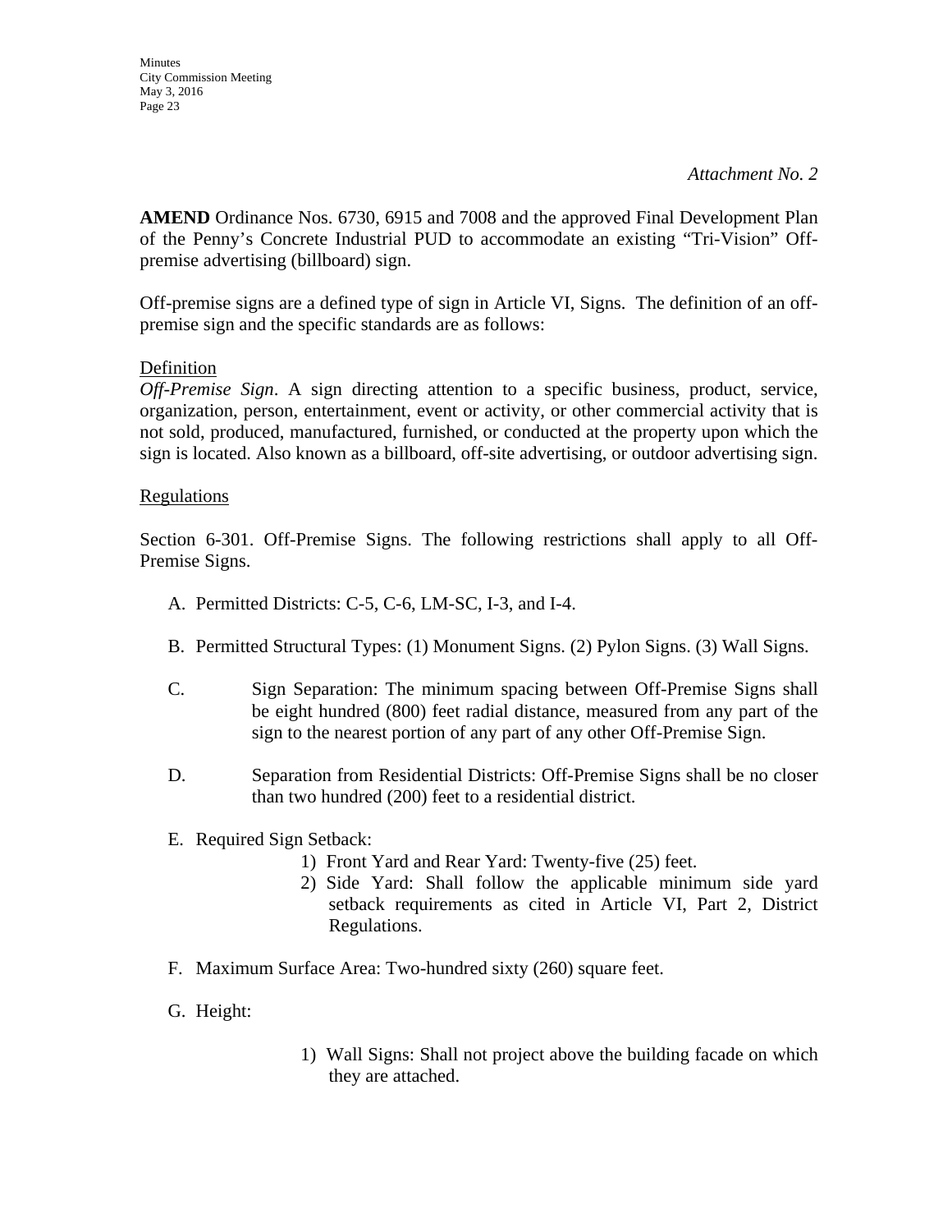*Attachment No. 2*

**AMEND** Ordinance Nos. 6730, 6915 and 7008 and the approved Final Development Plan of the Penny's Concrete Industrial PUD to accommodate an existing "Tri-Vision" Off-premise advertising (billboard) sign.

Off-premise signs are a defined type of sign in Article VI, Signs. The definition of an off-premise sign and the specific standards are as follows:

<u>Definition</u>

*Off-Premise Sign*. A sign directing attention to a specific business, product, service, organization, person, entertainment, event or activity, or other commercial activity that is not sold, produced, manufactured, furnished, or conducted at the property upon which the sign is located. Also known as a billboard, off-site advertising, or outdoor advertising sign.

<u>Regulations</u>

Section 6-301. Off-Premise Signs. The following restrictions shall apply to all Off-Premise Signs.

A. Permitted Districts: C-5, C-6, LM-SC, I-3, and I-4.

B. Permitted Structural Types: (1) Monument Signs. (2) Pylon Signs. (3) Wall Signs.

C. Sign Separation: The minimum spacing between Off-Premise Signs shall be eight hundred (800) feet radial distance, measured from any part of the sign to the nearest portion of any part of any other Off-Premise Sign.

D. Separation from Residential Districts: Off-Premise Signs shall be no closer than two hundred (200) feet to a residential district.

E. Required Sign Setback:

   1) Front Yard and Rear Yard: Twenty-five (25) feet.
   2) Side Yard: Shall follow the applicable minimum side yard setback requirements as cited in Article VI, Part 2, District Regulations.

F. Maximum Surface Area: Two-hundred sixty (260) square feet.

G. Height:

   1) Wall Signs: Shall not project above the building facade on which they are attached.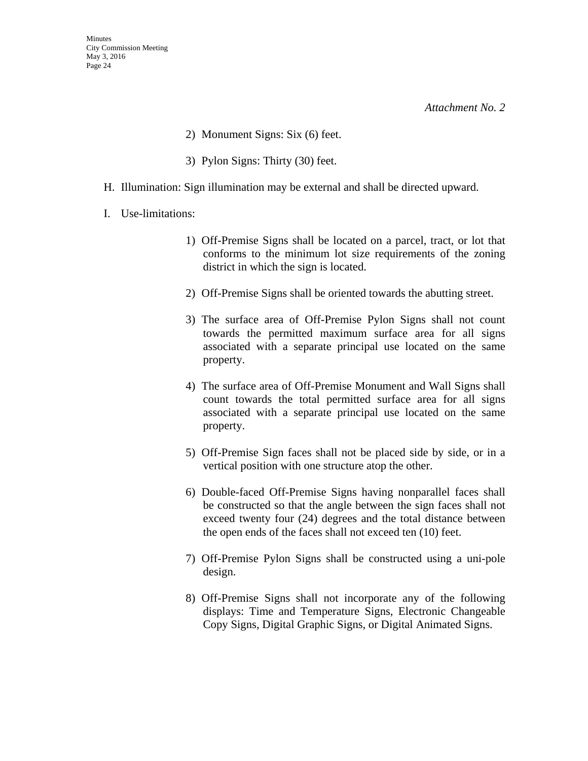*Attachment No. 2*

2) Monument Signs: Six (6) feet.

3) Pylon Signs: Thirty (30) feet.

H. Illumination: Sign illumination may be external and shall be directed upward.

I. Use-limitations:

1) Off-Premise Signs shall be located on a parcel, tract, or lot that conforms to the minimum lot size requirements of the zoning district in which the sign is located.

2) Off-Premise Signs shall be oriented towards the abutting street.

3) The surface area of Off-Premise Pylon Signs shall not count towards the permitted maximum surface area for all signs associated with a separate principal use located on the same property.

4) The surface area of Off-Premise Monument and Wall Signs shall count towards the total permitted surface area for all signs associated with a separate principal use located on the same property.

5) Off-Premise Sign faces shall not be placed side by side, or in a vertical position with one structure atop the other.

6) Double-faced Off-Premise Signs having nonparallel faces shall be constructed so that the angle between the sign faces shall not exceed twenty four (24) degrees and the total distance between the open ends of the faces shall not exceed ten (10) feet.

7) Off-Premise Pylon Signs shall be constructed using a uni-pole design.

8) Off-Premise Signs shall not incorporate any of the following displays: Time and Temperature Signs, Electronic Changeable Copy Signs, Digital Graphic Signs, or Digital Animated Signs.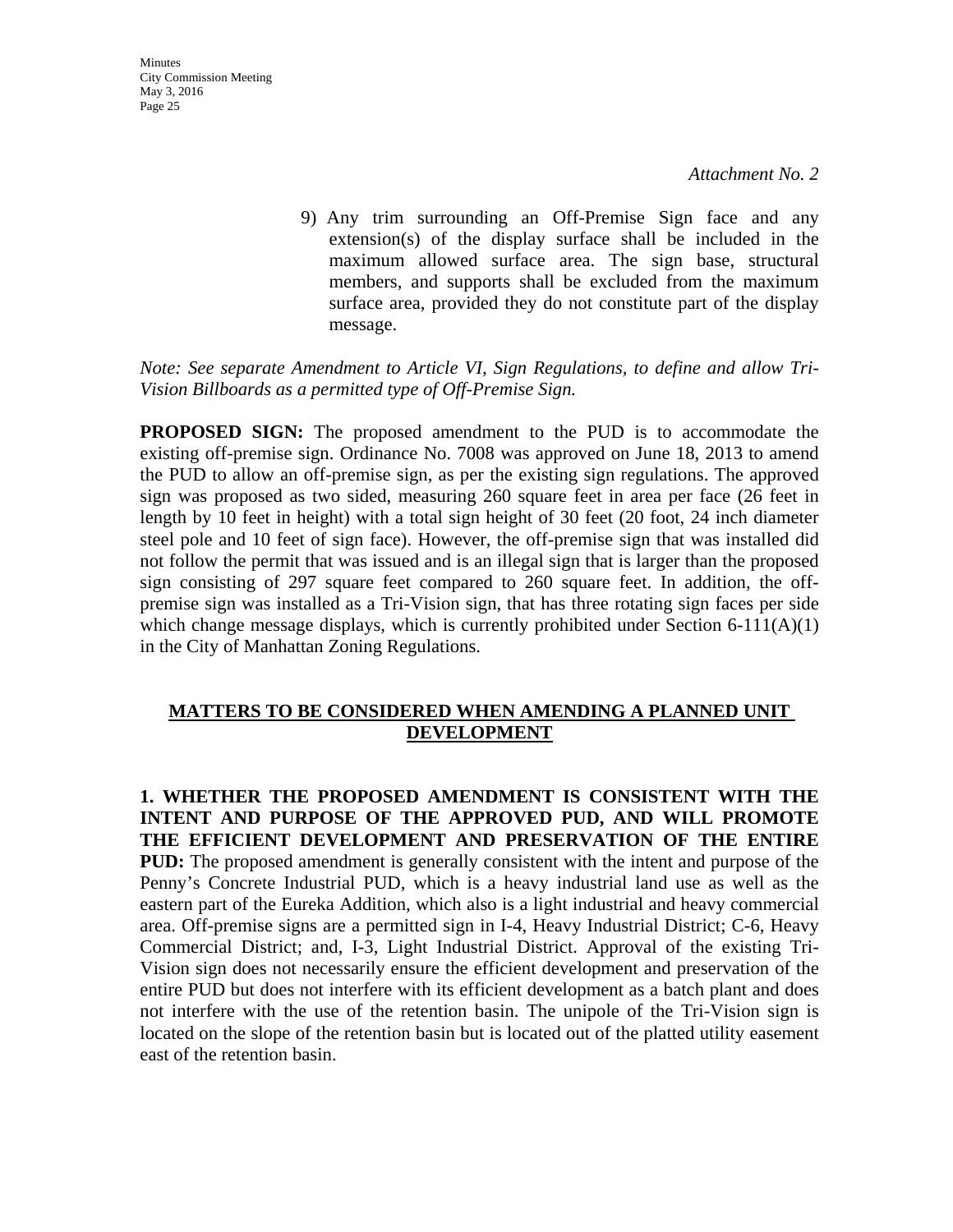*Attachment No. 2*

9) Any trim surrounding an Off-Premise Sign face and any extension(s) of the display surface shall be included in the maximum allowed surface area. The sign base, structural members, and supports shall be excluded from the maximum surface area, provided they do not constitute part of the display message.

*Note: See separate Amendment to Article VI, Sign Regulations, to define and allow Tri-Vision Billboards as a permitted type of Off-Premise Sign.*

**PROPOSED SIGN:** The proposed amendment to the PUD is to accommodate the existing off-premise sign. Ordinance No. 7008 was approved on June 18, 2013 to amend the PUD to allow an off-premise sign, as per the existing sign regulations. The approved sign was proposed as two sided, measuring 260 square feet in area per face (26 feet in length by 10 feet in height) with a total sign height of 30 feet (20 foot, 24 inch diameter steel pole and 10 feet of sign face). However, the off-premise sign that was installed did not follow the permit that was issued and is an illegal sign that is larger than the proposed sign consisting of 297 square feet compared to 260 square feet. In addition, the off-premise sign was installed as a Tri-Vision sign, that has three rotating sign faces per side which change message displays, which is currently prohibited under Section 6-111(A)(1) in the City of Manhattan Zoning Regulations.

## MATTERS TO BE CONSIDERED WHEN AMENDING A PLANNED UNIT DEVELOPMENT

**1. WHETHER THE PROPOSED AMENDMENT IS CONSISTENT WITH THE INTENT AND PURPOSE OF THE APPROVED PUD, AND WILL PROMOTE THE EFFICIENT DEVELOPMENT AND PRESERVATION OF THE ENTIRE PUD:** The proposed amendment is generally consistent with the intent and purpose of the Penny's Concrete Industrial PUD, which is a heavy industrial land use as well as the eastern part of the Eureka Addition, which also is a light industrial and heavy commercial area. Off-premise signs are a permitted sign in I-4, Heavy Industrial District; C-6, Heavy Commercial District; and, I-3, Light Industrial District. Approval of the existing Tri-Vision sign does not necessarily ensure the efficient development and preservation of the entire PUD but does not interfere with its efficient development as a batch plant and does not interfere with the use of the retention basin. The unipole of the Tri-Vision sign is located on the slope of the retention basin but is located out of the platted utility easement east of the retention basin.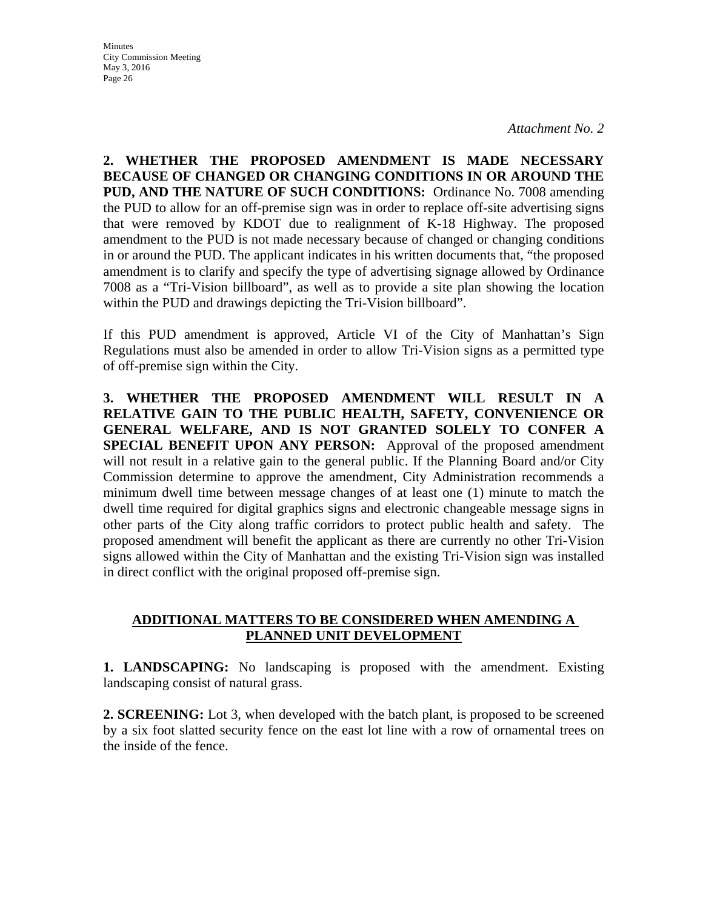*Attachment No. 2*

**2. WHETHER THE PROPOSED AMENDMENT IS MADE NECESSARY BECAUSE OF CHANGED OR CHANGING CONDITIONS IN OR AROUND THE PUD, AND THE NATURE OF SUCH CONDITIONS:** Ordinance No. 7008 amending the PUD to allow for an off-premise sign was in order to replace off-site advertising signs that were removed by KDOT due to realignment of K-18 Highway. The proposed amendment to the PUD is not made necessary because of changed or changing conditions in or around the PUD. The applicant indicates in his written documents that, "the proposed amendment is to clarify and specify the type of advertising signage allowed by Ordinance 7008 as a "Tri-Vision billboard", as well as to provide a site plan showing the location within the PUD and drawings depicting the Tri-Vision billboard".

If this PUD amendment is approved, Article VI of the City of Manhattan's Sign Regulations must also be amended in order to allow Tri-Vision signs as a permitted type of off-premise sign within the City.

**3. WHETHER THE PROPOSED AMENDMENT WILL RESULT IN A RELATIVE GAIN TO THE PUBLIC HEALTH, SAFETY, CONVENIENCE OR GENERAL WELFARE, AND IS NOT GRANTED SOLELY TO CONFER A SPECIAL BENEFIT UPON ANY PERSON:** Approval of the proposed amendment will not result in a relative gain to the general public. If the Planning Board and/or City Commission determine to approve the amendment, City Administration recommends a minimum dwell time between message changes of at least one (1) minute to match the dwell time required for digital graphics signs and electronic changeable message signs in other parts of the City along traffic corridors to protect public health and safety. The proposed amendment will benefit the applicant as there are currently no other Tri-Vision signs allowed within the City of Manhattan and the existing Tri-Vision sign was installed in direct conflict with the original proposed off-premise sign.

## ADDITIONAL MATTERS TO BE CONSIDERED WHEN AMENDING A PLANNED UNIT DEVELOPMENT

**1. LANDSCAPING:** No landscaping is proposed with the amendment. Existing landscaping consist of natural grass.

**2. SCREENING:** Lot 3, when developed with the batch plant, is proposed to be screened by a six foot slatted security fence on the east lot line with a row of ornamental trees on the inside of the fence.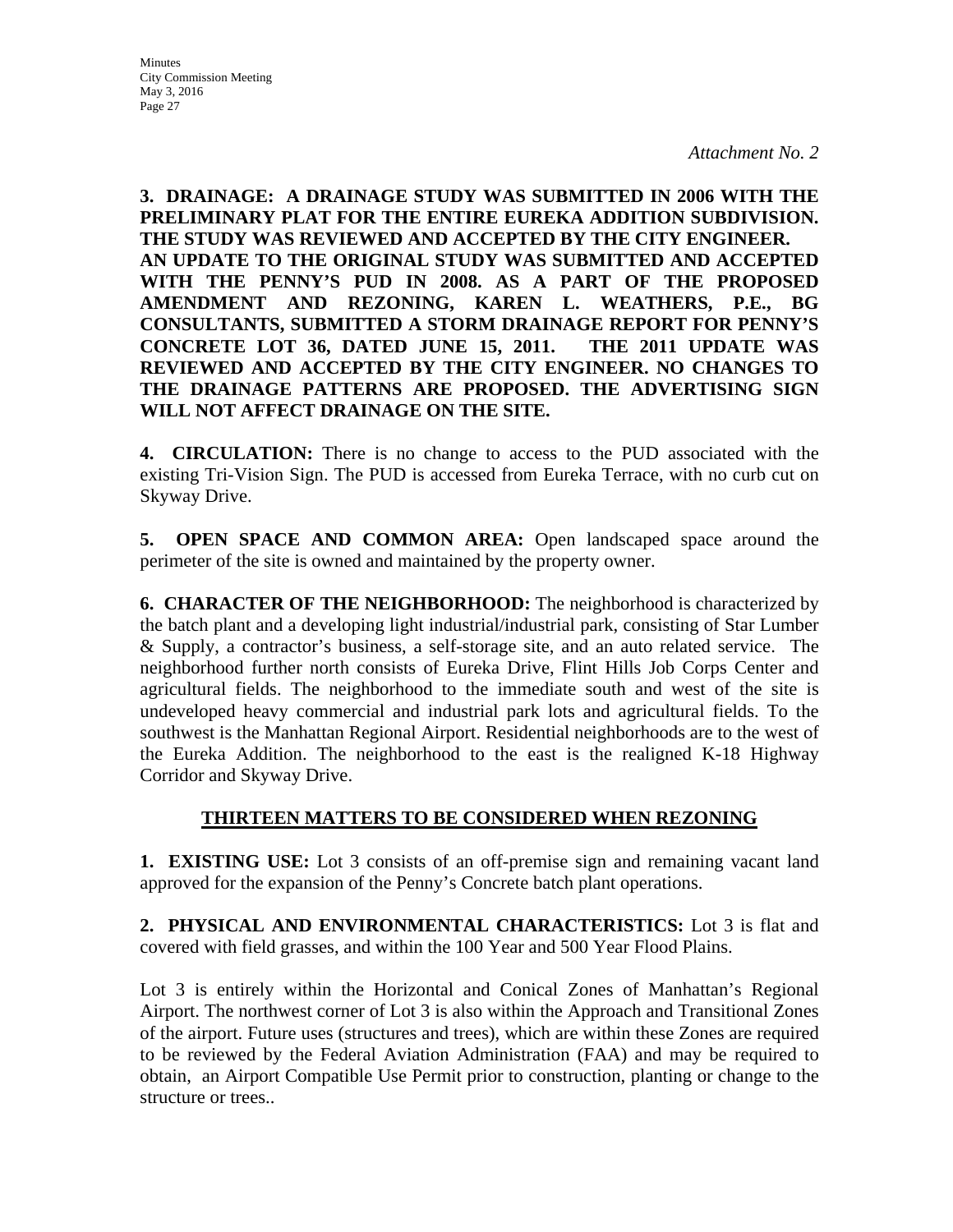*Attachment No. 2*

**3. DRAINAGE: A DRAINAGE STUDY WAS SUBMITTED IN 2006 WITH THE PRELIMINARY PLAT FOR THE ENTIRE EUREKA ADDITION SUBDIVISION. THE STUDY WAS REVIEWED AND ACCEPTED BY THE CITY ENGINEER. AN UPDATE TO THE ORIGINAL STUDY WAS SUBMITTED AND ACCEPTED WITH THE PENNY'S PUD IN 2008. AS A PART OF THE PROPOSED AMENDMENT AND REZONING, KAREN L. WEATHERS, P.E., BG CONSULTANTS, SUBMITTED A STORM DRAINAGE REPORT FOR PENNY'S CONCRETE LOT 36, DATED JUNE 15, 2011. THE 2011 UPDATE WAS REVIEWED AND ACCEPTED BY THE CITY ENGINEER. NO CHANGES TO THE DRAINAGE PATTERNS ARE PROPOSED. THE ADVERTISING SIGN WILL NOT AFFECT DRAINAGE ON THE SITE.**

**4. CIRCULATION:** There is no change to access to the PUD associated with the existing Tri-Vision Sign. The PUD is accessed from Eureka Terrace, with no curb cut on Skyway Drive.

**5. OPEN SPACE AND COMMON AREA:** Open landscaped space around the perimeter of the site is owned and maintained by the property owner.

**6. CHARACTER OF THE NEIGHBORHOOD:** The neighborhood is characterized by the batch plant and a developing light industrial/industrial park, consisting of Star Lumber & Supply, a contractor's business, a self-storage site, and an auto related service. The neighborhood further north consists of Eureka Drive, Flint Hills Job Corps Center and agricultural fields. The neighborhood to the immediate south and west of the site is undeveloped heavy commercial and industrial park lots and agricultural fields. To the southwest is the Manhattan Regional Airport. Residential neighborhoods are to the west of the Eureka Addition. The neighborhood to the east is the realigned K-18 Highway Corridor and Skyway Drive.

## THIRTEEN MATTERS TO BE CONSIDERED WHEN REZONING

**1. EXISTING USE:** Lot 3 consists of an off-premise sign and remaining vacant land approved for the expansion of the Penny's Concrete batch plant operations.

**2. PHYSICAL AND ENVIRONMENTAL CHARACTERISTICS:** Lot 3 is flat and covered with field grasses, and within the 100 Year and 500 Year Flood Plains.

Lot 3 is entirely within the Horizontal and Conical Zones of Manhattan's Regional Airport. The northwest corner of Lot 3 is also within the Approach and Transitional Zones of the airport. Future uses (structures and trees), which are within these Zones are required to be reviewed by the Federal Aviation Administration (FAA) and may be required to obtain, an Airport Compatible Use Permit prior to construction, planting or change to the structure or trees..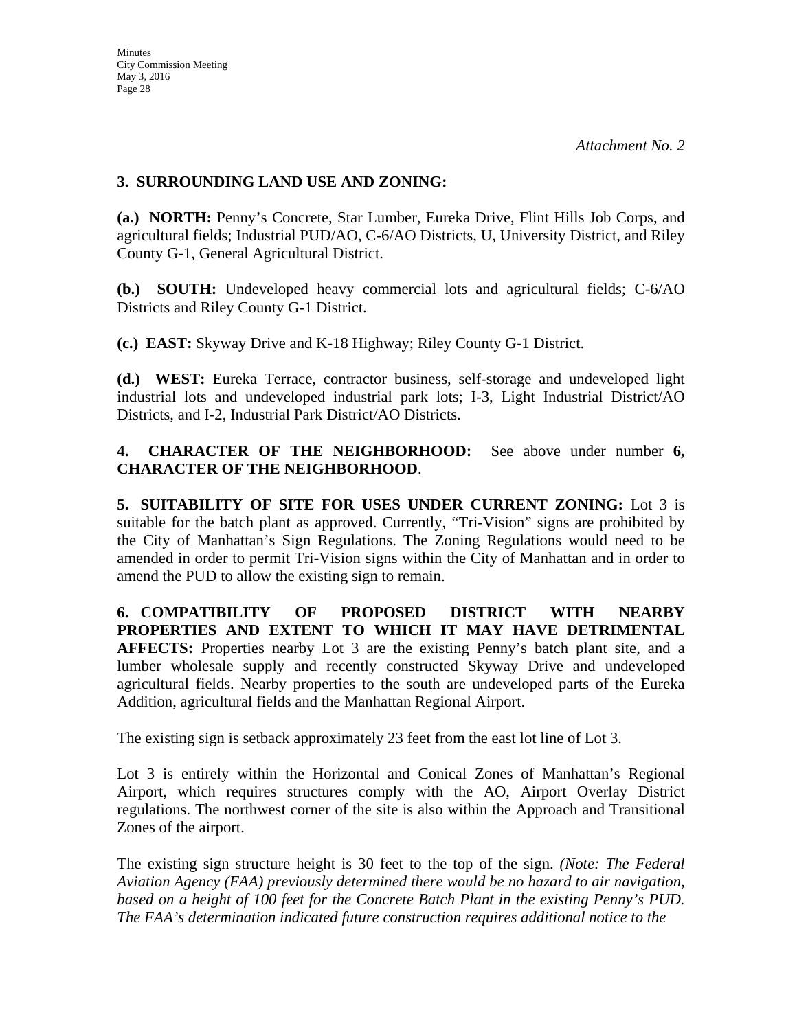*Attachment No. 2*

**3. SURROUNDING LAND USE AND ZONING:**

**(a.) NORTH:** Penny's Concrete, Star Lumber, Eureka Drive, Flint Hills Job Corps, and agricultural fields; Industrial PUD/AO, C-6/AO Districts, U, University District, and Riley County G-1, General Agricultural District.

**(b.) SOUTH:** Undeveloped heavy commercial lots and agricultural fields; C-6/AO Districts and Riley County G-1 District.

**(c.) EAST:** Skyway Drive and K-18 Highway; Riley County G-1 District.

**(d.) WEST:** Eureka Terrace, contractor business, self-storage and undeveloped light industrial lots and undeveloped industrial park lots; I-3, Light Industrial District/AO Districts, and I-2, Industrial Park District/AO Districts.

**4. CHARACTER OF THE NEIGHBORHOOD:** See above under number **6, CHARACTER OF THE NEIGHBORHOOD**.

**5. SUITABILITY OF SITE FOR USES UNDER CURRENT ZONING:** Lot 3 is suitable for the batch plant as approved. Currently, "Tri-Vision" signs are prohibited by the City of Manhattan's Sign Regulations. The Zoning Regulations would need to be amended in order to permit Tri-Vision signs within the City of Manhattan and in order to amend the PUD to allow the existing sign to remain.

**6. COMPATIBILITY OF PROPOSED DISTRICT WITH NEARBY PROPERTIES AND EXTENT TO WHICH IT MAY HAVE DETRIMENTAL AFFECTS:** Properties nearby Lot 3 are the existing Penny's batch plant site, and a lumber wholesale supply and recently constructed Skyway Drive and undeveloped agricultural fields. Nearby properties to the south are undeveloped parts of the Eureka Addition, agricultural fields and the Manhattan Regional Airport.

The existing sign is setback approximately 23 feet from the east lot line of Lot 3.

Lot 3 is entirely within the Horizontal and Conical Zones of Manhattan's Regional Airport, which requires structures comply with the AO, Airport Overlay District regulations. The northwest corner of the site is also within the Approach and Transitional Zones of the airport.

The existing sign structure height is 30 feet to the top of the sign. *(Note: The Federal Aviation Agency (FAA) previously determined there would be no hazard to air navigation, based on a height of 100 feet for the Concrete Batch Plant in the existing Penny's PUD. The FAA's determination indicated future construction requires additional notice to the*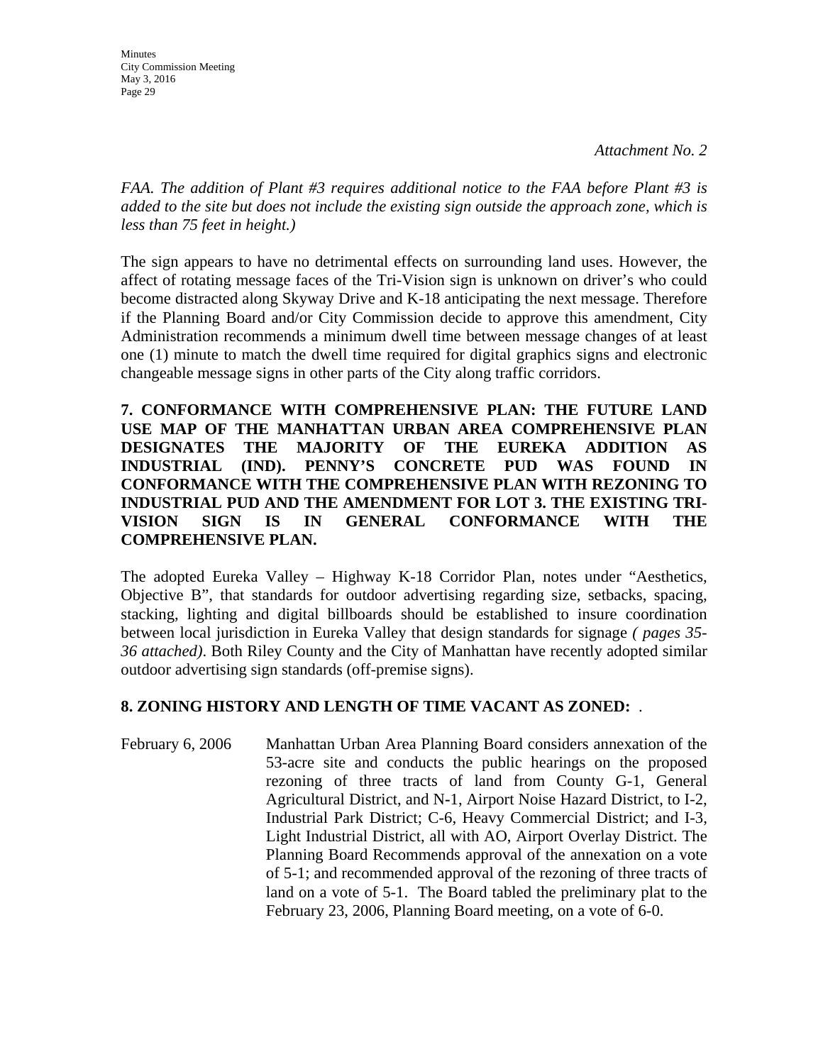*Attachment No. 2*

*FAA. The addition of Plant #3 requires additional notice to the FAA before Plant #3 is added to the site but does not include the existing sign outside the approach zone, which is less than 75 feet in height.)*

The sign appears to have no detrimental effects on surrounding land uses. However, the affect of rotating message faces of the Tri-Vision sign is unknown on driver's who could become distracted along Skyway Drive and K-18 anticipating the next message. Therefore if the Planning Board and/or City Commission decide to approve this amendment, City Administration recommends a minimum dwell time between message changes of at least one (1) minute to match the dwell time required for digital graphics signs and electronic changeable message signs in other parts of the City along traffic corridors.

**7. CONFORMANCE WITH COMPREHENSIVE PLAN: THE FUTURE LAND USE MAP OF THE MANHATTAN URBAN AREA COMPREHENSIVE PLAN DESIGNATES THE MAJORITY OF THE EUREKA ADDITION AS INDUSTRIAL (IND). PENNY'S CONCRETE PUD WAS FOUND IN CONFORMANCE WITH THE COMPREHENSIVE PLAN WITH REZONING TO INDUSTRIAL PUD AND THE AMENDMENT FOR LOT 3. THE EXISTING TRI-VISION SIGN IS IN GENERAL CONFORMANCE WITH THE COMPREHENSIVE PLAN.**

The adopted Eureka Valley – Highway K-18 Corridor Plan, notes under "Aesthetics, Objective B", that standards for outdoor advertising regarding size, setbacks, spacing, stacking, lighting and digital billboards should be established to insure coordination between local jurisdiction in Eureka Valley that design standards for signage *( pages 35-36 attached)*. Both Riley County and the City of Manhattan have recently adopted similar outdoor advertising sign standards (off-premise signs).

**8. ZONING HISTORY AND LENGTH OF TIME VACANT AS ZONED:** .

February 6, 2006 Manhattan Urban Area Planning Board considers annexation of the 53-acre site and conducts the public hearings on the proposed rezoning of three tracts of land from County G-1, General Agricultural District, and N-1, Airport Noise Hazard District, to I-2, Industrial Park District; C-6, Heavy Commercial District; and I-3, Light Industrial District, all with AO, Airport Overlay District. The Planning Board Recommends approval of the annexation on a vote of 5-1; and recommended approval of the rezoning of three tracts of land on a vote of 5-1. The Board tabled the preliminary plat to the February 23, 2006, Planning Board meeting, on a vote of 6-0.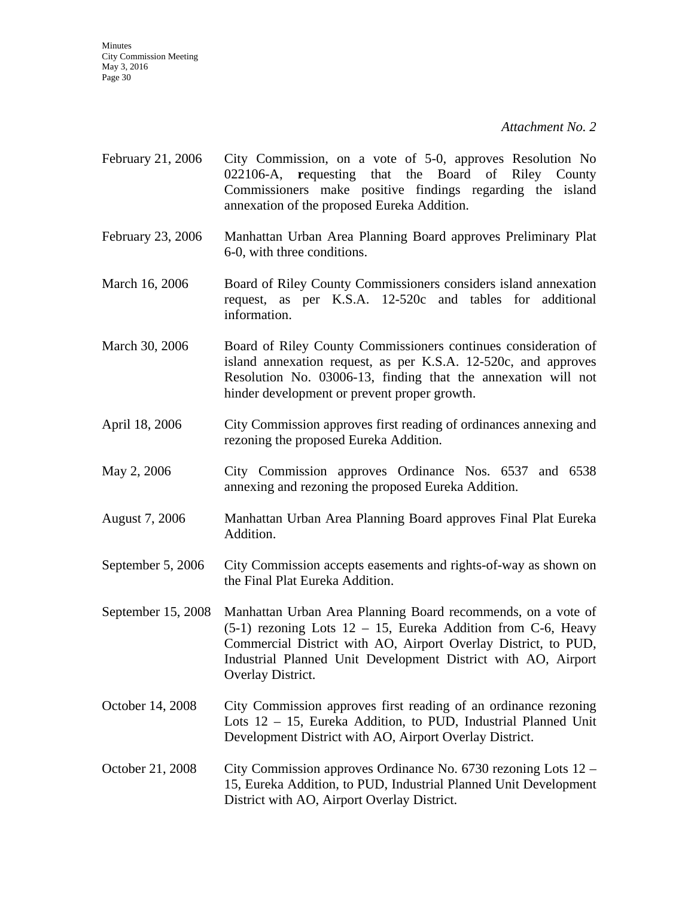*Attachment No. 2*

| | |
|---|---|
| February 21, 2006 | City Commission, on a vote of 5-0, approves Resolution No 022106-A, **r**equesting that the Board of Riley County Commissioners make positive findings regarding the island annexation of the proposed Eureka Addition. |
| February 23, 2006 | Manhattan Urban Area Planning Board approves Preliminary Plat 6-0, with three conditions. |
| March 16, 2006 | Board of Riley County Commissioners considers island annexation request, as per K.S.A. 12-520c and tables for additional information. |
| March 30, 2006 | Board of Riley County Commissioners continues consideration of island annexation request, as per K.S.A. 12-520c, and approves Resolution No. 03006-13, finding that the annexation will not hinder development or prevent proper growth. |
| April 18, 2006 | City Commission approves first reading of ordinances annexing and rezoning the proposed Eureka Addition. |
| May 2, 2006 | City Commission approves Ordinance Nos. 6537 and 6538 annexing and rezoning the proposed Eureka Addition. |
| August 7, 2006 | Manhattan Urban Area Planning Board approves Final Plat Eureka Addition. |
| September 5, 2006 | City Commission accepts easements and rights-of-way as shown on the Final Plat Eureka Addition. |
| September 15, 2008 | Manhattan Urban Area Planning Board recommends, on a vote of (5-1) rezoning Lots 12 – 15, Eureka Addition from C-6, Heavy Commercial District with AO, Airport Overlay District, to PUD, Industrial Planned Unit Development District with AO, Airport Overlay District. |
| October 14, 2008 | City Commission approves first reading of an ordinance rezoning Lots 12 – 15, Eureka Addition, to PUD, Industrial Planned Unit Development District with AO, Airport Overlay District. |
| October 21, 2008 | City Commission approves Ordinance No. 6730 rezoning Lots 12 – 15, Eureka Addition, to PUD, Industrial Planned Unit Development District with AO, Airport Overlay District. |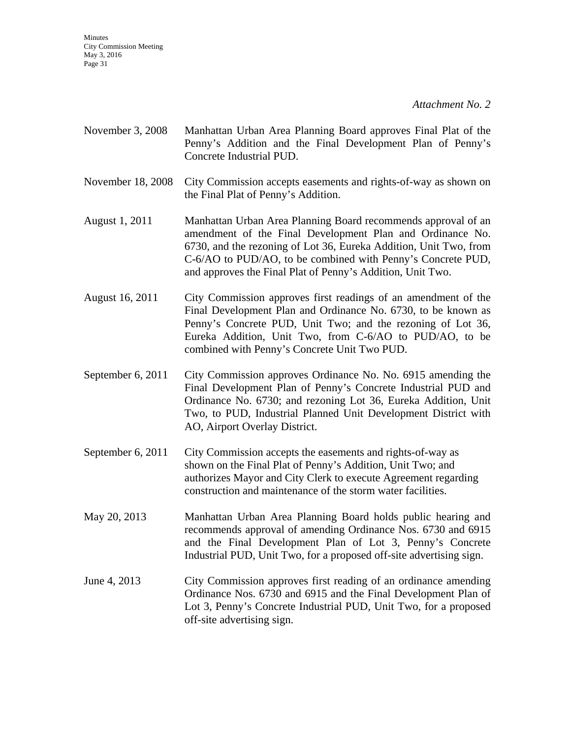*Attachment No. 2*

| | |
|---|---|
| November 3, 2008 | Manhattan Urban Area Planning Board approves Final Plat of the Penny's Addition and the Final Development Plan of Penny's Concrete Industrial PUD. |
| November 18, 2008 | City Commission accepts easements and rights-of-way as shown on the Final Plat of Penny's Addition. |
| August 1, 2011 | Manhattan Urban Area Planning Board recommends approval of an amendment of the Final Development Plan and Ordinance No. 6730, and the rezoning of Lot 36, Eureka Addition, Unit Two, from C-6/AO to PUD/AO, to be combined with Penny's Concrete PUD, and approves the Final Plat of Penny's Addition, Unit Two. |
| August 16, 2011 | City Commission approves first readings of an amendment of the Final Development Plan and Ordinance No. 6730, to be known as Penny's Concrete PUD, Unit Two; and the rezoning of Lot 36, Eureka Addition, Unit Two, from C-6/AO to PUD/AO, to be combined with Penny's Concrete Unit Two PUD. |
| September 6, 2011 | City Commission approves Ordinance No. No. 6915 amending the Final Development Plan of Penny's Concrete Industrial PUD and Ordinance No. 6730; and rezoning Lot 36, Eureka Addition, Unit Two, to PUD, Industrial Planned Unit Development District with AO, Airport Overlay District. |
| September 6, 2011 | City Commission accepts the easements and rights-of-way as shown on the Final Plat of Penny's Addition, Unit Two; and authorizes Mayor and City Clerk to execute Agreement regarding construction and maintenance of the storm water facilities. |
| May 20, 2013 | Manhattan Urban Area Planning Board holds public hearing and recommends approval of amending Ordinance Nos. 6730 and 6915 and the Final Development Plan of Lot 3, Penny's Concrete Industrial PUD, Unit Two, for a proposed off-site advertising sign. |
| June 4, 2013 | City Commission approves first reading of an ordinance amending Ordinance Nos. 6730 and 6915 and the Final Development Plan of Lot 3, Penny's Concrete Industrial PUD, Unit Two, for a proposed off-site advertising sign. |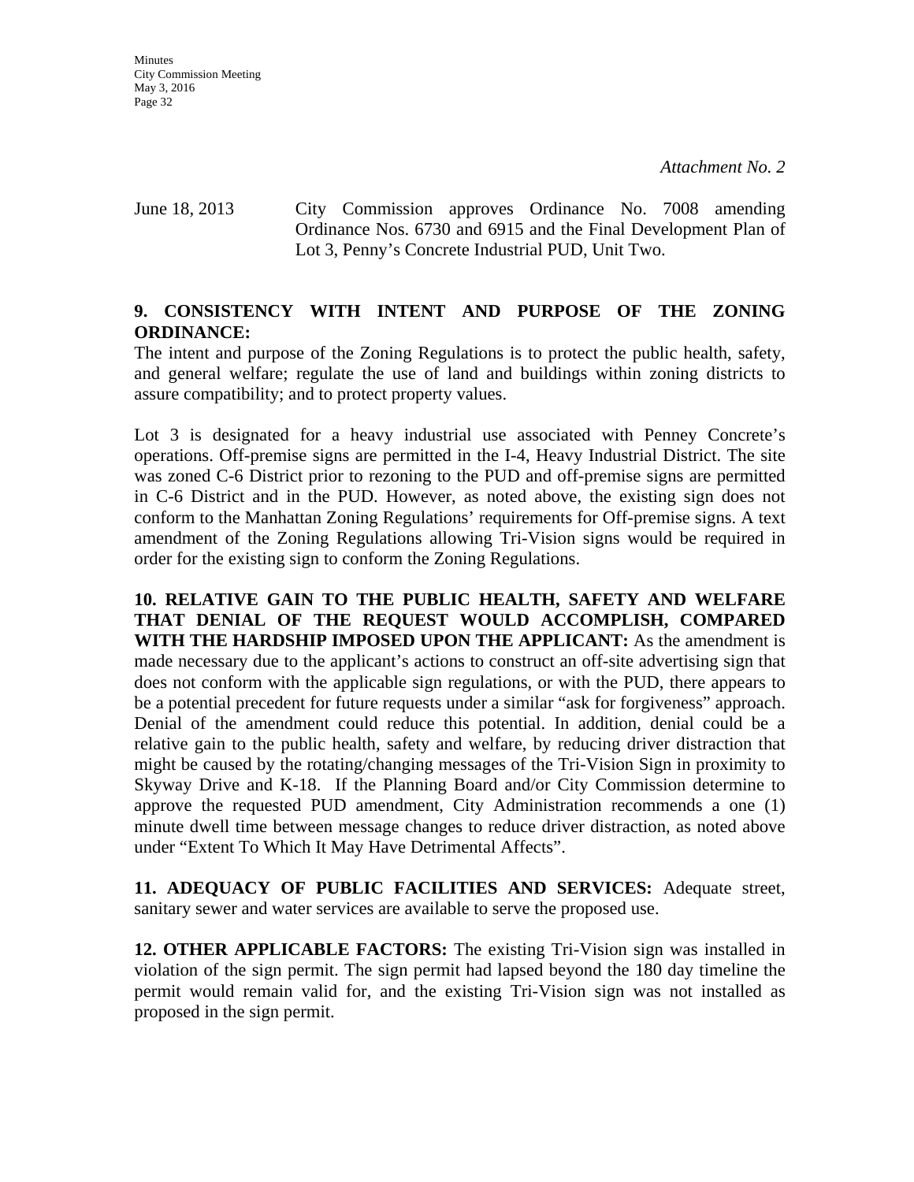*Attachment No. 2*

June 18, 2013 City Commission approves Ordinance No. 7008 amending Ordinance Nos. 6730 and 6915 and the Final Development Plan of Lot 3, Penny's Concrete Industrial PUD, Unit Two.

**9. CONSISTENCY WITH INTENT AND PURPOSE OF THE ZONING ORDINANCE:**

The intent and purpose of the Zoning Regulations is to protect the public health, safety, and general welfare; regulate the use of land and buildings within zoning districts to assure compatibility; and to protect property values.

Lot 3 is designated for a heavy industrial use associated with Penney Concrete's operations. Off-premise signs are permitted in the I-4, Heavy Industrial District. The site was zoned C-6 District prior to rezoning to the PUD and off-premise signs are permitted in C-6 District and in the PUD. However, as noted above, the existing sign does not conform to the Manhattan Zoning Regulations' requirements for Off-premise signs. A text amendment of the Zoning Regulations allowing Tri-Vision signs would be required in order for the existing sign to conform the Zoning Regulations.

**10. RELATIVE GAIN TO THE PUBLIC HEALTH, SAFETY AND WELFARE THAT DENIAL OF THE REQUEST WOULD ACCOMPLISH, COMPARED WITH THE HARDSHIP IMPOSED UPON THE APPLICANT:** As the amendment is made necessary due to the applicant's actions to construct an off-site advertising sign that does not conform with the applicable sign regulations, or with the PUD, there appears to be a potential precedent for future requests under a similar "ask for forgiveness" approach. Denial of the amendment could reduce this potential. In addition, denial could be a relative gain to the public health, safety and welfare, by reducing driver distraction that might be caused by the rotating/changing messages of the Tri-Vision Sign in proximity to Skyway Drive and K-18. If the Planning Board and/or City Commission determine to approve the requested PUD amendment, City Administration recommends a one (1) minute dwell time between message changes to reduce driver distraction, as noted above under "Extent To Which It May Have Detrimental Affects".

**11. ADEQUACY OF PUBLIC FACILITIES AND SERVICES:** Adequate street, sanitary sewer and water services are available to serve the proposed use.

**12. OTHER APPLICABLE FACTORS:** The existing Tri-Vision sign was installed in violation of the sign permit. The sign permit had lapsed beyond the 180 day timeline the permit would remain valid for, and the existing Tri-Vision sign was not installed as proposed in the sign permit.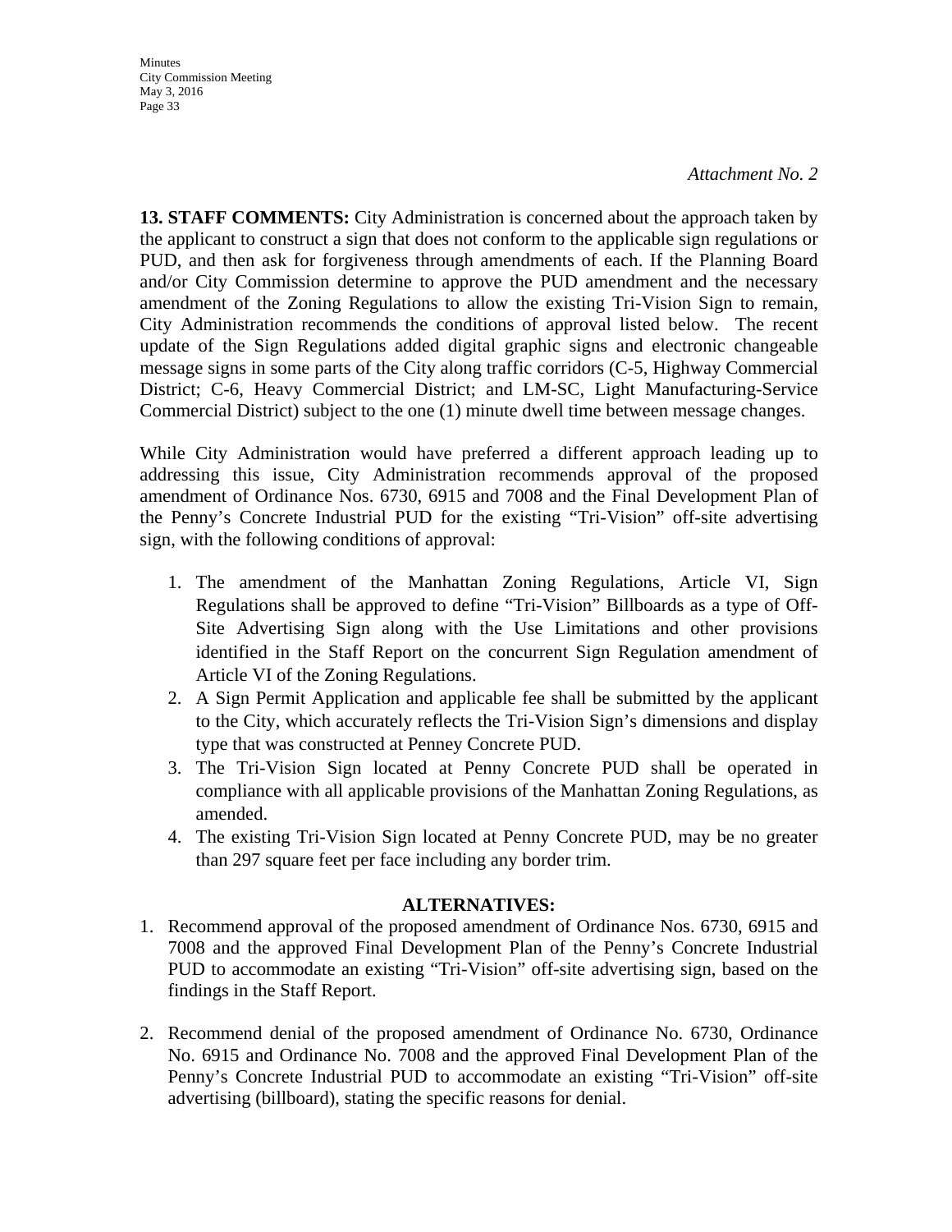*Attachment No. 2*

**13. STAFF COMMENTS:** City Administration is concerned about the approach taken by the applicant to construct a sign that does not conform to the applicable sign regulations or PUD, and then ask for forgiveness through amendments of each. If the Planning Board and/or City Commission determine to approve the PUD amendment and the necessary amendment of the Zoning Regulations to allow the existing Tri-Vision Sign to remain, City Administration recommends the conditions of approval listed below. The recent update of the Sign Regulations added digital graphic signs and electronic changeable message signs in some parts of the City along traffic corridors (C-5, Highway Commercial District; C-6, Heavy Commercial District; and LM-SC, Light Manufacturing-Service Commercial District) subject to the one (1) minute dwell time between message changes.

While City Administration would have preferred a different approach leading up to addressing this issue, City Administration recommends approval of the proposed amendment of Ordinance Nos. 6730, 6915 and 7008 and the Final Development Plan of the Penny's Concrete Industrial PUD for the existing "Tri-Vision" off-site advertising sign, with the following conditions of approval:

1. The amendment of the Manhattan Zoning Regulations, Article VI, Sign Regulations shall be approved to define "Tri-Vision" Billboards as a type of Off-Site Advertising Sign along with the Use Limitations and other provisions identified in the Staff Report on the concurrent Sign Regulation amendment of Article VI of the Zoning Regulations.
2. A Sign Permit Application and applicable fee shall be submitted by the applicant to the City, which accurately reflects the Tri-Vision Sign's dimensions and display type that was constructed at Penney Concrete PUD.
3. The Tri-Vision Sign located at Penny Concrete PUD shall be operated in compliance with all applicable provisions of the Manhattan Zoning Regulations, as amended.
4. The existing Tri-Vision Sign located at Penny Concrete PUD, may be no greater than 297 square feet per face including any border trim.

**ALTERNATIVES:**

1. Recommend approval of the proposed amendment of Ordinance Nos. 6730, 6915 and 7008 and the approved Final Development Plan of the Penny's Concrete Industrial PUD to accommodate an existing "Tri-Vision" off-site advertising sign, based on the findings in the Staff Report.

2. Recommend denial of the proposed amendment of Ordinance No. 6730, Ordinance No. 6915 and Ordinance No. 7008 and the approved Final Development Plan of the Penny's Concrete Industrial PUD to accommodate an existing "Tri-Vision" off-site advertising (billboard), stating the specific reasons for denial.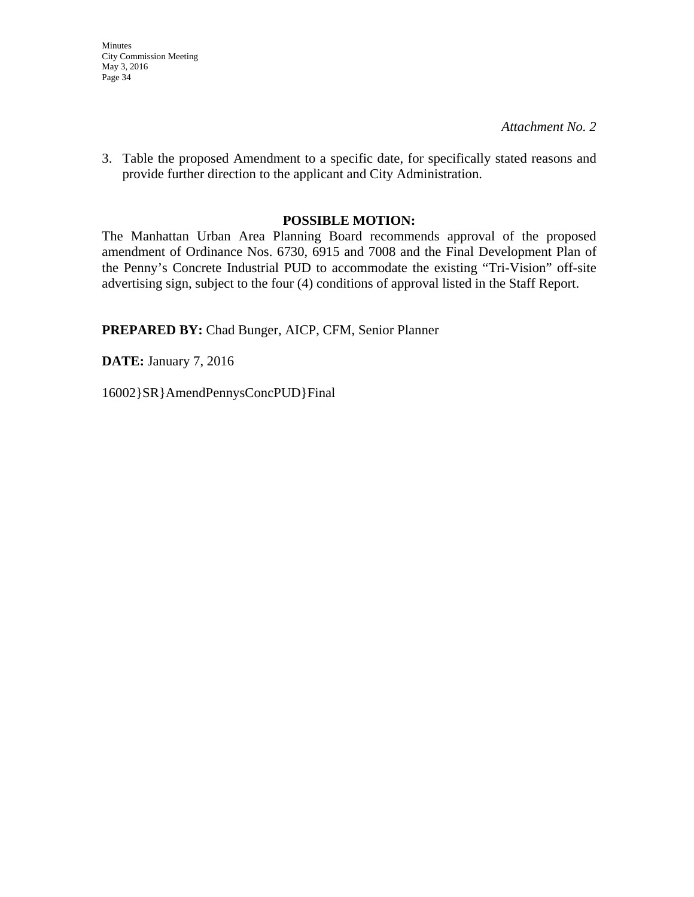*Attachment No. 2*

3. Table the proposed Amendment to a specific date, for specifically stated reasons and provide further direction to the applicant and City Administration.

**POSSIBLE MOTION:**

The Manhattan Urban Area Planning Board recommends approval of the proposed amendment of Ordinance Nos. 6730, 6915 and 7008 and the Final Development Plan of the Penny's Concrete Industrial PUD to accommodate the existing "Tri-Vision" off-site advertising sign, subject to the four (4) conditions of approval listed in the Staff Report.

**PREPARED BY:** Chad Bunger, AICP, CFM, Senior Planner

**DATE:** January 7, 2016

16002}SR}AmendPennysConcPUD}Final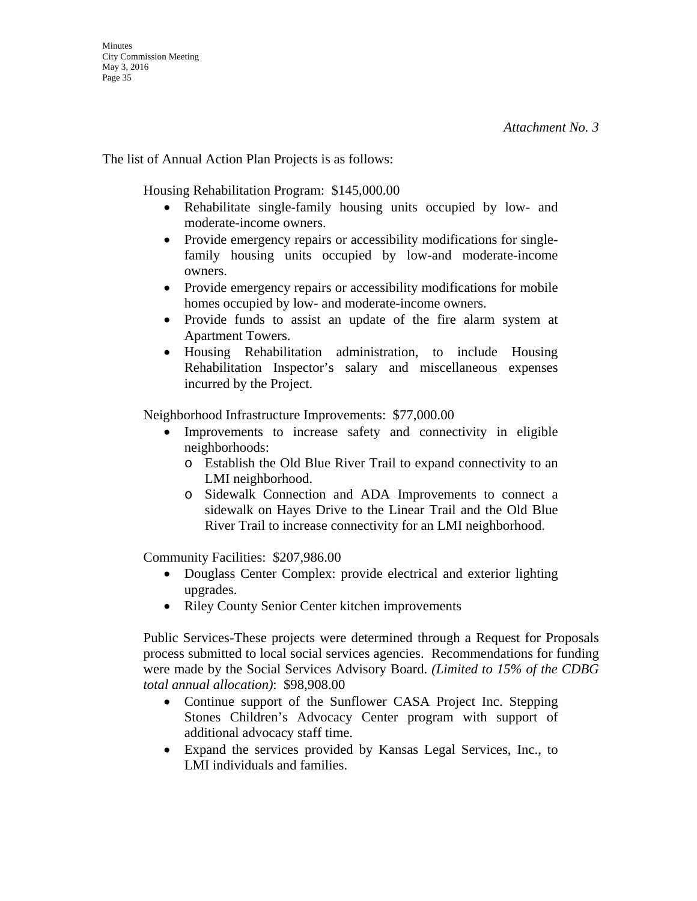*Attachment No. 3*

The list of Annual Action Plan Projects is as follows:

Housing Rehabilitation Program: $145,000.00

- Rehabilitate single-family housing units occupied by low- and moderate-income owners.
- Provide emergency repairs or accessibility modifications for single-family housing units occupied by low-and moderate-income owners.
- Provide emergency repairs or accessibility modifications for mobile homes occupied by low- and moderate-income owners.
- Provide funds to assist an update of the fire alarm system at Apartment Towers.
- Housing Rehabilitation administration, to include Housing Rehabilitation Inspector's salary and miscellaneous expenses incurred by the Project.

Neighborhood Infrastructure Improvements: $77,000.00

- Improvements to increase safety and connectivity in eligible neighborhoods:
  - Establish the Old Blue River Trail to expand connectivity to an LMI neighborhood.
  - Sidewalk Connection and ADA Improvements to connect a sidewalk on Hayes Drive to the Linear Trail and the Old Blue River Trail to increase connectivity for an LMI neighborhood.

Community Facilities: $207,986.00

- Douglass Center Complex: provide electrical and exterior lighting upgrades.
- Riley County Senior Center kitchen improvements

Public Services-These projects were determined through a Request for Proposals process submitted to local social services agencies. Recommendations for funding were made by the Social Services Advisory Board. *(Limited to 15% of the CDBG total annual allocation)*: $98,908.00

- Continue support of the Sunflower CASA Project Inc. Stepping Stones Children's Advocacy Center program with support of additional advocacy staff time.
- Expand the services provided by Kansas Legal Services, Inc., to LMI individuals and families.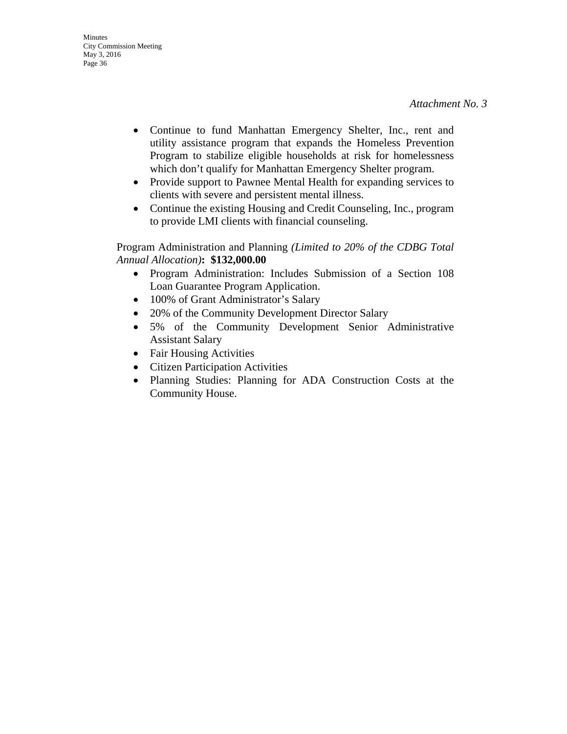*Attachment No. 3*

- Continue to fund Manhattan Emergency Shelter, Inc., rent and utility assistance program that expands the Homeless Prevention Program to stabilize eligible households at risk for homelessness which don't qualify for Manhattan Emergency Shelter program.
- Provide support to Pawnee Mental Health for expanding services to clients with severe and persistent mental illness.
- Continue the existing Housing and Credit Counseling, Inc., program to provide LMI clients with financial counseling.

Program Administration and Planning *(Limited to 20% of the CDBG Total Annual Allocation)***: $132,000.00**

- Program Administration: Includes Submission of a Section 108 Loan Guarantee Program Application.
- 100% of Grant Administrator's Salary
- 20% of the Community Development Director Salary
- 5% of the Community Development Senior Administrative Assistant Salary
- Fair Housing Activities
- Citizen Participation Activities
- Planning Studies: Planning for ADA Construction Costs at the Community House.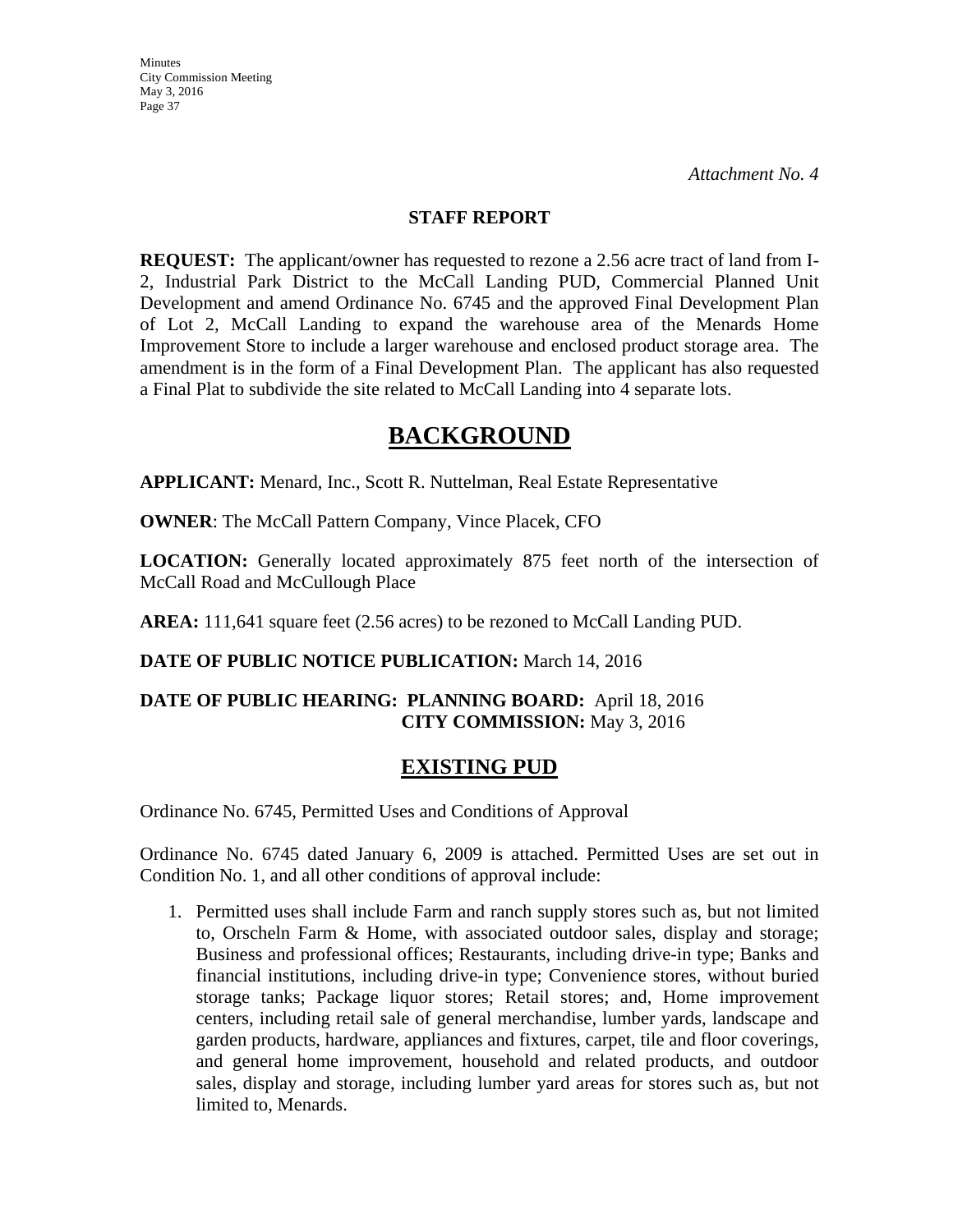*Attachment No. 4*

**STAFF REPORT**

**REQUEST:** The applicant/owner has requested to rezone a 2.56 acre tract of land from I-2, Industrial Park District to the McCall Landing PUD, Commercial Planned Unit Development and amend Ordinance No. 6745 and the approved Final Development Plan of Lot 2, McCall Landing to expand the warehouse area of the Menards Home Improvement Store to include a larger warehouse and enclosed product storage area. The amendment is in the form of a Final Development Plan. The applicant has also requested a Final Plat to subdivide the site related to McCall Landing into 4 separate lots.

# BACKGROUND

**APPLICANT:** Menard, Inc., Scott R. Nuttelman, Real Estate Representative

**OWNER**: The McCall Pattern Company, Vince Placek, CFO

**LOCATION:** Generally located approximately 875 feet north of the intersection of McCall Road and McCullough Place

**AREA:** 111,641 square feet (2.56 acres) to be rezoned to McCall Landing PUD.

**DATE OF PUBLIC NOTICE PUBLICATION:** March 14, 2016

**DATE OF PUBLIC HEARING: PLANNING BOARD:** April 18, 2016
**CITY COMMISSION:** May 3, 2016

## EXISTING PUD

Ordinance No. 6745, Permitted Uses and Conditions of Approval

Ordinance No. 6745 dated January 6, 2009 is attached. Permitted Uses are set out in Condition No. 1, and all other conditions of approval include:

1. Permitted uses shall include Farm and ranch supply stores such as, but not limited to, Orscheln Farm & Home, with associated outdoor sales, display and storage; Business and professional offices; Restaurants, including drive-in type; Banks and financial institutions, including drive-in type; Convenience stores, without buried storage tanks; Package liquor stores; Retail stores; and, Home improvement centers, including retail sale of general merchandise, lumber yards, landscape and garden products, hardware, appliances and fixtures, carpet, tile and floor coverings, and general home improvement, household and related products, and outdoor sales, display and storage, including lumber yard areas for stores such as, but not limited to, Menards.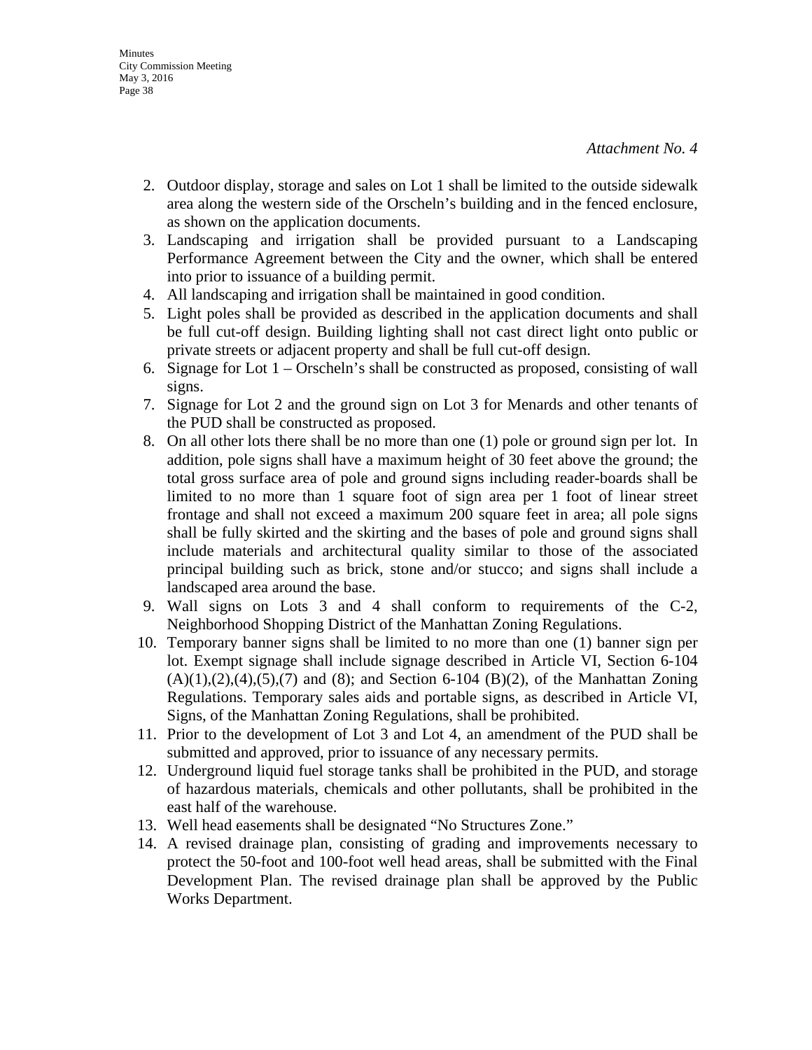*Attachment No. 4*

2. Outdoor display, storage and sales on Lot 1 shall be limited to the outside sidewalk area along the western side of the Orscheln's building and in the fenced enclosure, as shown on the application documents.
3. Landscaping and irrigation shall be provided pursuant to a Landscaping Performance Agreement between the City and the owner, which shall be entered into prior to issuance of a building permit.
4. All landscaping and irrigation shall be maintained in good condition.
5. Light poles shall be provided as described in the application documents and shall be full cut-off design. Building lighting shall not cast direct light onto public or private streets or adjacent property and shall be full cut-off design.
6. Signage for Lot 1 – Orscheln's shall be constructed as proposed, consisting of wall signs.
7. Signage for Lot 2 and the ground sign on Lot 3 for Menards and other tenants of the PUD shall be constructed as proposed.
8. On all other lots there shall be no more than one (1) pole or ground sign per lot. In addition, pole signs shall have a maximum height of 30 feet above the ground; the total gross surface area of pole and ground signs including reader-boards shall be limited to no more than 1 square foot of sign area per 1 foot of linear street frontage and shall not exceed a maximum 200 square feet in area; all pole signs shall be fully skirted and the skirting and the bases of pole and ground signs shall include materials and architectural quality similar to those of the associated principal building such as brick, stone and/or stucco; and signs shall include a landscaped area around the base.
9. Wall signs on Lots 3 and 4 shall conform to requirements of the C-2, Neighborhood Shopping District of the Manhattan Zoning Regulations.
10. Temporary banner signs shall be limited to no more than one (1) banner sign per lot. Exempt signage shall include signage described in Article VI, Section 6-104 (A)(1),(2),(4),(5),(7) and (8); and Section 6-104 (B)(2), of the Manhattan Zoning Regulations. Temporary sales aids and portable signs, as described in Article VI, Signs, of the Manhattan Zoning Regulations, shall be prohibited.
11. Prior to the development of Lot 3 and Lot 4, an amendment of the PUD shall be submitted and approved, prior to issuance of any necessary permits.
12. Underground liquid fuel storage tanks shall be prohibited in the PUD, and storage of hazardous materials, chemicals and other pollutants, shall be prohibited in the east half of the warehouse.
13. Well head easements shall be designated "No Structures Zone."
14. A revised drainage plan, consisting of grading and improvements necessary to protect the 50-foot and 100-foot well head areas, shall be submitted with the Final Development Plan. The revised drainage plan shall be approved by the Public Works Department.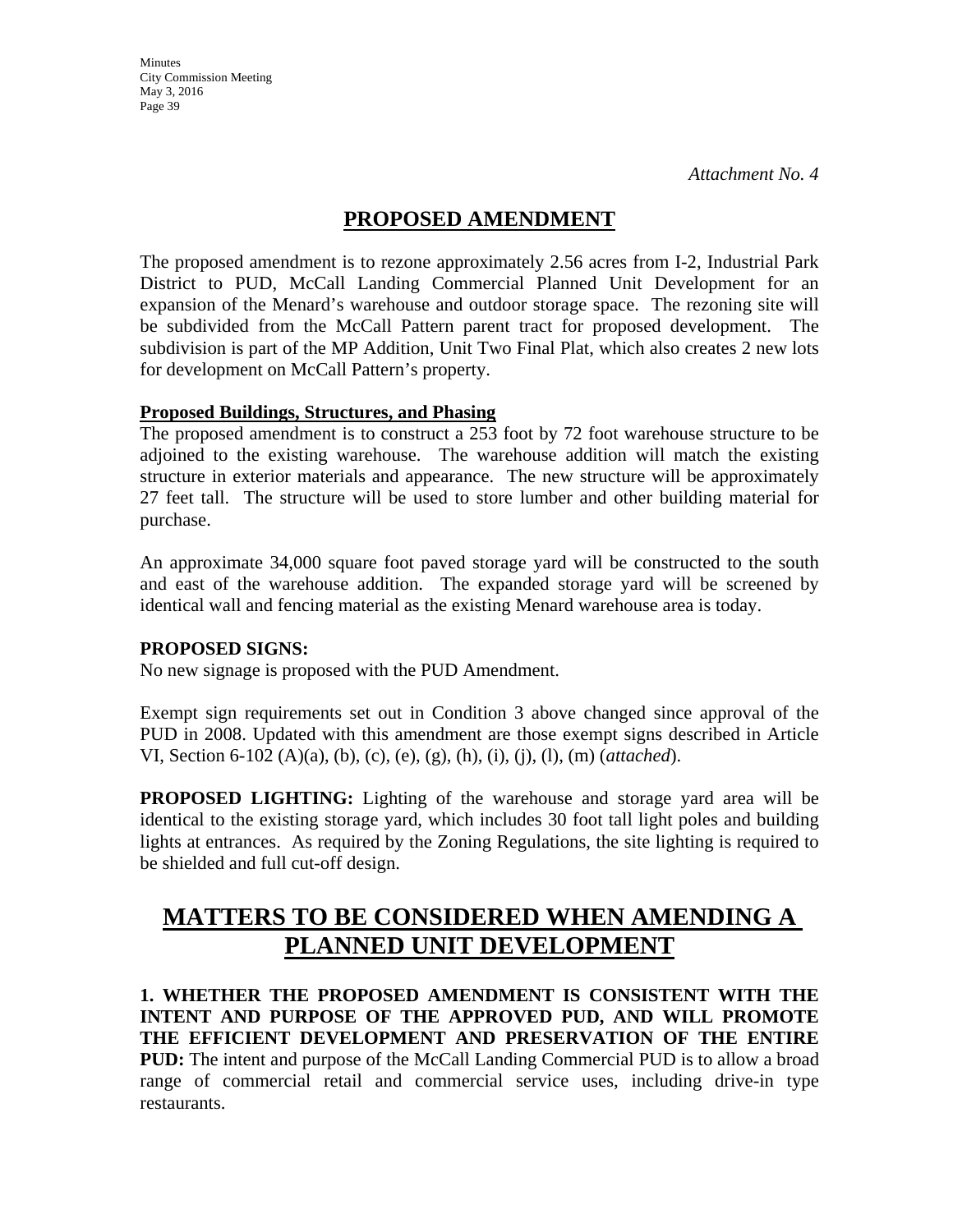*Attachment No. 4*

## PROPOSED AMENDMENT

The proposed amendment is to rezone approximately 2.56 acres from I-2, Industrial Park District to PUD, McCall Landing Commercial Planned Unit Development for an expansion of the Menard's warehouse and outdoor storage space. The rezoning site will be subdivided from the McCall Pattern parent tract for proposed development. The subdivision is part of the MP Addition, Unit Two Final Plat, which also creates 2 new lots for development on McCall Pattern's property.

**Proposed Buildings, Structures, and Phasing**

The proposed amendment is to construct a 253 foot by 72 foot warehouse structure to be adjoined to the existing warehouse. The warehouse addition will match the existing structure in exterior materials and appearance. The new structure will be approximately 27 feet tall. The structure will be used to store lumber and other building material for purchase.

An approximate 34,000 square foot paved storage yard will be constructed to the south and east of the warehouse addition. The expanded storage yard will be screened by identical wall and fencing material as the existing Menard warehouse area is today.

**PROPOSED SIGNS:**

No new signage is proposed with the PUD Amendment.

Exempt sign requirements set out in Condition 3 above changed since approval of the PUD in 2008. Updated with this amendment are those exempt signs described in Article VI, Section 6-102 (A)(a), (b), (c), (e), (g), (h), (i), (j), (l), (m) (*attached*).

**PROPOSED LIGHTING:** Lighting of the warehouse and storage yard area will be identical to the existing storage yard, which includes 30 foot tall light poles and building lights at entrances. As required by the Zoning Regulations, the site lighting is required to be shielded and full cut-off design.

# MATTERS TO BE CONSIDERED WHEN AMENDING A PLANNED UNIT DEVELOPMENT

**1. WHETHER THE PROPOSED AMENDMENT IS CONSISTENT WITH THE INTENT AND PURPOSE OF THE APPROVED PUD, AND WILL PROMOTE THE EFFICIENT DEVELOPMENT AND PRESERVATION OF THE ENTIRE PUD:** The intent and purpose of the McCall Landing Commercial PUD is to allow a broad range of commercial retail and commercial service uses, including drive-in type restaurants.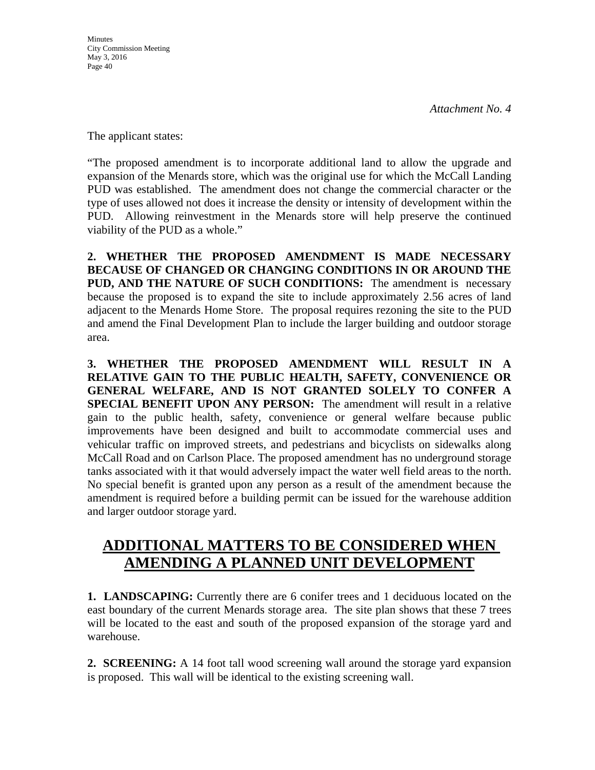*Attachment No. 4*

The applicant states:

"The proposed amendment is to incorporate additional land to allow the upgrade and expansion of the Menards store, which was the original use for which the McCall Landing PUD was established. The amendment does not change the commercial character or the type of uses allowed not does it increase the density or intensity of development within the PUD. Allowing reinvestment in the Menards store will help preserve the continued viability of the PUD as a whole."

**2. WHETHER THE PROPOSED AMENDMENT IS MADE NECESSARY BECAUSE OF CHANGED OR CHANGING CONDITIONS IN OR AROUND THE PUD, AND THE NATURE OF SUCH CONDITIONS:** The amendment is necessary because the proposed is to expand the site to include approximately 2.56 acres of land adjacent to the Menards Home Store. The proposal requires rezoning the site to the PUD and amend the Final Development Plan to include the larger building and outdoor storage area.

**3. WHETHER THE PROPOSED AMENDMENT WILL RESULT IN A RELATIVE GAIN TO THE PUBLIC HEALTH, SAFETY, CONVENIENCE OR GENERAL WELFARE, AND IS NOT GRANTED SOLELY TO CONFER A SPECIAL BENEFIT UPON ANY PERSON:** The amendment will result in a relative gain to the public health, safety, convenience or general welfare because public improvements have been designed and built to accommodate commercial uses and vehicular traffic on improved streets, and pedestrians and bicyclists on sidewalks along McCall Road and on Carlson Place. The proposed amendment has no underground storage tanks associated with it that would adversely impact the water well field areas to the north. No special benefit is granted upon any person as a result of the amendment because the amendment is required before a building permit can be issued for the warehouse addition and larger outdoor storage yard.

## ADDITIONAL MATTERS TO BE CONSIDERED WHEN AMENDING A PLANNED UNIT DEVELOPMENT

**1. LANDSCAPING:** Currently there are 6 conifer trees and 1 deciduous located on the east boundary of the current Menards storage area. The site plan shows that these 7 trees will be located to the east and south of the proposed expansion of the storage yard and warehouse.

**2. SCREENING:** A 14 foot tall wood screening wall around the storage yard expansion is proposed. This wall will be identical to the existing screening wall.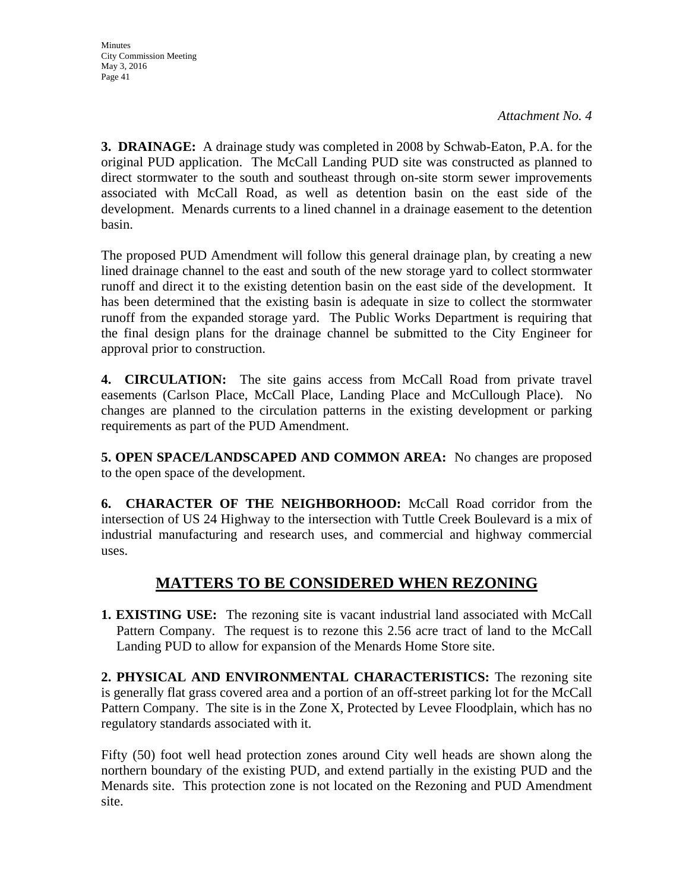*Attachment No. 4*

**3. DRAINAGE:** A drainage study was completed in 2008 by Schwab-Eaton, P.A. for the original PUD application. The McCall Landing PUD site was constructed as planned to direct stormwater to the south and southeast through on-site storm sewer improvements associated with McCall Road, as well as detention basin on the east side of the development. Menards currents to a lined channel in a drainage easement to the detention basin.

The proposed PUD Amendment will follow this general drainage plan, by creating a new lined drainage channel to the east and south of the new storage yard to collect stormwater runoff and direct it to the existing detention basin on the east side of the development. It has been determined that the existing basin is adequate in size to collect the stormwater runoff from the expanded storage yard. The Public Works Department is requiring that the final design plans for the drainage channel be submitted to the City Engineer for approval prior to construction.

**4. CIRCULATION:** The site gains access from McCall Road from private travel easements (Carlson Place, McCall Place, Landing Place and McCullough Place). No changes are planned to the circulation patterns in the existing development or parking requirements as part of the PUD Amendment.

**5. OPEN SPACE/LANDSCAPED AND COMMON AREA:** No changes are proposed to the open space of the development.

**6. CHARACTER OF THE NEIGHBORHOOD:** McCall Road corridor from the intersection of US 24 Highway to the intersection with Tuttle Creek Boulevard is a mix of industrial manufacturing and research uses, and commercial and highway commercial uses.

## MATTERS TO BE CONSIDERED WHEN REZONING

**1. EXISTING USE:** The rezoning site is vacant industrial land associated with McCall Pattern Company. The request is to rezone this 2.56 acre tract of land to the McCall Landing PUD to allow for expansion of the Menards Home Store site.

**2. PHYSICAL AND ENVIRONMENTAL CHARACTERISTICS:** The rezoning site is generally flat grass covered area and a portion of an off-street parking lot for the McCall Pattern Company. The site is in the Zone X, Protected by Levee Floodplain, which has no regulatory standards associated with it.

Fifty (50) foot well head protection zones around City well heads are shown along the northern boundary of the existing PUD, and extend partially in the existing PUD and the Menards site. This protection zone is not located on the Rezoning and PUD Amendment site.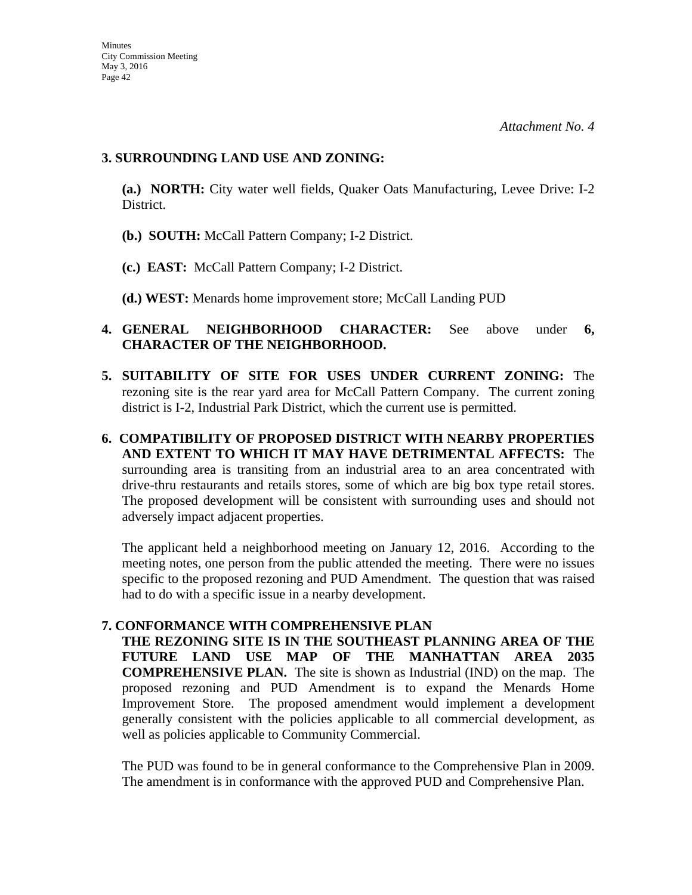*Attachment No. 4*

**3. SURROUNDING LAND USE AND ZONING:**

**(a.) NORTH:** City water well fields, Quaker Oats Manufacturing, Levee Drive: I-2 District.

**(b.) SOUTH:** McCall Pattern Company; I-2 District.

**(c.) EAST:** McCall Pattern Company; I-2 District.

**(d.) WEST:** Menards home improvement store; McCall Landing PUD

**4. GENERAL NEIGHBORHOOD CHARACTER:** See above under **6, CHARACTER OF THE NEIGHBORHOOD.**

**5. SUITABILITY OF SITE FOR USES UNDER CURRENT ZONING:** The rezoning site is the rear yard area for McCall Pattern Company. The current zoning district is I-2, Industrial Park District, which the current use is permitted.

**6. COMPATIBILITY OF PROPOSED DISTRICT WITH NEARBY PROPERTIES AND EXTENT TO WHICH IT MAY HAVE DETRIMENTAL AFFECTS:** The surrounding area is transiting from an industrial area to an area concentrated with drive-thru restaurants and retails stores, some of which are big box type retail stores. The proposed development will be consistent with surrounding uses and should not adversely impact adjacent properties.

The applicant held a neighborhood meeting on January 12, 2016. According to the meeting notes, one person from the public attended the meeting. There were no issues specific to the proposed rezoning and PUD Amendment. The question that was raised had to do with a specific issue in a nearby development.

**7. CONFORMANCE WITH COMPREHENSIVE PLAN**

**THE REZONING SITE IS IN THE SOUTHEAST PLANNING AREA OF THE FUTURE LAND USE MAP OF THE MANHATTAN AREA 2035 COMPREHENSIVE PLAN.** The site is shown as Industrial (IND) on the map. The proposed rezoning and PUD Amendment is to expand the Menards Home Improvement Store. The proposed amendment would implement a development generally consistent with the policies applicable to all commercial development, as well as policies applicable to Community Commercial.

The PUD was found to be in general conformance to the Comprehensive Plan in 2009. The amendment is in conformance with the approved PUD and Comprehensive Plan.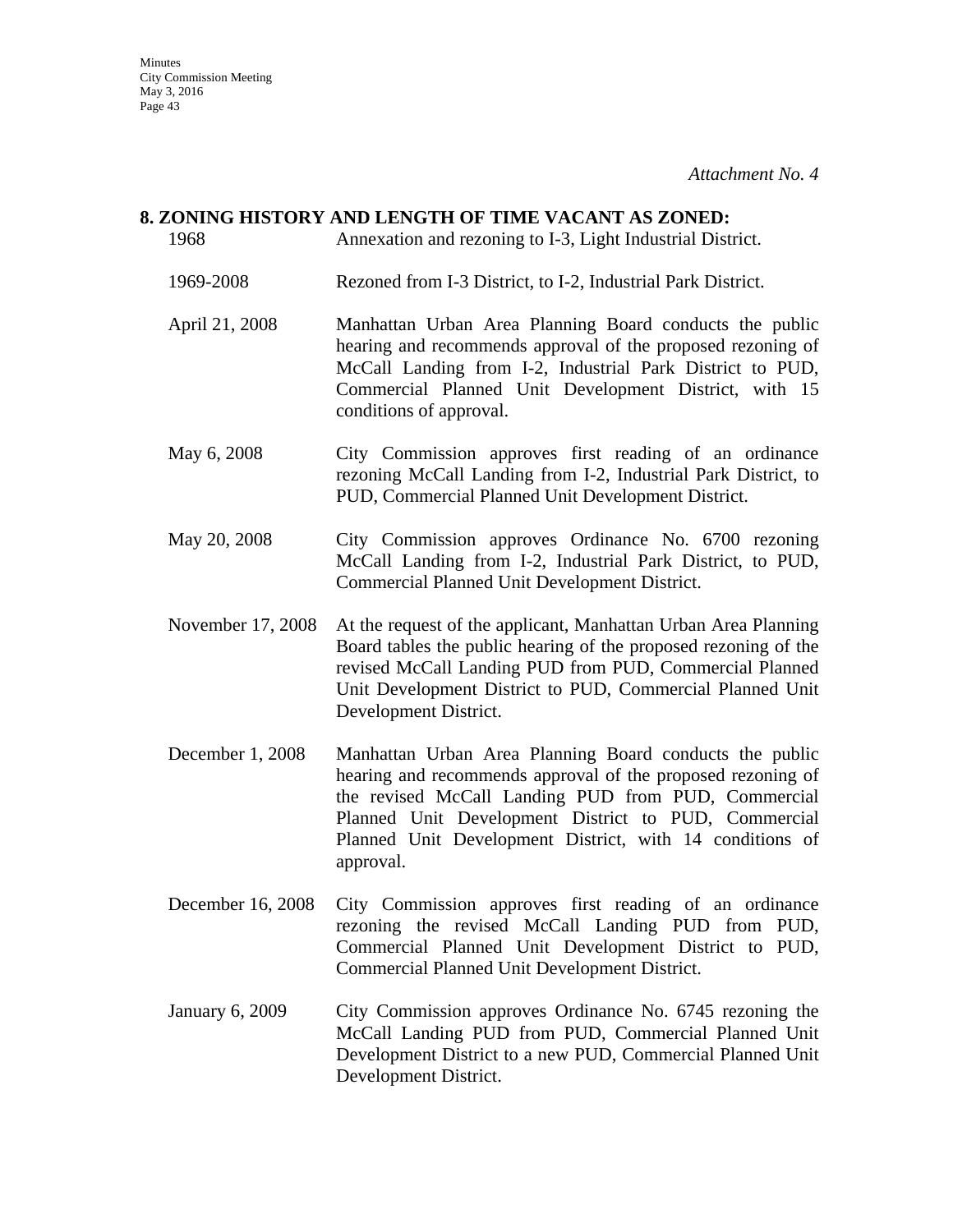*Attachment No. 4*

**8. ZONING HISTORY AND LENGTH OF TIME VACANT AS ZONED:**

1968 — Annexation and rezoning to I-3, Light Industrial District.

1969-2008 — Rezoned from I-3 District, to I-2, Industrial Park District.

April 21, 2008 — Manhattan Urban Area Planning Board conducts the public hearing and recommends approval of the proposed rezoning of McCall Landing from I-2, Industrial Park District to PUD, Commercial Planned Unit Development District, with 15 conditions of approval.

May 6, 2008 — City Commission approves first reading of an ordinance rezoning McCall Landing from I-2, Industrial Park District, to PUD, Commercial Planned Unit Development District.

May 20, 2008 — City Commission approves Ordinance No. 6700 rezoning McCall Landing from I-2, Industrial Park District, to PUD, Commercial Planned Unit Development District.

November 17, 2008 — At the request of the applicant, Manhattan Urban Area Planning Board tables the public hearing of the proposed rezoning of the revised McCall Landing PUD from PUD, Commercial Planned Unit Development District to PUD, Commercial Planned Unit Development District.

December 1, 2008 — Manhattan Urban Area Planning Board conducts the public hearing and recommends approval of the proposed rezoning of the revised McCall Landing PUD from PUD, Commercial Planned Unit Development District to PUD, Commercial Planned Unit Development District, with 14 conditions of approval.

December 16, 2008 — City Commission approves first reading of an ordinance rezoning the revised McCall Landing PUD from PUD, Commercial Planned Unit Development District to PUD, Commercial Planned Unit Development District.

January 6, 2009 — City Commission approves Ordinance No. 6745 rezoning the McCall Landing PUD from PUD, Commercial Planned Unit Development District to a new PUD, Commercial Planned Unit Development District.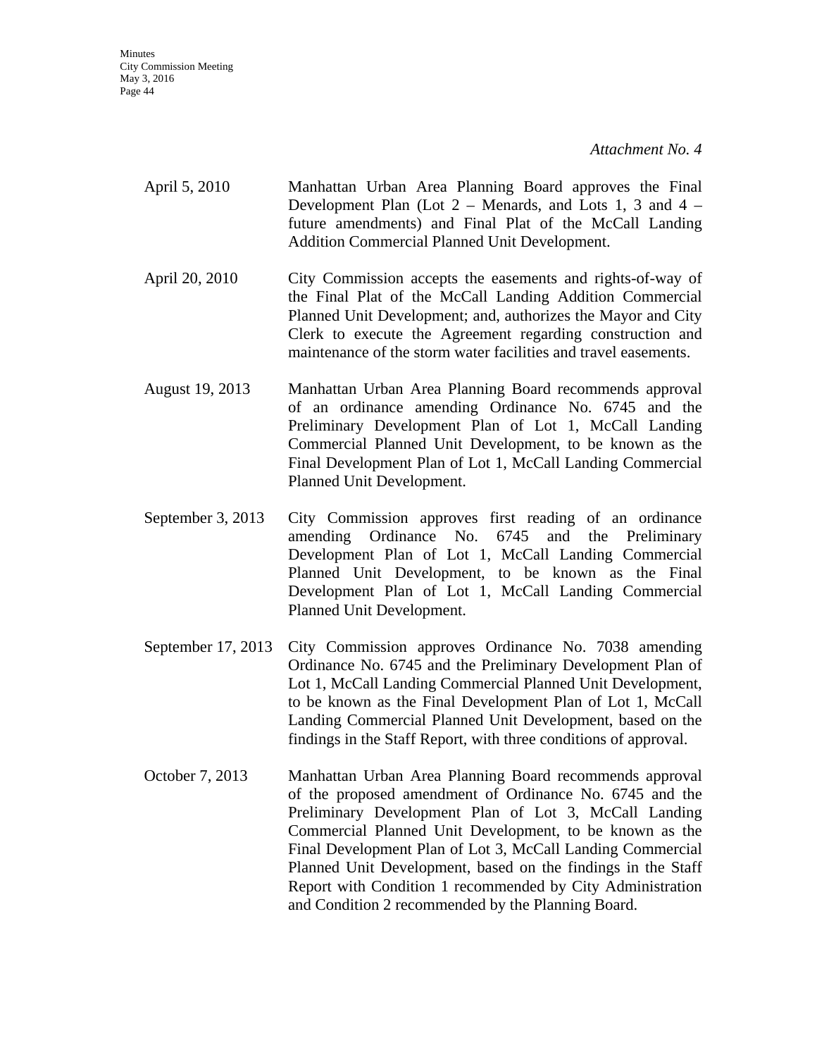*Attachment No. 4*

April 5, 2010 — Manhattan Urban Area Planning Board approves the Final Development Plan (Lot 2 – Menards, and Lots 1, 3 and 4 – future amendments) and Final Plat of the McCall Landing Addition Commercial Planned Unit Development.

April 20, 2010 — City Commission accepts the easements and rights-of-way of the Final Plat of the McCall Landing Addition Commercial Planned Unit Development; and, authorizes the Mayor and City Clerk to execute the Agreement regarding construction and maintenance of the storm water facilities and travel easements.

August 19, 2013 — Manhattan Urban Area Planning Board recommends approval of an ordinance amending Ordinance No. 6745 and the Preliminary Development Plan of Lot 1, McCall Landing Commercial Planned Unit Development, to be known as the Final Development Plan of Lot 1, McCall Landing Commercial Planned Unit Development.

September 3, 2013 — City Commission approves first reading of an ordinance amending Ordinance No. 6745 and the Preliminary Development Plan of Lot 1, McCall Landing Commercial Planned Unit Development, to be known as the Final Development Plan of Lot 1, McCall Landing Commercial Planned Unit Development.

September 17, 2013 — City Commission approves Ordinance No. 7038 amending Ordinance No. 6745 and the Preliminary Development Plan of Lot 1, McCall Landing Commercial Planned Unit Development, to be known as the Final Development Plan of Lot 1, McCall Landing Commercial Planned Unit Development, based on the findings in the Staff Report, with three conditions of approval.

October 7, 2013 — Manhattan Urban Area Planning Board recommends approval of the proposed amendment of Ordinance No. 6745 and the Preliminary Development Plan of Lot 3, McCall Landing Commercial Planned Unit Development, to be known as the Final Development Plan of Lot 3, McCall Landing Commercial Planned Unit Development, based on the findings in the Staff Report with Condition 1 recommended by City Administration and Condition 2 recommended by the Planning Board.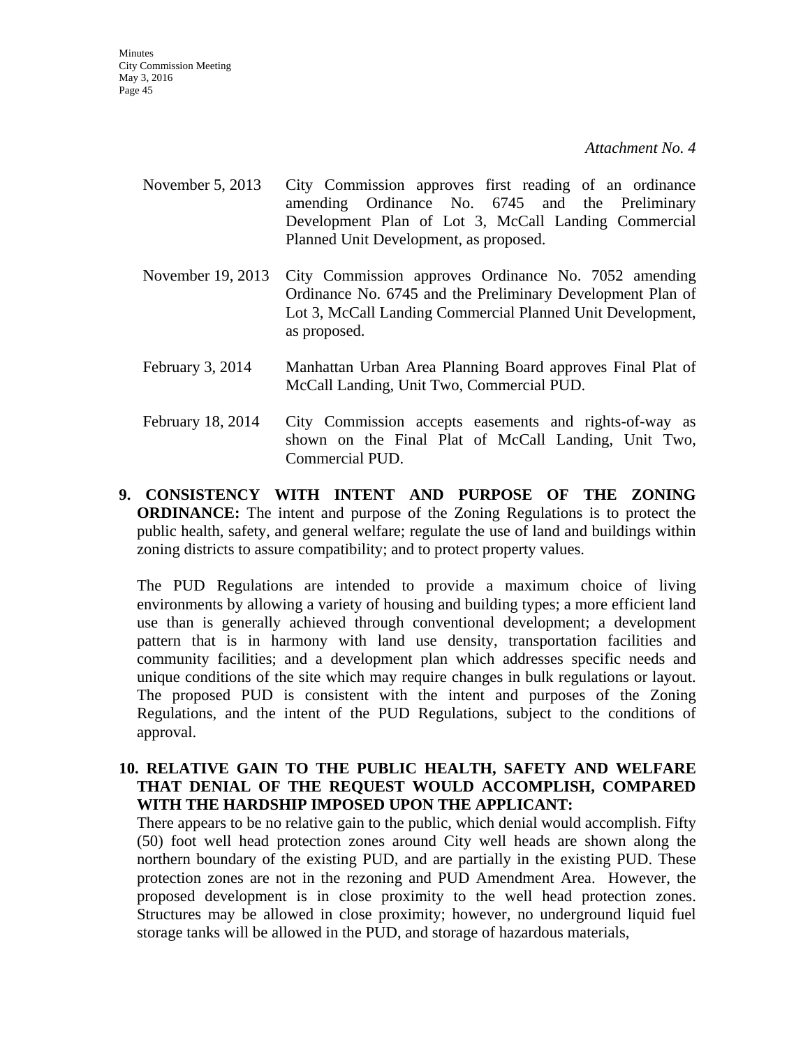*Attachment No. 4*

| | |
|---|---|
| November 5, 2013 | City Commission approves first reading of an ordinance amending Ordinance No. 6745 and the Preliminary Development Plan of Lot 3, McCall Landing Commercial Planned Unit Development, as proposed. |
| November 19, 2013 | City Commission approves Ordinance No. 7052 amending Ordinance No. 6745 and the Preliminary Development Plan of Lot 3, McCall Landing Commercial Planned Unit Development, as proposed. |
| February 3, 2014 | Manhattan Urban Area Planning Board approves Final Plat of McCall Landing, Unit Two, Commercial PUD. |
| February 18, 2014 | City Commission accepts easements and rights-of-way as shown on the Final Plat of McCall Landing, Unit Two, Commercial PUD. |

**9. CONSISTENCY WITH INTENT AND PURPOSE OF THE ZONING ORDINANCE:** The intent and purpose of the Zoning Regulations is to protect the public health, safety, and general welfare; regulate the use of land and buildings within zoning districts to assure compatibility; and to protect property values.

The PUD Regulations are intended to provide a maximum choice of living environments by allowing a variety of housing and building types; a more efficient land use than is generally achieved through conventional development; a development pattern that is in harmony with land use density, transportation facilities and community facilities; and a development plan which addresses specific needs and unique conditions of the site which may require changes in bulk regulations or layout. The proposed PUD is consistent with the intent and purposes of the Zoning Regulations, and the intent of the PUD Regulations, subject to the conditions of approval.

**10. RELATIVE GAIN TO THE PUBLIC HEALTH, SAFETY AND WELFARE THAT DENIAL OF THE REQUEST WOULD ACCOMPLISH, COMPARED WITH THE HARDSHIP IMPOSED UPON THE APPLICANT:**
There appears to be no relative gain to the public, which denial would accomplish. Fifty (50) foot well head protection zones around City well heads are shown along the northern boundary of the existing PUD, and are partially in the existing PUD. These protection zones are not in the rezoning and PUD Amendment Area. However, the proposed development is in close proximity to the well head protection zones. Structures may be allowed in close proximity; however, no underground liquid fuel storage tanks will be allowed in the PUD, and storage of hazardous materials,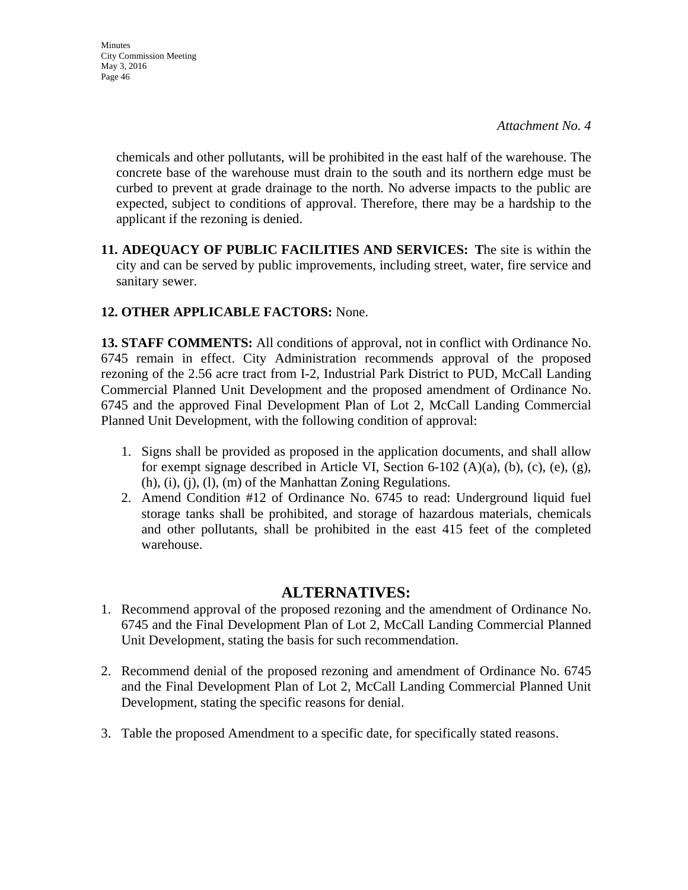*Attachment No. 4*

chemicals and other pollutants, will be prohibited in the east half of the warehouse. The concrete base of the warehouse must drain to the south and its northern edge must be curbed to prevent at grade drainage to the north. No adverse impacts to the public are expected, subject to conditions of approval. Therefore, there may be a hardship to the applicant if the rezoning is denied.

**11. ADEQUACY OF PUBLIC FACILITIES AND SERVICES: T**he site is within the city and can be served by public improvements, including street, water, fire service and sanitary sewer.

**12. OTHER APPLICABLE FACTORS:** None.

**13. STAFF COMMENTS:** All conditions of approval, not in conflict with Ordinance No. 6745 remain in effect. City Administration recommends approval of the proposed rezoning of the 2.56 acre tract from I-2, Industrial Park District to PUD, McCall Landing Commercial Planned Unit Development and the proposed amendment of Ordinance No. 6745 and the approved Final Development Plan of Lot 2, McCall Landing Commercial Planned Unit Development, with the following condition of approval:

1. Signs shall be provided as proposed in the application documents, and shall allow for exempt signage described in Article VI, Section 6-102 (A)(a), (b), (c), (e), (g), (h), (i), (j), (l), (m) of the Manhattan Zoning Regulations.
2. Amend Condition #12 of Ordinance No. 6745 to read: Underground liquid fuel storage tanks shall be prohibited, and storage of hazardous materials, chemicals and other pollutants, shall be prohibited in the east 415 feet of the completed warehouse.

## ALTERNATIVES:

1. Recommend approval of the proposed rezoning and the amendment of Ordinance No. 6745 and the Final Development Plan of Lot 2, McCall Landing Commercial Planned Unit Development, stating the basis for such recommendation.

2. Recommend denial of the proposed rezoning and amendment of Ordinance No. 6745 and the Final Development Plan of Lot 2, McCall Landing Commercial Planned Unit Development, stating the specific reasons for denial.

3. Table the proposed Amendment to a specific date, for specifically stated reasons.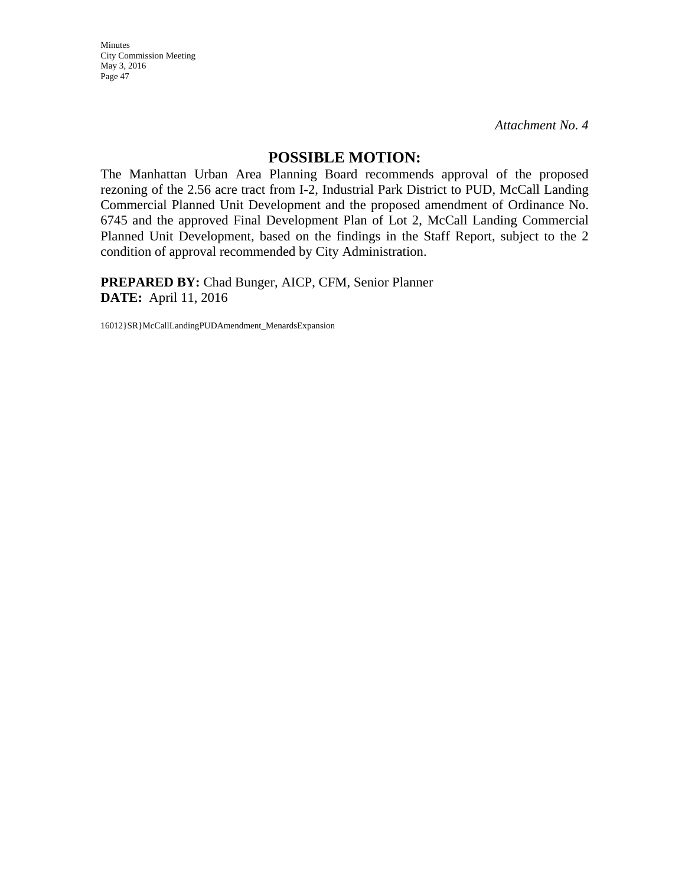*Attachment No. 4*

## POSSIBLE MOTION:

The Manhattan Urban Area Planning Board recommends approval of the proposed rezoning of the 2.56 acre tract from I-2, Industrial Park District to PUD, McCall Landing Commercial Planned Unit Development and the proposed amendment of Ordinance No. 6745 and the approved Final Development Plan of Lot 2, McCall Landing Commercial Planned Unit Development, based on the findings in the Staff Report, subject to the 2 condition of approval recommended by City Administration.

**PREPARED BY:** Chad Bunger, AICP, CFM, Senior Planner
**DATE:** April 11, 2016

16012}SR}McCallLandingPUDAmendment_MenardsExpansion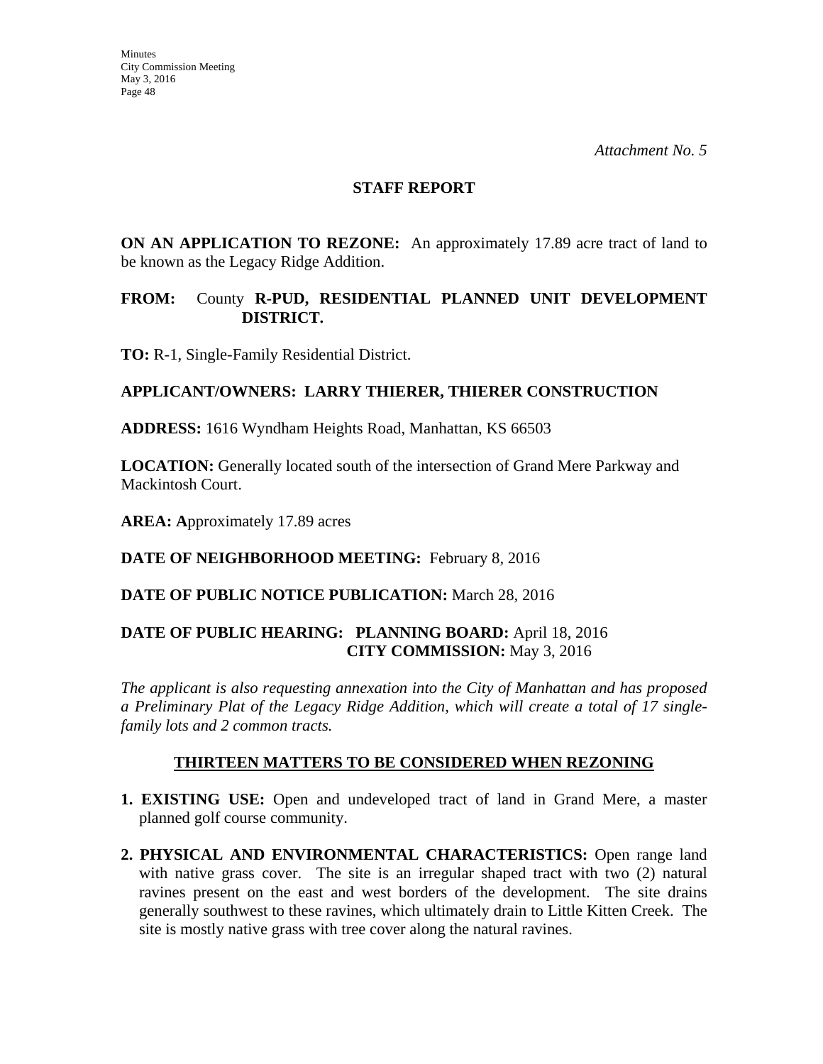*Attachment No. 5*

## STAFF REPORT

**ON AN APPLICATION TO REZONE:** An approximately 17.89 acre tract of land to be known as the Legacy Ridge Addition.

**FROM:** County **R-PUD, RESIDENTIAL PLANNED UNIT DEVELOPMENT DISTRICT.**

**TO:** R-1, Single-Family Residential District.

**APPLICANT/OWNERS: LARRY THIERER, THIERER CONSTRUCTION**

**ADDRESS:** 1616 Wyndham Heights Road, Manhattan, KS 66503

**LOCATION:** Generally located south of the intersection of Grand Mere Parkway and Mackintosh Court.

**AREA: A**pproximately 17.89 acres

**DATE OF NEIGHBORHOOD MEETING:** February 8, 2016

**DATE OF PUBLIC NOTICE PUBLICATION:** March 28, 2016

**DATE OF PUBLIC HEARING: PLANNING BOARD:** April 18, 2016
**CITY COMMISSION:** May 3, 2016

*The applicant is also requesting annexation into the City of Manhattan and has proposed a Preliminary Plat of the Legacy Ridge Addition, which will create a total of 17 single-family lots and 2 common tracts.*

### THIRTEEN MATTERS TO BE CONSIDERED WHEN REZONING

1. **EXISTING USE:** Open and undeveloped tract of land in Grand Mere, a master planned golf course community.

2. **PHYSICAL AND ENVIRONMENTAL CHARACTERISTICS:** Open range land with native grass cover. The site is an irregular shaped tract with two (2) natural ravines present on the east and west borders of the development. The site drains generally southwest to these ravines, which ultimately drain to Little Kitten Creek. The site is mostly native grass with tree cover along the natural ravines.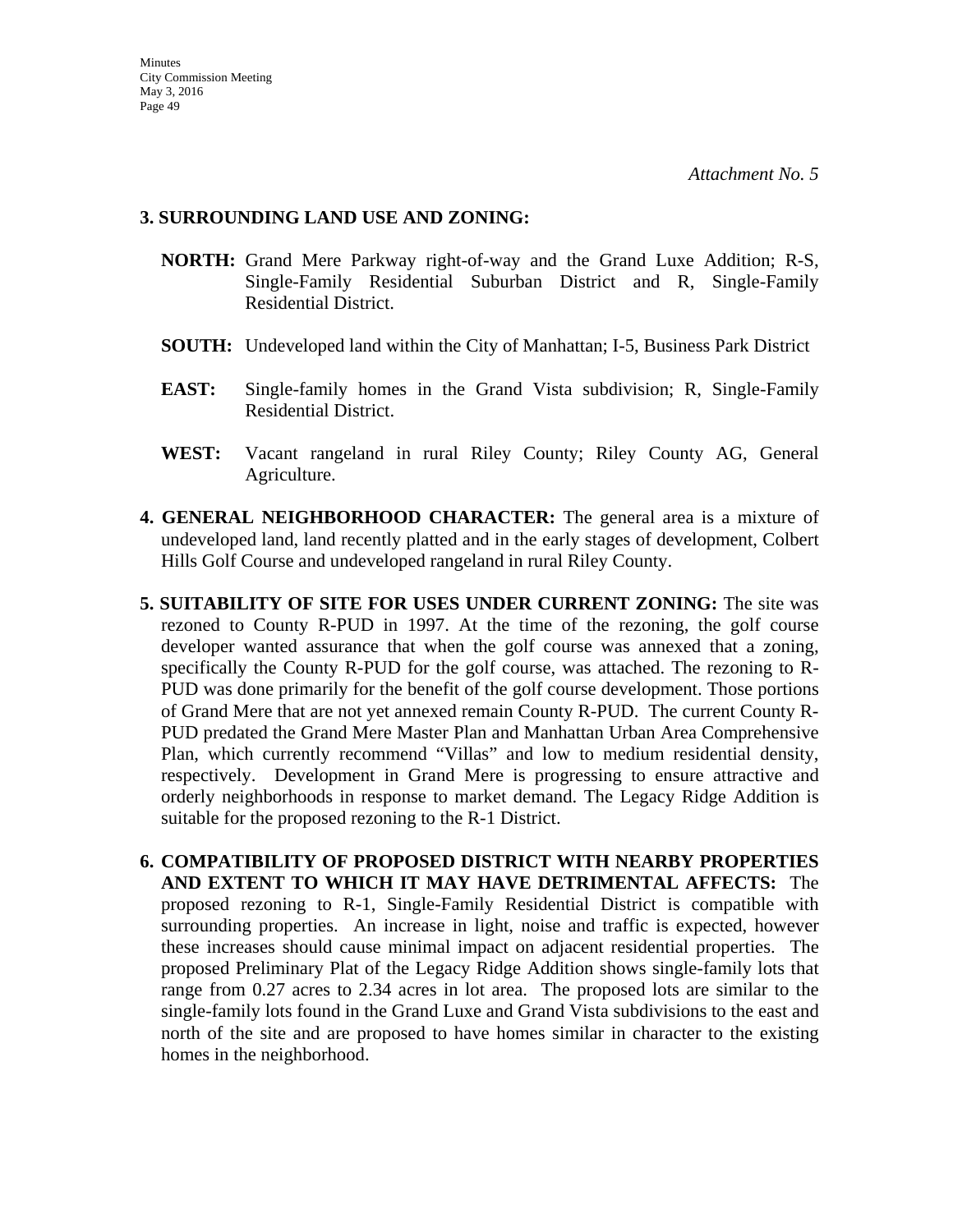*Attachment No. 5*

**3. SURROUNDING LAND USE AND ZONING:**

**NORTH:** Grand Mere Parkway right-of-way and the Grand Luxe Addition; R-S, Single-Family Residential Suburban District and R, Single-Family Residential District.

**SOUTH:** Undeveloped land within the City of Manhattan; I-5, Business Park District

**EAST:** Single-family homes in the Grand Vista subdivision; R, Single-Family Residential District.

**WEST:** Vacant rangeland in rural Riley County; Riley County AG, General Agriculture.

**4. GENERAL NEIGHBORHOOD CHARACTER:** The general area is a mixture of undeveloped land, land recently platted and in the early stages of development, Colbert Hills Golf Course and undeveloped rangeland in rural Riley County.

**5. SUITABILITY OF SITE FOR USES UNDER CURRENT ZONING:** The site was rezoned to County R-PUD in 1997. At the time of the rezoning, the golf course developer wanted assurance that when the golf course was annexed that a zoning, specifically the County R-PUD for the golf course, was attached. The rezoning to R-PUD was done primarily for the benefit of the golf course development. Those portions of Grand Mere that are not yet annexed remain County R-PUD. The current County R-PUD predated the Grand Mere Master Plan and Manhattan Urban Area Comprehensive Plan, which currently recommend "Villas" and low to medium residential density, respectively. Development in Grand Mere is progressing to ensure attractive and orderly neighborhoods in response to market demand. The Legacy Ridge Addition is suitable for the proposed rezoning to the R-1 District.

**6. COMPATIBILITY OF PROPOSED DISTRICT WITH NEARBY PROPERTIES AND EXTENT TO WHICH IT MAY HAVE DETRIMENTAL AFFECTS:** The proposed rezoning to R-1, Single-Family Residential District is compatible with surrounding properties. An increase in light, noise and traffic is expected, however these increases should cause minimal impact on adjacent residential properties. The proposed Preliminary Plat of the Legacy Ridge Addition shows single-family lots that range from 0.27 acres to 2.34 acres in lot area. The proposed lots are similar to the single-family lots found in the Grand Luxe and Grand Vista subdivisions to the east and north of the site and are proposed to have homes similar in character to the existing homes in the neighborhood.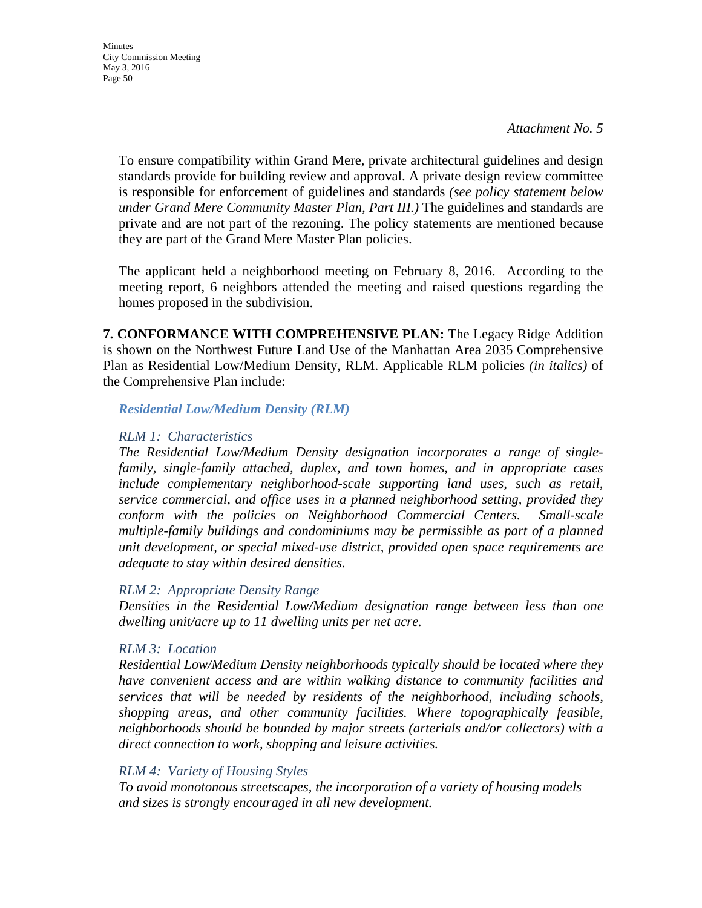*Attachment No. 5*

To ensure compatibility within Grand Mere, private architectural guidelines and design standards provide for building review and approval. A private design review committee is responsible for enforcement of guidelines and standards *(see policy statement below under Grand Mere Community Master Plan, Part III.)* The guidelines and standards are private and are not part of the rezoning. The policy statements are mentioned because they are part of the Grand Mere Master Plan policies.

The applicant held a neighborhood meeting on February 8, 2016. According to the meeting report, 6 neighbors attended the meeting and raised questions regarding the homes proposed in the subdivision.

**7. CONFORMANCE WITH COMPREHENSIVE PLAN:** The Legacy Ridge Addition is shown on the Northwest Future Land Use of the Manhattan Area 2035 Comprehensive Plan as Residential Low/Medium Density, RLM. Applicable RLM policies *(in italics)* of the Comprehensive Plan include:

***Residential Low/Medium Density (RLM)***

*RLM 1: Characteristics*

*The Residential Low/Medium Density designation incorporates a range of single-family, single-family attached, duplex, and town homes, and in appropriate cases include complementary neighborhood-scale supporting land uses, such as retail, service commercial, and office uses in a planned neighborhood setting, provided they conform with the policies on Neighborhood Commercial Centers. Small-scale multiple-family buildings and condominiums may be permissible as part of a planned unit development, or special mixed-use district, provided open space requirements are adequate to stay within desired densities.*

*RLM 2: Appropriate Density Range*

*Densities in the Residential Low/Medium designation range between less than one dwelling unit/acre up to 11 dwelling units per net acre.*

*RLM 3: Location*

*Residential Low/Medium Density neighborhoods typically should be located where they have convenient access and are within walking distance to community facilities and services that will be needed by residents of the neighborhood, including schools, shopping areas, and other community facilities. Where topographically feasible, neighborhoods should be bounded by major streets (arterials and/or collectors) with a direct connection to work, shopping and leisure activities.*

*RLM 4: Variety of Housing Styles*

*To avoid monotonous streetscapes, the incorporation of a variety of housing models and sizes is strongly encouraged in all new development.*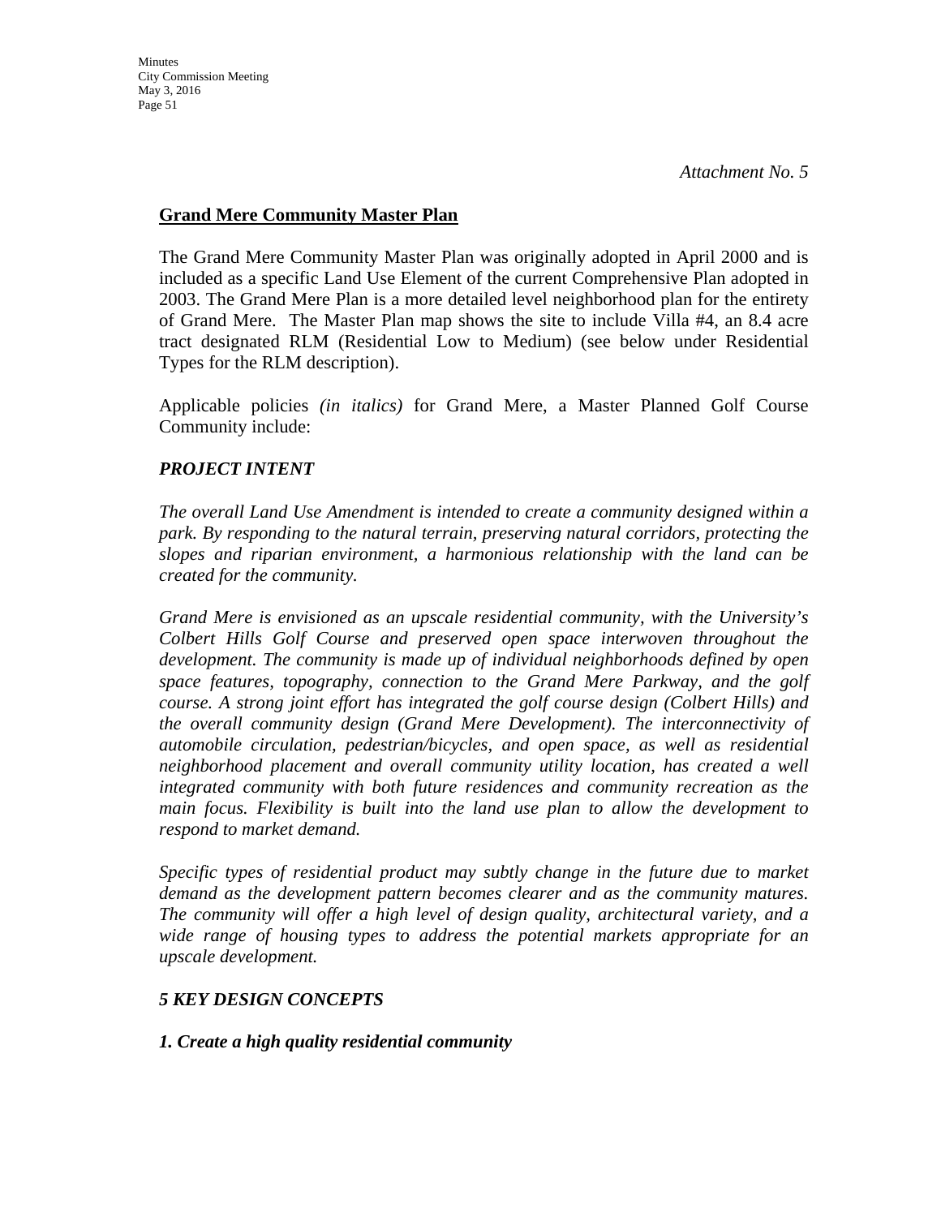*Attachment No. 5*

## Grand Mere Community Master Plan

The Grand Mere Community Master Plan was originally adopted in April 2000 and is included as a specific Land Use Element of the current Comprehensive Plan adopted in 2003. The Grand Mere Plan is a more detailed level neighborhood plan for the entirety of Grand Mere. The Master Plan map shows the site to include Villa #4, an 8.4 acre tract designated RLM (Residential Low to Medium) (see below under Residential Types for the RLM description).

Applicable policies *(in italics)* for Grand Mere, a Master Planned Golf Course Community include:

### *PROJECT INTENT*

*The overall Land Use Amendment is intended to create a community designed within a park. By responding to the natural terrain, preserving natural corridors, protecting the slopes and riparian environment, a harmonious relationship with the land can be created for the community.*

*Grand Mere is envisioned as an upscale residential community, with the University's Colbert Hills Golf Course and preserved open space interwoven throughout the development. The community is made up of individual neighborhoods defined by open space features, topography, connection to the Grand Mere Parkway, and the golf course. A strong joint effort has integrated the golf course design (Colbert Hills) and the overall community design (Grand Mere Development). The interconnectivity of automobile circulation, pedestrian/bicycles, and open space, as well as residential neighborhood placement and overall community utility location, has created a well integrated community with both future residences and community recreation as the main focus. Flexibility is built into the land use plan to allow the development to respond to market demand.*

*Specific types of residential product may subtly change in the future due to market demand as the development pattern becomes clearer and as the community matures. The community will offer a high level of design quality, architectural variety, and a wide range of housing types to address the potential markets appropriate for an upscale development.*

### *5 KEY DESIGN CONCEPTS*

***1. Create a high quality residential community***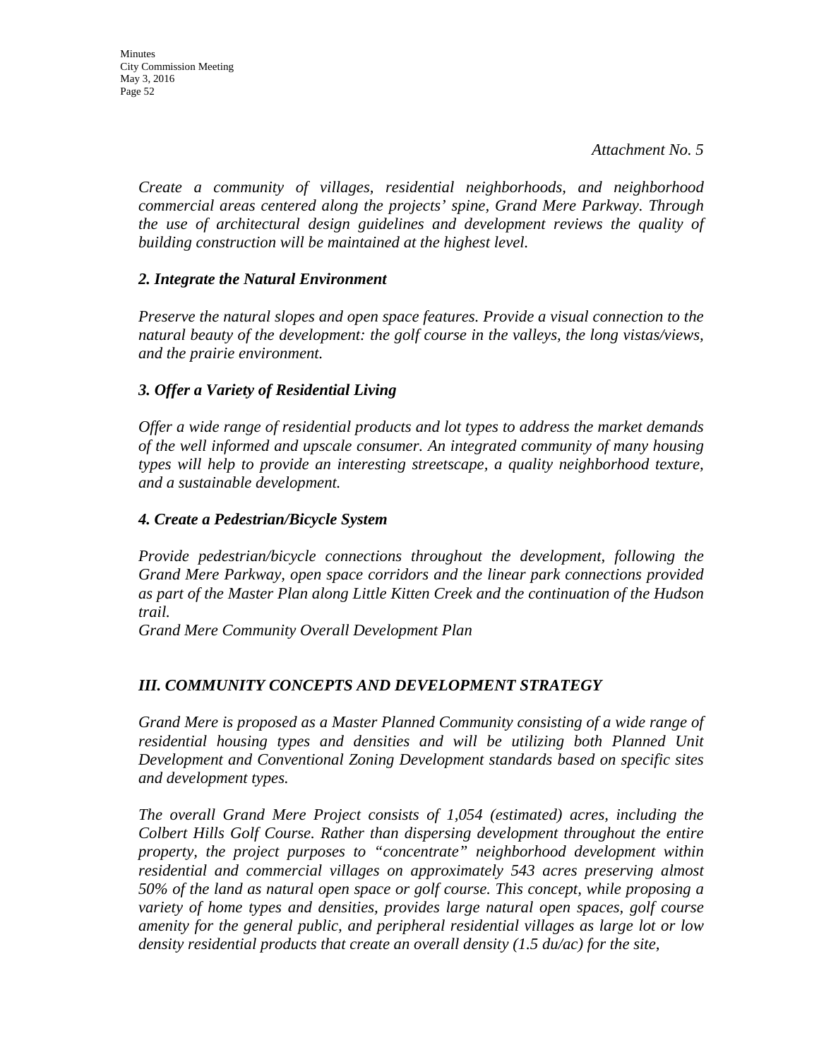*Attachment No. 5*

*Create a community of villages, residential neighborhoods, and neighborhood commercial areas centered along the projects' spine, Grand Mere Parkway. Through the use of architectural design guidelines and development reviews the quality of building construction will be maintained at the highest level.*

### *2. Integrate the Natural Environment*

*Preserve the natural slopes and open space features. Provide a visual connection to the natural beauty of the development: the golf course in the valleys, the long vistas/views, and the prairie environment.*

### *3. Offer a Variety of Residential Living*

*Offer a wide range of residential products and lot types to address the market demands of the well informed and upscale consumer. An integrated community of many housing types will help to provide an interesting streetscape, a quality neighborhood texture, and a sustainable development.*

### *4. Create a Pedestrian/Bicycle System*

*Provide pedestrian/bicycle connections throughout the development, following the Grand Mere Parkway, open space corridors and the linear park connections provided as part of the Master Plan along Little Kitten Creek and the continuation of the Hudson trail.*
*Grand Mere Community Overall Development Plan*

## *III. COMMUNITY CONCEPTS AND DEVELOPMENT STRATEGY*

*Grand Mere is proposed as a Master Planned Community consisting of a wide range of residential housing types and densities and will be utilizing both Planned Unit Development and Conventional Zoning Development standards based on specific sites and development types.*

*The overall Grand Mere Project consists of 1,054 (estimated) acres, including the Colbert Hills Golf Course. Rather than dispersing development throughout the entire property, the project purposes to "concentrate" neighborhood development within residential and commercial villages on approximately 543 acres preserving almost 50% of the land as natural open space or golf course. This concept, while proposing a variety of home types and densities, provides large natural open spaces, golf course amenity for the general public, and peripheral residential villages as large lot or low density residential products that create an overall density (1.5 du/ac) for the site,*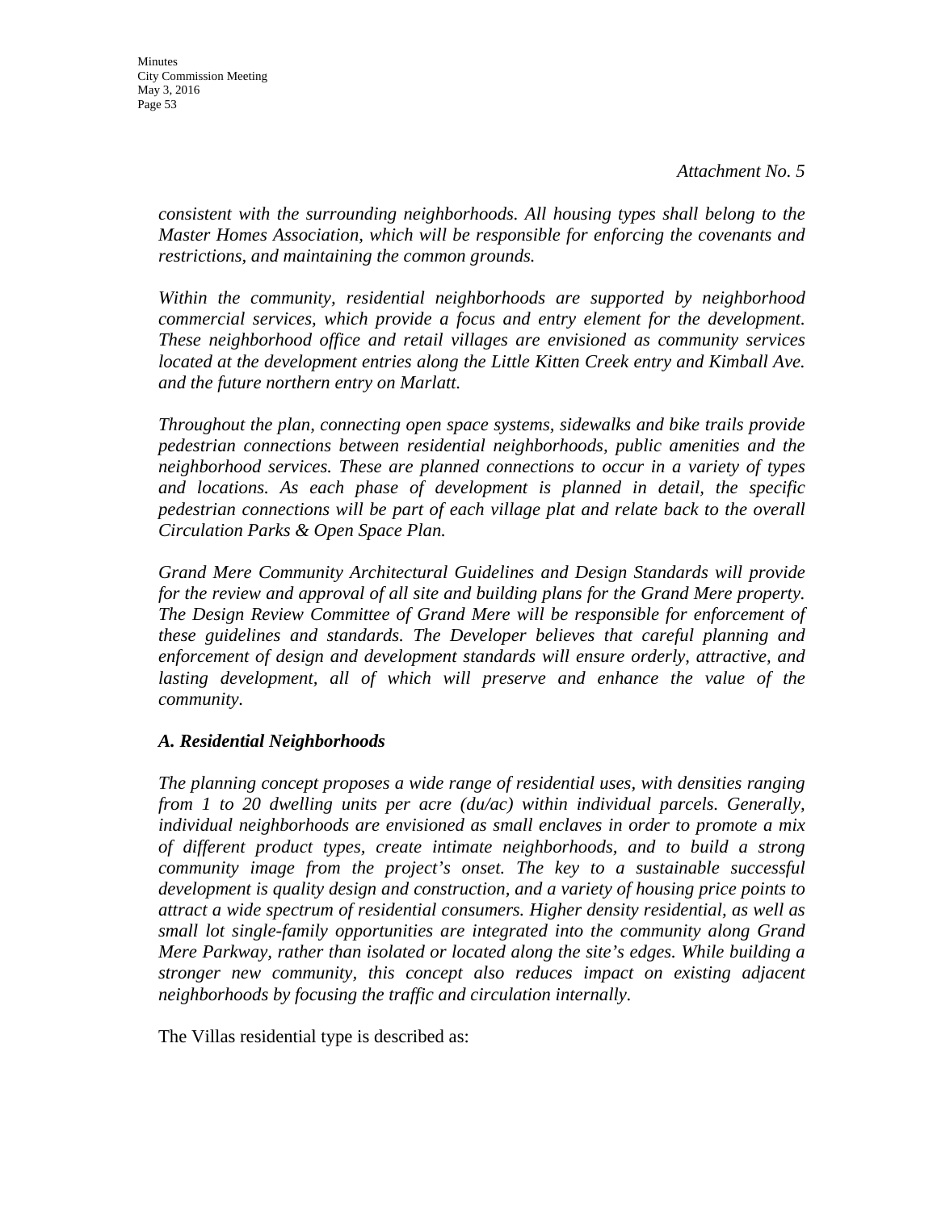*Attachment No. 5*

*consistent with the surrounding neighborhoods. All housing types shall belong to the Master Homes Association, which will be responsible for enforcing the covenants and restrictions, and maintaining the common grounds.*

*Within the community, residential neighborhoods are supported by neighborhood commercial services, which provide a focus and entry element for the development. These neighborhood office and retail villages are envisioned as community services located at the development entries along the Little Kitten Creek entry and Kimball Ave. and the future northern entry on Marlatt.*

*Throughout the plan, connecting open space systems, sidewalks and bike trails provide pedestrian connections between residential neighborhoods, public amenities and the neighborhood services. These are planned connections to occur in a variety of types and locations. As each phase of development is planned in detail, the specific pedestrian connections will be part of each village plat and relate back to the overall Circulation Parks & Open Space Plan.*

*Grand Mere Community Architectural Guidelines and Design Standards will provide for the review and approval of all site and building plans for the Grand Mere property. The Design Review Committee of Grand Mere will be responsible for enforcement of these guidelines and standards. The Developer believes that careful planning and enforcement of design and development standards will ensure orderly, attractive, and lasting development, all of which will preserve and enhance the value of the community.*

***A. Residential Neighborhoods***

*The planning concept proposes a wide range of residential uses, with densities ranging from 1 to 20 dwelling units per acre (du/ac) within individual parcels. Generally, individual neighborhoods are envisioned as small enclaves in order to promote a mix of different product types, create intimate neighborhoods, and to build a strong community image from the project's onset. The key to a sustainable successful development is quality design and construction, and a variety of housing price points to attract a wide spectrum of residential consumers. Higher density residential, as well as small lot single-family opportunities are integrated into the community along Grand Mere Parkway, rather than isolated or located along the site's edges. While building a stronger new community, this concept also reduces impact on existing adjacent neighborhoods by focusing the traffic and circulation internally.*

The Villas residential type is described as: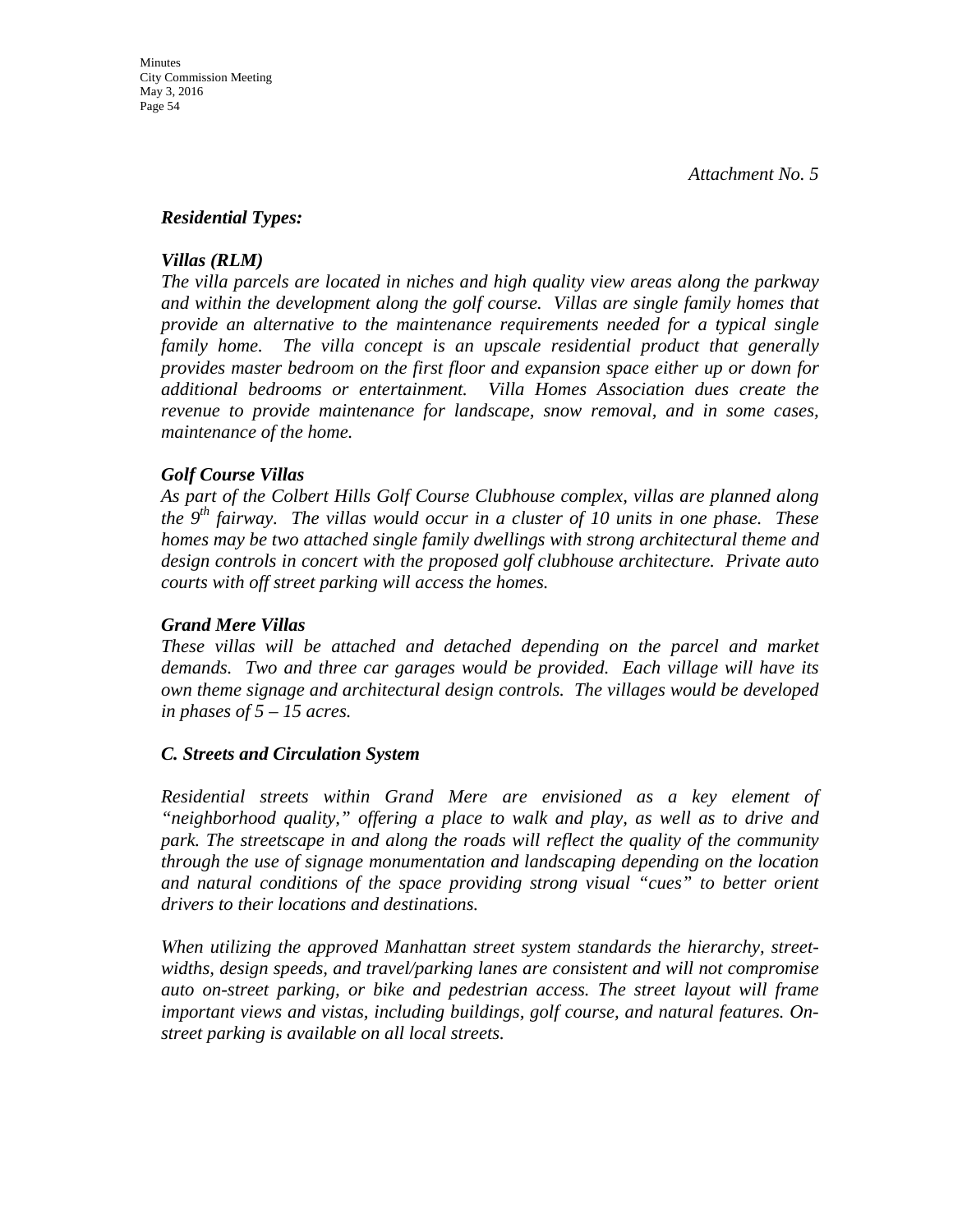*Attachment No. 5*

***Residential Types:***

***Villas (RLM)***

*The villa parcels are located in niches and high quality view areas along the parkway and within the development along the golf course. Villas are single family homes that provide an alternative to the maintenance requirements needed for a typical single family home. The villa concept is an upscale residential product that generally provides master bedroom on the first floor and expansion space either up or down for additional bedrooms or entertainment. Villa Homes Association dues create the revenue to provide maintenance for landscape, snow removal, and in some cases, maintenance of the home.*

***Golf Course Villas***

*As part of the Colbert Hills Golf Course Clubhouse complex, villas are planned along the 9th fairway. The villas would occur in a cluster of 10 units in one phase. These homes may be two attached single family dwellings with strong architectural theme and design controls in concert with the proposed golf clubhouse architecture. Private auto courts with off street parking will access the homes.*

***Grand Mere Villas***

*These villas will be attached and detached depending on the parcel and market demands. Two and three car garages would be provided. Each village will have its own theme signage and architectural design controls. The villages would be developed in phases of 5 – 15 acres.*

***C. Streets and Circulation System***

*Residential streets within Grand Mere are envisioned as a key element of "neighborhood quality," offering a place to walk and play, as well as to drive and park. The streetscape in and along the roads will reflect the quality of the community through the use of signage monumentation and landscaping depending on the location and natural conditions of the space providing strong visual "cues" to better orient drivers to their locations and destinations.*

*When utilizing the approved Manhattan street system standards the hierarchy, street-widths, design speeds, and travel/parking lanes are consistent and will not compromise auto on-street parking, or bike and pedestrian access. The street layout will frame important views and vistas, including buildings, golf course, and natural features. On-street parking is available on all local streets.*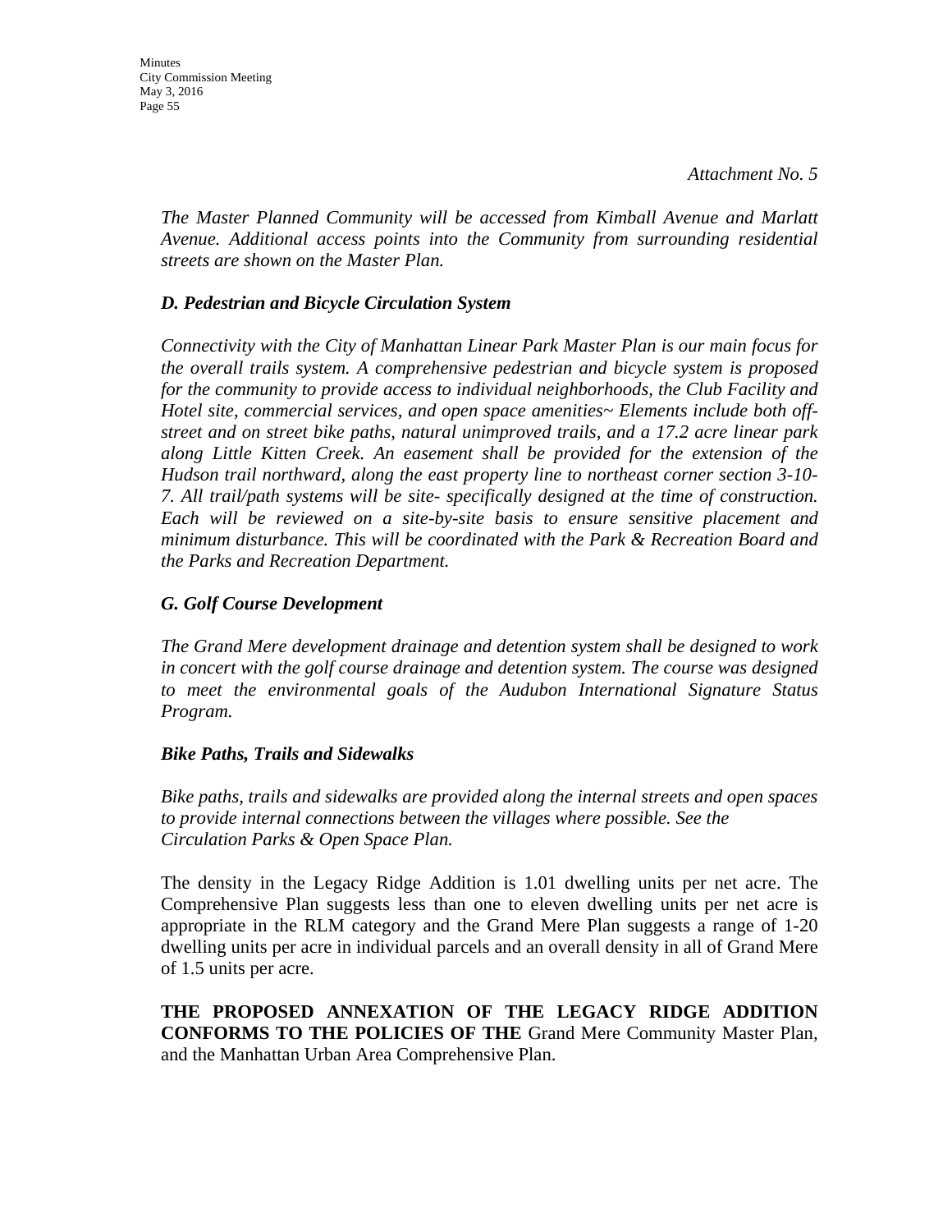*Attachment No. 5*

*The Master Planned Community will be accessed from Kimball Avenue and Marlatt Avenue. Additional access points into the Community from surrounding residential streets are shown on the Master Plan.*

***D. Pedestrian and Bicycle Circulation System***

*Connectivity with the City of Manhattan Linear Park Master Plan is our main focus for the overall trails system. A comprehensive pedestrian and bicycle system is proposed for the community to provide access to individual neighborhoods, the Club Facility and Hotel site, commercial services, and open space amenities~ Elements include both off-street and on street bike paths, natural unimproved trails, and a 17.2 acre linear park along Little Kitten Creek. An easement shall be provided for the extension of the Hudson trail northward, along the east property line to northeast corner section 3-10-7. All trail/path systems will be site- specifically designed at the time of construction. Each will be reviewed on a site-by-site basis to ensure sensitive placement and minimum disturbance. This will be coordinated with the Park & Recreation Board and the Parks and Recreation Department.*

***G. Golf Course Development***

*The Grand Mere development drainage and detention system shall be designed to work in concert with the golf course drainage and detention system. The course was designed to meet the environmental goals of the Audubon International Signature Status Program.*

***Bike Paths, Trails and Sidewalks***

*Bike paths, trails and sidewalks are provided along the internal streets and open spaces to provide internal connections between the villages where possible. See the Circulation Parks & Open Space Plan.*

The density in the Legacy Ridge Addition is 1.01 dwelling units per net acre. The Comprehensive Plan suggests less than one to eleven dwelling units per net acre is appropriate in the RLM category and the Grand Mere Plan suggests a range of 1-20 dwelling units per acre in individual parcels and an overall density in all of Grand Mere of 1.5 units per acre.

**THE PROPOSED ANNEXATION OF THE LEGACY RIDGE ADDITION CONFORMS TO THE POLICIES OF THE** Grand Mere Community Master Plan, and the Manhattan Urban Area Comprehensive Plan.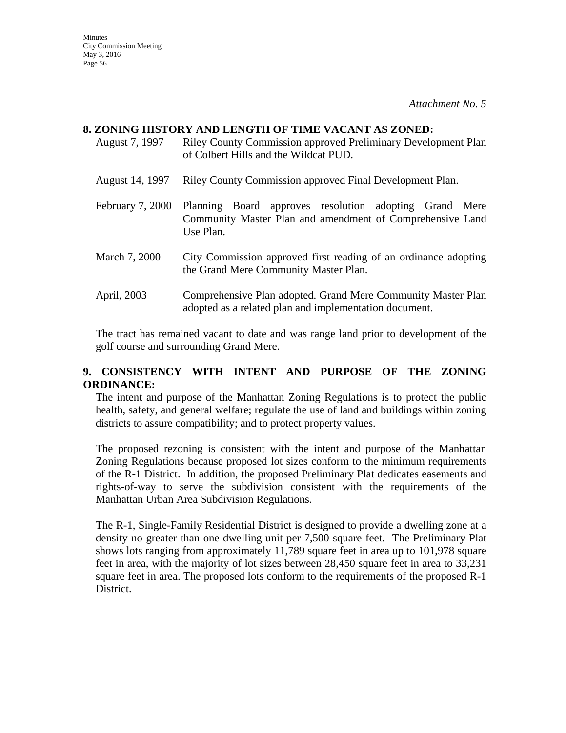*Attachment No. 5*

**8. ZONING HISTORY AND LENGTH OF TIME VACANT AS ZONED:**

| | |
|---|---|
| August 7, 1997 | Riley County Commission approved Preliminary Development Plan of Colbert Hills and the Wildcat PUD. |
| August 14, 1997 | Riley County Commission approved Final Development Plan. |
| February 7, 2000 | Planning Board approves resolution adopting Grand Mere Community Master Plan and amendment of Comprehensive Land Use Plan. |
| March 7, 2000 | City Commission approved first reading of an ordinance adopting the Grand Mere Community Master Plan. |
| April, 2003 | Comprehensive Plan adopted. Grand Mere Community Master Plan adopted as a related plan and implementation document. |

The tract has remained vacant to date and was range land prior to development of the golf course and surrounding Grand Mere.

**9. CONSISTENCY WITH INTENT AND PURPOSE OF THE ZONING ORDINANCE:**

The intent and purpose of the Manhattan Zoning Regulations is to protect the public health, safety, and general welfare; regulate the use of land and buildings within zoning districts to assure compatibility; and to protect property values.

The proposed rezoning is consistent with the intent and purpose of the Manhattan Zoning Regulations because proposed lot sizes conform to the minimum requirements of the R-1 District. In addition, the proposed Preliminary Plat dedicates easements and rights-of-way to serve the subdivision consistent with the requirements of the Manhattan Urban Area Subdivision Regulations.

The R-1, Single-Family Residential District is designed to provide a dwelling zone at a density no greater than one dwelling unit per 7,500 square feet. The Preliminary Plat shows lots ranging from approximately 11,789 square feet in area up to 101,978 square feet in area, with the majority of lot sizes between 28,450 square feet in area to 33,231 square feet in area. The proposed lots conform to the requirements of the proposed R-1 District.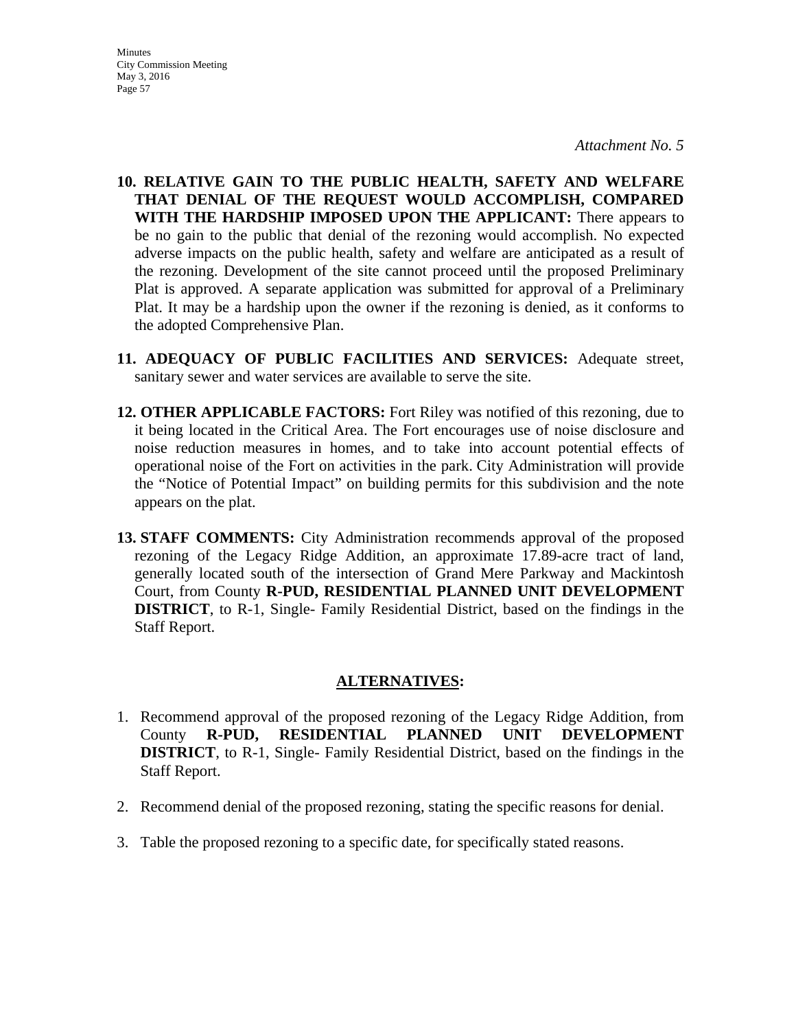*Attachment No. 5*

10. **RELATIVE GAIN TO THE PUBLIC HEALTH, SAFETY AND WELFARE THAT DENIAL OF THE REQUEST WOULD ACCOMPLISH, COMPARED WITH THE HARDSHIP IMPOSED UPON THE APPLICANT:** There appears to be no gain to the public that denial of the rezoning would accomplish. No expected adverse impacts on the public health, safety and welfare are anticipated as a result of the rezoning. Development of the site cannot proceed until the proposed Preliminary Plat is approved. A separate application was submitted for approval of a Preliminary Plat. It may be a hardship upon the owner if the rezoning is denied, as it conforms to the adopted Comprehensive Plan.

11. **ADEQUACY OF PUBLIC FACILITIES AND SERVICES:** Adequate street, sanitary sewer and water services are available to serve the site.

12. **OTHER APPLICABLE FACTORS:** Fort Riley was notified of this rezoning, due to it being located in the Critical Area. The Fort encourages use of noise disclosure and noise reduction measures in homes, and to take into account potential effects of operational noise of the Fort on activities in the park. City Administration will provide the "Notice of Potential Impact" on building permits for this subdivision and the note appears on the plat.

13. **STAFF COMMENTS:** City Administration recommends approval of the proposed rezoning of the Legacy Ridge Addition, an approximate 17.89-acre tract of land, generally located south of the intersection of Grand Mere Parkway and Mackintosh Court, from County **R-PUD, RESIDENTIAL PLANNED UNIT DEVELOPMENT DISTRICT**, to R-1, Single- Family Residential District, based on the findings in the Staff Report.

## ALTERNATIVES:

1. Recommend approval of the proposed rezoning of the Legacy Ridge Addition, from County **R-PUD, RESIDENTIAL PLANNED UNIT DEVELOPMENT DISTRICT**, to R-1, Single- Family Residential District, based on the findings in the Staff Report.

2. Recommend denial of the proposed rezoning, stating the specific reasons for denial.

3. Table the proposed rezoning to a specific date, for specifically stated reasons.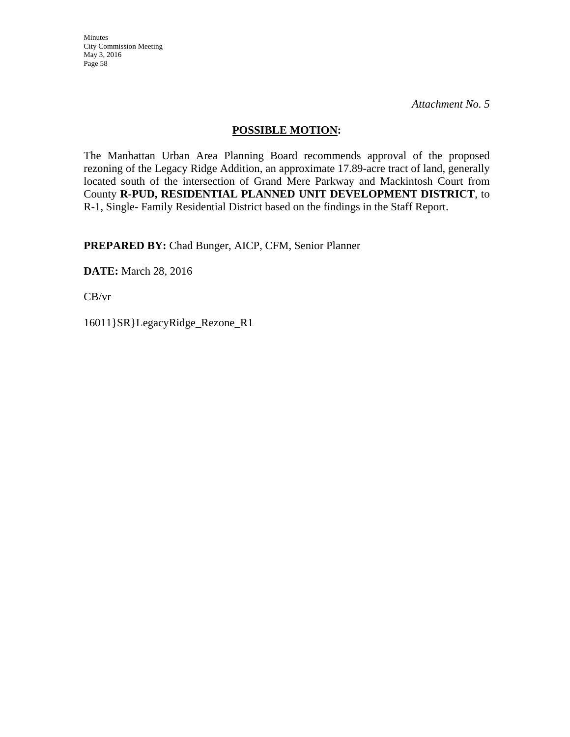*Attachment No. 5*

**POSSIBLE MOTION:**

The Manhattan Urban Area Planning Board recommends approval of the proposed rezoning of the Legacy Ridge Addition, an approximate 17.89-acre tract of land, generally located south of the intersection of Grand Mere Parkway and Mackintosh Court from County **R-PUD, RESIDENTIAL PLANNED UNIT DEVELOPMENT DISTRICT**, to R-1, Single- Family Residential District based on the findings in the Staff Report.

**PREPARED BY:** Chad Bunger, AICP, CFM, Senior Planner

**DATE:** March 28, 2016

CB/vr

16011}SR}LegacyRidge_Rezone_R1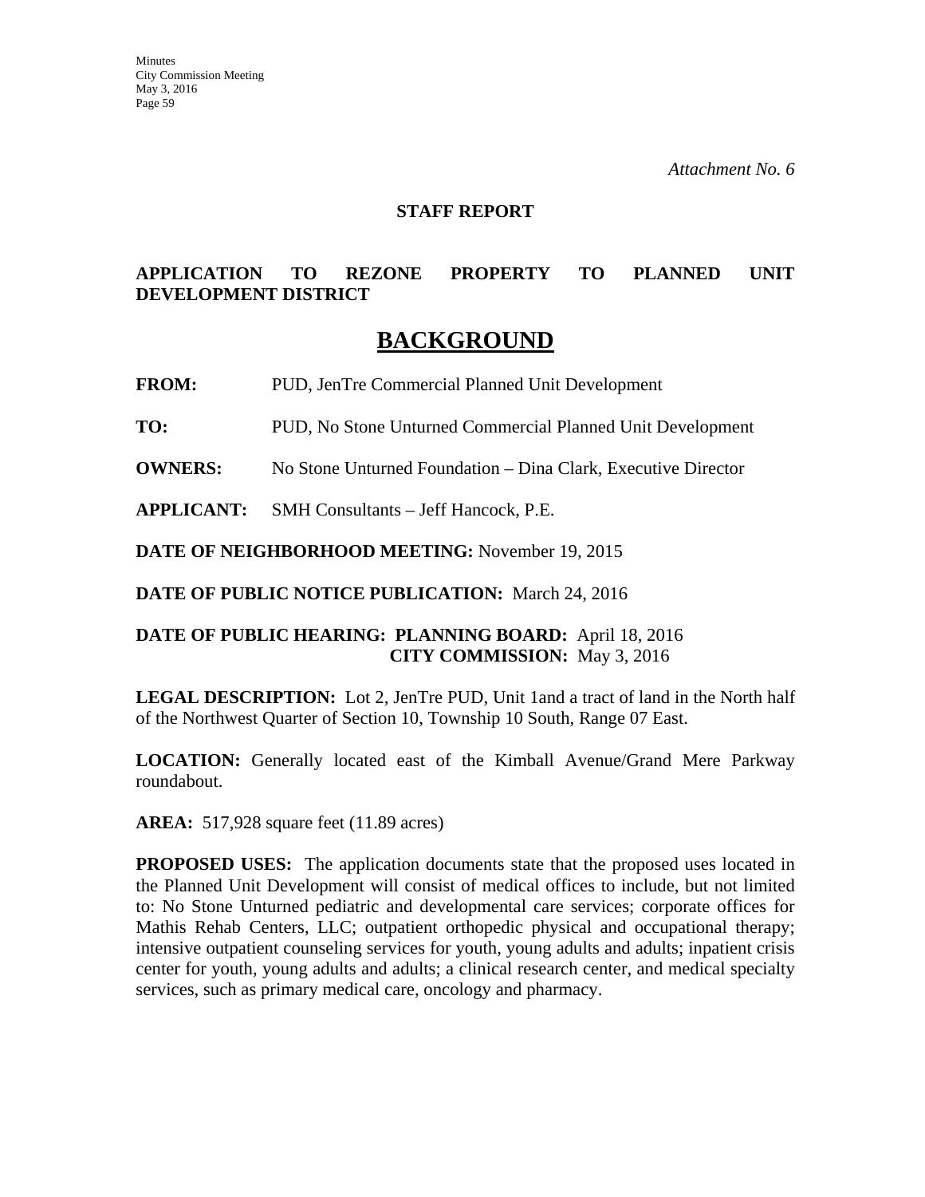*Attachment No. 6*

**STAFF REPORT**

**APPLICATION TO REZONE PROPERTY TO PLANNED UNIT DEVELOPMENT DISTRICT**

# BACKGROUND

**FROM:** PUD, JenTre Commercial Planned Unit Development

**TO:** PUD, No Stone Unturned Commercial Planned Unit Development

**OWNERS:** No Stone Unturned Foundation – Dina Clark, Executive Director

**APPLICANT:** SMH Consultants – Jeff Hancock, P.E.

**DATE OF NEIGHBORHOOD MEETING:** November 19, 2015

**DATE OF PUBLIC NOTICE PUBLICATION:** March 24, 2016

**DATE OF PUBLIC HEARING: PLANNING BOARD:** April 18, 2016
**CITY COMMISSION:** May 3, 2016

**LEGAL DESCRIPTION:** Lot 2, JenTre PUD, Unit 1and a tract of land in the North half of the Northwest Quarter of Section 10, Township 10 South, Range 07 East.

**LOCATION:** Generally located east of the Kimball Avenue/Grand Mere Parkway roundabout.

**AREA:** 517,928 square feet (11.89 acres)

**PROPOSED USES:** The application documents state that the proposed uses located in the Planned Unit Development will consist of medical offices to include, but not limited to: No Stone Unturned pediatric and developmental care services; corporate offices for Mathis Rehab Centers, LLC; outpatient orthopedic physical and occupational therapy; intensive outpatient counseling services for youth, young adults and adults; inpatient crisis center for youth, young adults and adults; a clinical research center, and medical specialty services, such as primary medical care, oncology and pharmacy.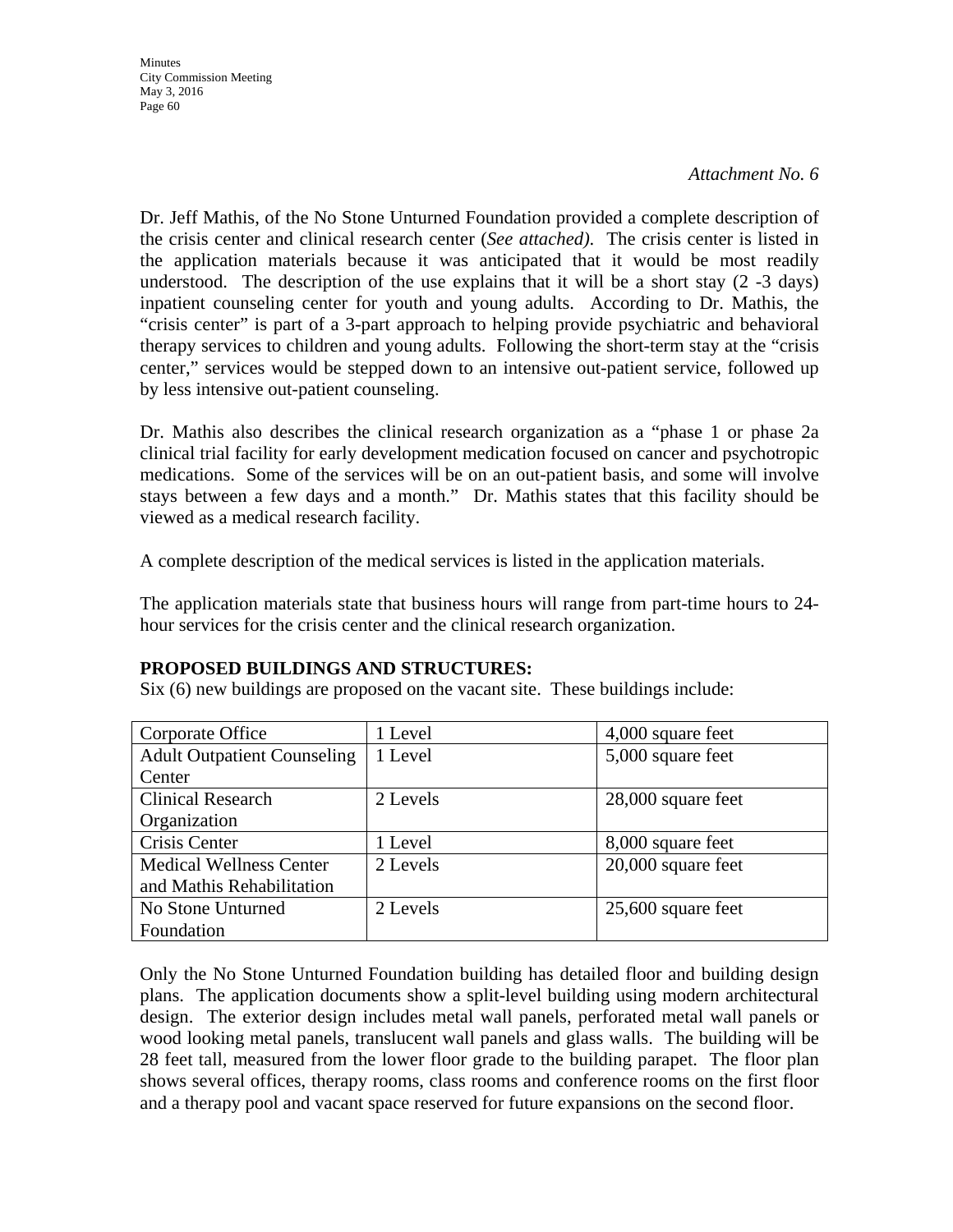*Attachment No. 6*

Dr. Jeff Mathis, of the No Stone Unturned Foundation provided a complete description of the crisis center and clinical research center (*See attached).* The crisis center is listed in the application materials because it was anticipated that it would be most readily understood. The description of the use explains that it will be a short stay (2 -3 days) inpatient counseling center for youth and young adults. According to Dr. Mathis, the "crisis center" is part of a 3-part approach to helping provide psychiatric and behavioral therapy services to children and young adults. Following the short-term stay at the "crisis center," services would be stepped down to an intensive out-patient service, followed up by less intensive out-patient counseling.

Dr. Mathis also describes the clinical research organization as a "phase 1 or phase 2a clinical trial facility for early development medication focused on cancer and psychotropic medications. Some of the services will be on an out-patient basis, and some will involve stays between a few days and a month." Dr. Mathis states that this facility should be viewed as a medical research facility.

A complete description of the medical services is listed in the application materials.

The application materials state that business hours will range from part-time hours to 24-hour services for the crisis center and the clinical research organization.

**PROPOSED BUILDINGS AND STRUCTURES:**

Six (6) new buildings are proposed on the vacant site. These buildings include:

| Corporate Office | 1 Level | 4,000 square feet |
|---|---|---|
| Adult Outpatient Counseling Center | 1 Level | 5,000 square feet |
| Clinical Research Organization | 2 Levels | 28,000 square feet |
| Crisis Center | 1 Level | 8,000 square feet |
| Medical Wellness Center and Mathis Rehabilitation | 2 Levels | 20,000 square feet |
| No Stone Unturned Foundation | 2 Levels | 25,600 square feet |

Only the No Stone Unturned Foundation building has detailed floor and building design plans. The application documents show a split-level building using modern architectural design. The exterior design includes metal wall panels, perforated metal wall panels or wood looking metal panels, translucent wall panels and glass walls. The building will be 28 feet tall, measured from the lower floor grade to the building parapet. The floor plan shows several offices, therapy rooms, class rooms and conference rooms on the first floor and a therapy pool and vacant space reserved for future expansions on the second floor.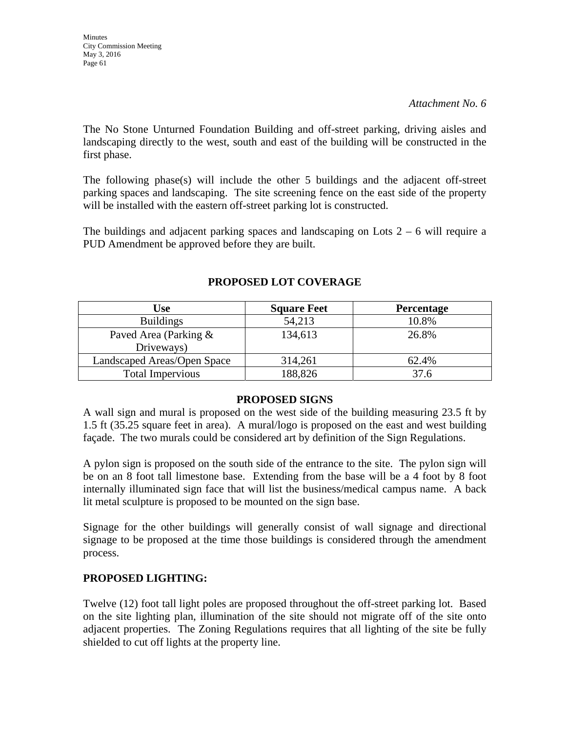*Attachment No. 6*

The No Stone Unturned Foundation Building and off-street parking, driving aisles and landscaping directly to the west, south and east of the building will be constructed in the first phase.

The following phase(s) will include the other 5 buildings and the adjacent off-street parking spaces and landscaping. The site screening fence on the east side of the property will be installed with the eastern off-street parking lot is constructed.

The buildings and adjacent parking spaces and landscaping on Lots 2 – 6 will require a PUD Amendment be approved before they are built.

**PROPOSED LOT COVERAGE**

| Use | Square Feet | Percentage |
|---|---|---|
| Buildings | 54,213 | 10.8% |
| Paved Area (Parking & Driveways) | 134,613 | 26.8% |
| Landscaped Areas/Open Space | 314,261 | 62.4% |
| Total Impervious | 188,826 | 37.6 |

**PROPOSED SIGNS**

A wall sign and mural is proposed on the west side of the building measuring 23.5 ft by 1.5 ft (35.25 square feet in area). A mural/logo is proposed on the east and west building façade. The two murals could be considered art by definition of the Sign Regulations.

A pylon sign is proposed on the south side of the entrance to the site. The pylon sign will be on an 8 foot tall limestone base. Extending from the base will be a 4 foot by 8 foot internally illuminated sign face that will list the business/medical campus name. A back lit metal sculpture is proposed to be mounted on the sign base.

Signage for the other buildings will generally consist of wall signage and directional signage to be proposed at the time those buildings is considered through the amendment process.

**PROPOSED LIGHTING:**

Twelve (12) foot tall light poles are proposed throughout the off-street parking lot. Based on the site lighting plan, illumination of the site should not migrate off of the site onto adjacent properties. The Zoning Regulations requires that all lighting of the site be fully shielded to cut off lights at the property line.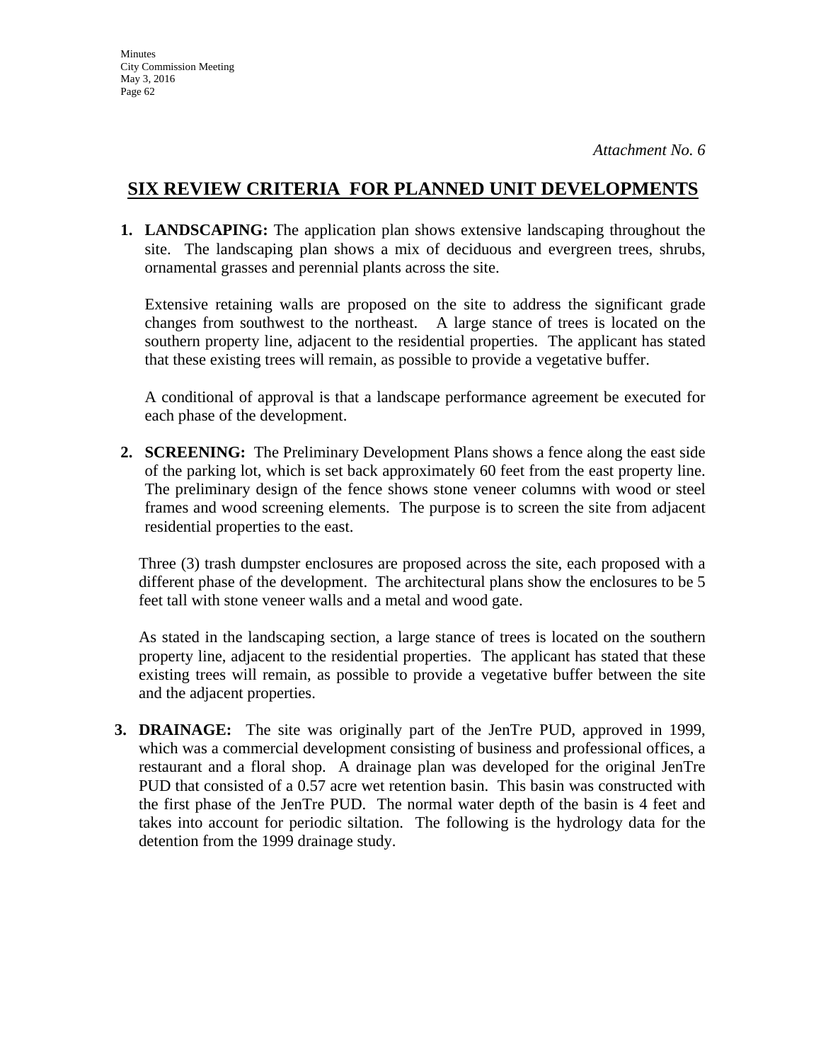*Attachment No. 6*

# SIX REVIEW CRITERIA FOR PLANNED UNIT DEVELOPMENTS

1. **LANDSCAPING:** The application plan shows extensive landscaping throughout the site. The landscaping plan shows a mix of deciduous and evergreen trees, shrubs, ornamental grasses and perennial plants across the site.

   Extensive retaining walls are proposed on the site to address the significant grade changes from southwest to the northeast. A large stance of trees is located on the southern property line, adjacent to the residential properties. The applicant has stated that these existing trees will remain, as possible to provide a vegetative buffer.

   A conditional of approval is that a landscape performance agreement be executed for each phase of the development.

2. **SCREENING:** The Preliminary Development Plans shows a fence along the east side of the parking lot, which is set back approximately 60 feet from the east property line. The preliminary design of the fence shows stone veneer columns with wood or steel frames and wood screening elements. The purpose is to screen the site from adjacent residential properties to the east.

   Three (3) trash dumpster enclosures are proposed across the site, each proposed with a different phase of the development. The architectural plans show the enclosures to be 5 feet tall with stone veneer walls and a metal and wood gate.

   As stated in the landscaping section, a large stance of trees is located on the southern property line, adjacent to the residential properties. The applicant has stated that these existing trees will remain, as possible to provide a vegetative buffer between the site and the adjacent properties.

3. **DRAINAGE:** The site was originally part of the JenTre PUD, approved in 1999, which was a commercial development consisting of business and professional offices, a restaurant and a floral shop. A drainage plan was developed for the original JenTre PUD that consisted of a 0.57 acre wet retention basin. This basin was constructed with the first phase of the JenTre PUD. The normal water depth of the basin is 4 feet and takes into account for periodic siltation. The following is the hydrology data for the detention from the 1999 drainage study.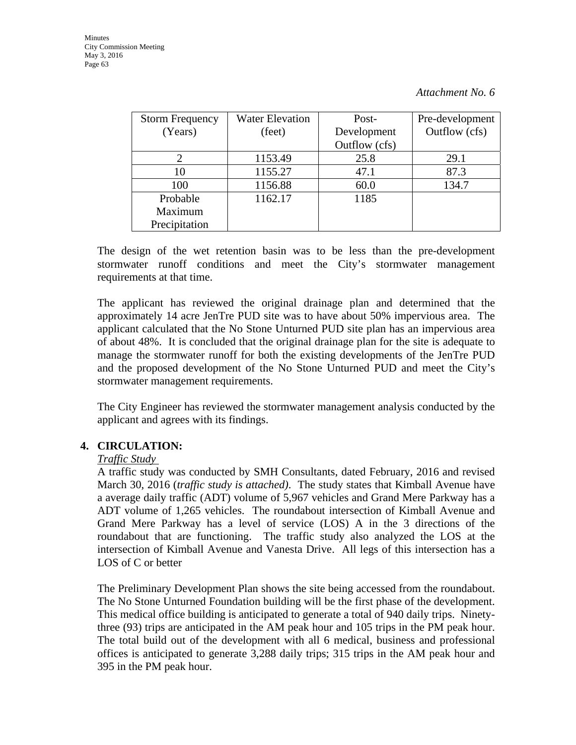*Attachment No. 6*

| Storm Frequency (Years) | Water Elevation (feet) | Post-Development Outflow (cfs) | Pre-development Outflow (cfs) |
|---|---|---|---|
| 2 | 1153.49 | 25.8 | 29.1 |
| 10 | 1155.27 | 47.1 | 87.3 |
| 100 | 1156.88 | 60.0 | 134.7 |
| Probable Maximum Precipitation | 1162.17 | 1185 | |

The design of the wet retention basin was to be less than the pre-development stormwater runoff conditions and meet the City's stormwater management requirements at that time.

The applicant has reviewed the original drainage plan and determined that the approximately 14 acre JenTre PUD site was to have about 50% impervious area. The applicant calculated that the No Stone Unturned PUD site plan has an impervious area of about 48%. It is concluded that the original drainage plan for the site is adequate to manage the stormwater runoff for both the existing developments of the JenTre PUD and the proposed development of the No Stone Unturned PUD and meet the City's stormwater management requirements.

The City Engineer has reviewed the stormwater management analysis conducted by the applicant and agrees with its findings.

**4. CIRCULATION:**

*Traffic Study*

A traffic study was conducted by SMH Consultants, dated February, 2016 and revised March 30, 2016 (*traffic study is attached)*. The study states that Kimball Avenue have a average daily traffic (ADT) volume of 5,967 vehicles and Grand Mere Parkway has a ADT volume of 1,265 vehicles. The roundabout intersection of Kimball Avenue and Grand Mere Parkway has a level of service (LOS) A in the 3 directions of the roundabout that are functioning. The traffic study also analyzed the LOS at the intersection of Kimball Avenue and Vanesta Drive. All legs of this intersection has a LOS of C or better

The Preliminary Development Plan shows the site being accessed from the roundabout. The No Stone Unturned Foundation building will be the first phase of the development. This medical office building is anticipated to generate a total of 940 daily trips. Ninety-three (93) trips are anticipated in the AM peak hour and 105 trips in the PM peak hour. The total build out of the development with all 6 medical, business and professional offices is anticipated to generate 3,288 daily trips; 315 trips in the AM peak hour and 395 in the PM peak hour.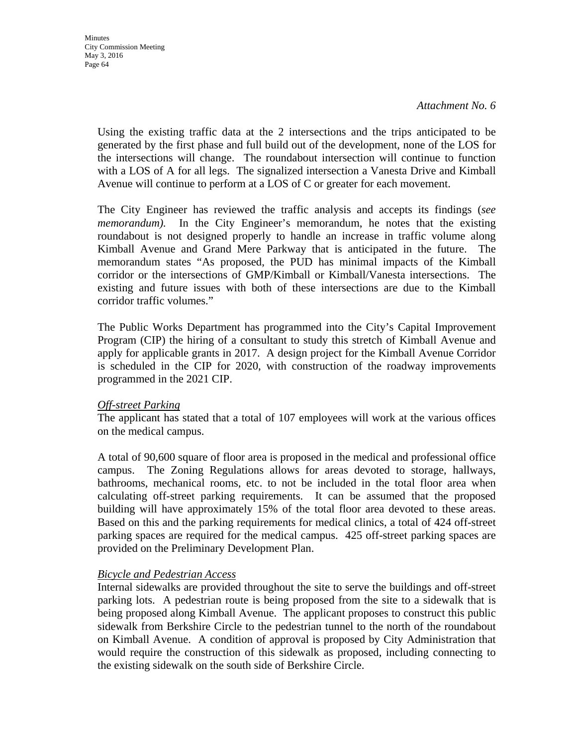*Attachment No. 6*

Using the existing traffic data at the 2 intersections and the trips anticipated to be generated by the first phase and full build out of the development, none of the LOS for the intersections will change. The roundabout intersection will continue to function with a LOS of A for all legs. The signalized intersection a Vanesta Drive and Kimball Avenue will continue to perform at a LOS of C or greater for each movement.

The City Engineer has reviewed the traffic analysis and accepts its findings (*see memorandum).* In the City Engineer's memorandum, he notes that the existing roundabout is not designed properly to handle an increase in traffic volume along Kimball Avenue and Grand Mere Parkway that is anticipated in the future. The memorandum states "As proposed, the PUD has minimal impacts of the Kimball corridor or the intersections of GMP/Kimball or Kimball/Vanesta intersections. The existing and future issues with both of these intersections are due to the Kimball corridor traffic volumes."

The Public Works Department has programmed into the City's Capital Improvement Program (CIP) the hiring of a consultant to study this stretch of Kimball Avenue and apply for applicable grants in 2017. A design project for the Kimball Avenue Corridor is scheduled in the CIP for 2020, with construction of the roadway improvements programmed in the 2021 CIP.

*Off-street Parking*

The applicant has stated that a total of 107 employees will work at the various offices on the medical campus.

A total of 90,600 square of floor area is proposed in the medical and professional office campus. The Zoning Regulations allows for areas devoted to storage, hallways, bathrooms, mechanical rooms, etc. to not be included in the total floor area when calculating off-street parking requirements. It can be assumed that the proposed building will have approximately 15% of the total floor area devoted to these areas. Based on this and the parking requirements for medical clinics, a total of 424 off-street parking spaces are required for the medical campus. 425 off-street parking spaces are provided on the Preliminary Development Plan.

*Bicycle and Pedestrian Access*

Internal sidewalks are provided throughout the site to serve the buildings and off-street parking lots. A pedestrian route is being proposed from the site to a sidewalk that is being proposed along Kimball Avenue. The applicant proposes to construct this public sidewalk from Berkshire Circle to the pedestrian tunnel to the north of the roundabout on Kimball Avenue. A condition of approval is proposed by City Administration that would require the construction of this sidewalk as proposed, including connecting to the existing sidewalk on the south side of Berkshire Circle.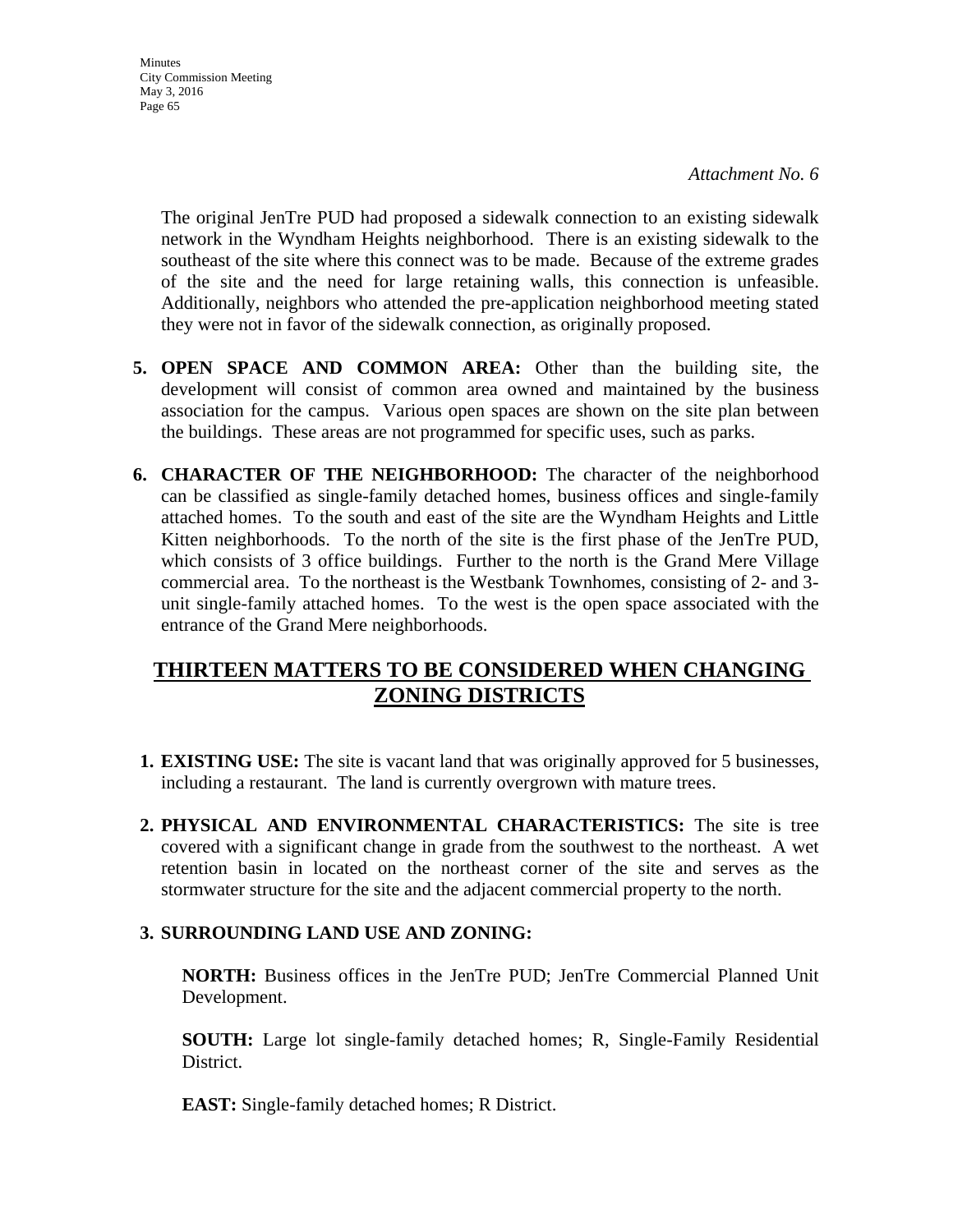*Attachment No. 6*

The original JenTre PUD had proposed a sidewalk connection to an existing sidewalk network in the Wyndham Heights neighborhood. There is an existing sidewalk to the southeast of the site where this connect was to be made. Because of the extreme grades of the site and the need for large retaining walls, this connection is unfeasible. Additionally, neighbors who attended the pre-application neighborhood meeting stated they were not in favor of the sidewalk connection, as originally proposed.

5. **OPEN SPACE AND COMMON AREA:** Other than the building site, the development will consist of common area owned and maintained by the business association for the campus. Various open spaces are shown on the site plan between the buildings. These areas are not programmed for specific uses, such as parks.

6. **CHARACTER OF THE NEIGHBORHOOD:** The character of the neighborhood can be classified as single-family detached homes, business offices and single-family attached homes. To the south and east of the site are the Wyndham Heights and Little Kitten neighborhoods. To the north of the site is the first phase of the JenTre PUD, which consists of 3 office buildings. Further to the north is the Grand Mere Village commercial area. To the northeast is the Westbank Townhomes, consisting of 2- and 3-unit single-family attached homes. To the west is the open space associated with the entrance of the Grand Mere neighborhoods.

## THIRTEEN MATTERS TO BE CONSIDERED WHEN CHANGING ZONING DISTRICTS

1. **EXISTING USE:** The site is vacant land that was originally approved for 5 businesses, including a restaurant. The land is currently overgrown with mature trees.

2. **PHYSICAL AND ENVIRONMENTAL CHARACTERISTICS:** The site is tree covered with a significant change in grade from the southwest to the northeast. A wet retention basin in located on the northeast corner of the site and serves as the stormwater structure for the site and the adjacent commercial property to the north.

3. **SURROUNDING LAND USE AND ZONING:**

   **NORTH:** Business offices in the JenTre PUD; JenTre Commercial Planned Unit Development.

   **SOUTH:** Large lot single-family detached homes; R, Single-Family Residential District.

   **EAST:** Single-family detached homes; R District.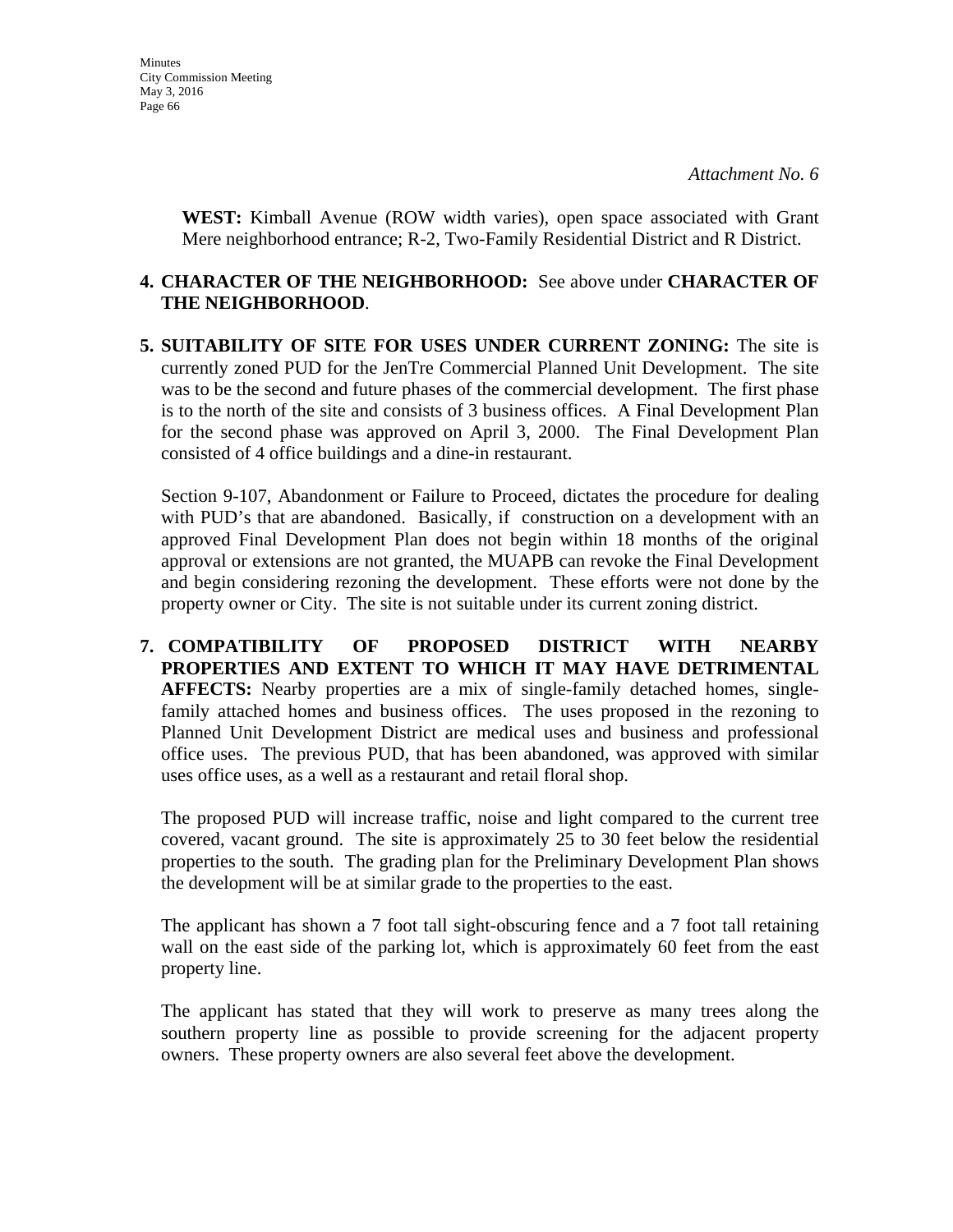*Attachment No. 6*

**WEST:** Kimball Avenue (ROW width varies), open space associated with Grant Mere neighborhood entrance; R-2, Two-Family Residential District and R District.

**4. CHARACTER OF THE NEIGHBORHOOD:** See above under **CHARACTER OF THE NEIGHBORHOOD**.

**5. SUITABILITY OF SITE FOR USES UNDER CURRENT ZONING:** The site is currently zoned PUD for the JenTre Commercial Planned Unit Development. The site was to be the second and future phases of the commercial development. The first phase is to the north of the site and consists of 3 business offices. A Final Development Plan for the second phase was approved on April 3, 2000. The Final Development Plan consisted of 4 office buildings and a dine-in restaurant.

Section 9-107, Abandonment or Failure to Proceed, dictates the procedure for dealing with PUD's that are abandoned. Basically, if construction on a development with an approved Final Development Plan does not begin within 18 months of the original approval or extensions are not granted, the MUAPB can revoke the Final Development and begin considering rezoning the development. These efforts were not done by the property owner or City. The site is not suitable under its current zoning district.

**7. COMPATIBILITY OF PROPOSED DISTRICT WITH NEARBY PROPERTIES AND EXTENT TO WHICH IT MAY HAVE DETRIMENTAL AFFECTS:** Nearby properties are a mix of single-family detached homes, single-family attached homes and business offices. The uses proposed in the rezoning to Planned Unit Development District are medical uses and business and professional office uses. The previous PUD, that has been abandoned, was approved with similar uses office uses, as a well as a restaurant and retail floral shop.

The proposed PUD will increase traffic, noise and light compared to the current tree covered, vacant ground. The site is approximately 25 to 30 feet below the residential properties to the south. The grading plan for the Preliminary Development Plan shows the development will be at similar grade to the properties to the east.

The applicant has shown a 7 foot tall sight-obscuring fence and a 7 foot tall retaining wall on the east side of the parking lot, which is approximately 60 feet from the east property line.

The applicant has stated that they will work to preserve as many trees along the southern property line as possible to provide screening for the adjacent property owners. These property owners are also several feet above the development.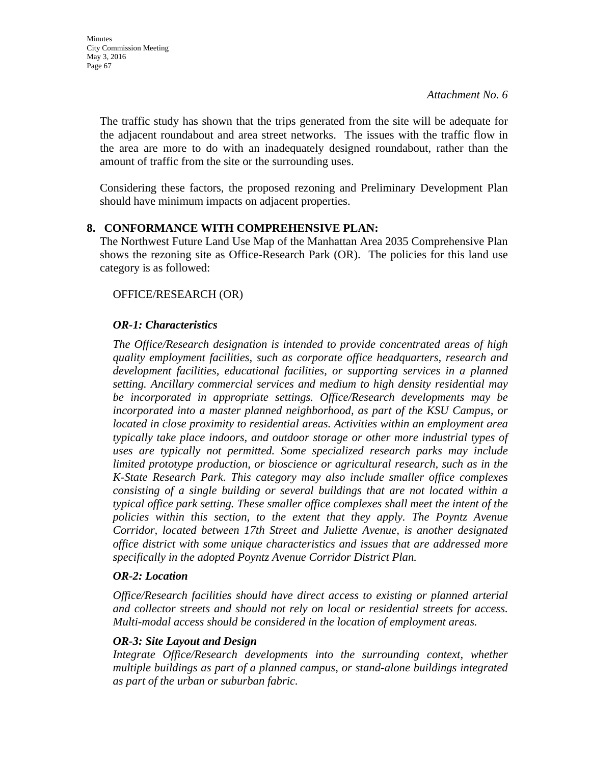*Attachment No. 6*

The traffic study has shown that the trips generated from the site will be adequate for the adjacent roundabout and area street networks. The issues with the traffic flow in the area are more to do with an inadequately designed roundabout, rather than the amount of traffic from the site or the surrounding uses.

Considering these factors, the proposed rezoning and Preliminary Development Plan should have minimum impacts on adjacent properties.

**8. CONFORMANCE WITH COMPREHENSIVE PLAN:**

The Northwest Future Land Use Map of the Manhattan Area 2035 Comprehensive Plan shows the rezoning site as Office-Research Park (OR). The policies for this land use category is as followed:

OFFICE/RESEARCH (OR)

***OR-1: Characteristics***

*The Office/Research designation is intended to provide concentrated areas of high quality employment facilities, such as corporate office headquarters, research and development facilities, educational facilities, or supporting services in a planned setting. Ancillary commercial services and medium to high density residential may be incorporated in appropriate settings. Office/Research developments may be incorporated into a master planned neighborhood, as part of the KSU Campus, or located in close proximity to residential areas. Activities within an employment area typically take place indoors, and outdoor storage or other more industrial types of uses are typically not permitted. Some specialized research parks may include limited prototype production, or bioscience or agricultural research, such as in the K-State Research Park. This category may also include smaller office complexes consisting of a single building or several buildings that are not located within a typical office park setting. These smaller office complexes shall meet the intent of the policies within this section, to the extent that they apply. The Poyntz Avenue Corridor, located between 17th Street and Juliette Avenue, is another designated office district with some unique characteristics and issues that are addressed more specifically in the adopted Poyntz Avenue Corridor District Plan.*

***OR-2: Location***

*Office/Research facilities should have direct access to existing or planned arterial and collector streets and should not rely on local or residential streets for access. Multi-modal access should be considered in the location of employment areas.*

***OR-3: Site Layout and Design***

*Integrate Office/Research developments into the surrounding context, whether multiple buildings as part of a planned campus, or stand-alone buildings integrated as part of the urban or suburban fabric.*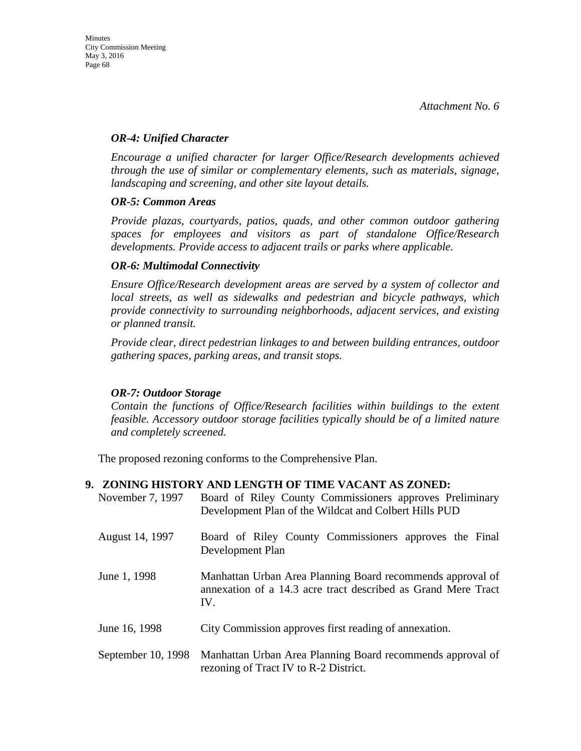*Attachment No. 6*

***OR-4: Unified Character***

*Encourage a unified character for larger Office/Research developments achieved through the use of similar or complementary elements, such as materials, signage, landscaping and screening, and other site layout details.*

***OR-5: Common Areas***

*Provide plazas, courtyards, patios, quads, and other common outdoor gathering spaces for employees and visitors as part of standalone Office/Research developments. Provide access to adjacent trails or parks where applicable.*

***OR-6: Multimodal Connectivity***

*Ensure Office/Research development areas are served by a system of collector and local streets, as well as sidewalks and pedestrian and bicycle pathways, which provide connectivity to surrounding neighborhoods, adjacent services, and existing or planned transit.*

*Provide clear, direct pedestrian linkages to and between building entrances, outdoor gathering spaces, parking areas, and transit stops.*

***OR-7: Outdoor Storage***

*Contain the functions of Office/Research facilities within buildings to the extent feasible. Accessory outdoor storage facilities typically should be of a limited nature and completely screened.*

The proposed rezoning conforms to the Comprehensive Plan.

**9. ZONING HISTORY AND LENGTH OF TIME VACANT AS ZONED:**

| | |
|---|---|
| November 7, 1997 | Board of Riley County Commissioners approves Preliminary Development Plan of the Wildcat and Colbert Hills PUD |
| August 14, 1997 | Board of Riley County Commissioners approves the Final Development Plan |
| June 1, 1998 | Manhattan Urban Area Planning Board recommends approval of annexation of a 14.3 acre tract described as Grand Mere Tract IV. |
| June 16, 1998 | City Commission approves first reading of annexation. |
| September 10, 1998 | Manhattan Urban Area Planning Board recommends approval of rezoning of Tract IV to R-2 District. |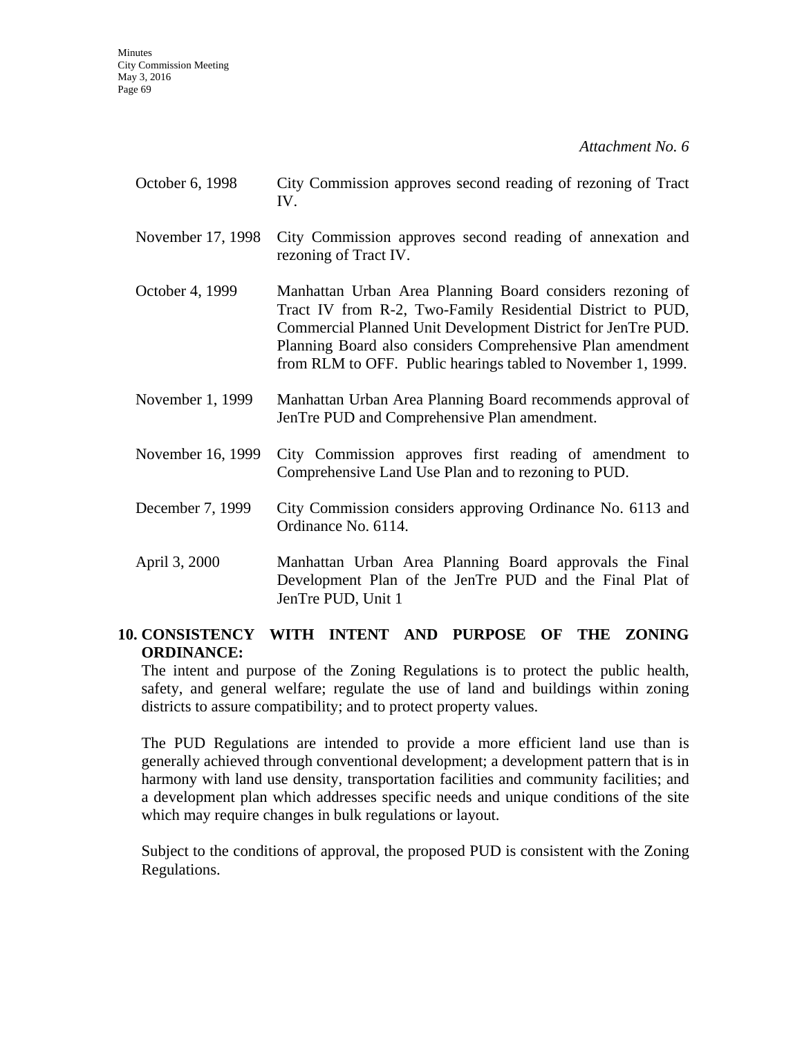*Attachment No. 6*

| | |
|---|---|
| October 6, 1998 | City Commission approves second reading of rezoning of Tract IV. |
| November 17, 1998 | City Commission approves second reading of annexation and rezoning of Tract IV. |
| October 4, 1999 | Manhattan Urban Area Planning Board considers rezoning of Tract IV from R-2, Two-Family Residential District to PUD, Commercial Planned Unit Development District for JenTre PUD. Planning Board also considers Comprehensive Plan amendment from RLM to OFF. Public hearings tabled to November 1, 1999. |
| November 1, 1999 | Manhattan Urban Area Planning Board recommends approval of JenTre PUD and Comprehensive Plan amendment. |
| November 16, 1999 | City Commission approves first reading of amendment to Comprehensive Land Use Plan and to rezoning to PUD. |
| December 7, 1999 | City Commission considers approving Ordinance No. 6113 and Ordinance No. 6114. |
| April 3, 2000 | Manhattan Urban Area Planning Board approvals the Final Development Plan of the JenTre PUD and the Final Plat of JenTre PUD, Unit 1 |

**10. CONSISTENCY WITH INTENT AND PURPOSE OF THE ZONING ORDINANCE:**

The intent and purpose of the Zoning Regulations is to protect the public health, safety, and general welfare; regulate the use of land and buildings within zoning districts to assure compatibility; and to protect property values.

The PUD Regulations are intended to provide a more efficient land use than is generally achieved through conventional development; a development pattern that is in harmony with land use density, transportation facilities and community facilities; and a development plan which addresses specific needs and unique conditions of the site which may require changes in bulk regulations or layout.

Subject to the conditions of approval, the proposed PUD is consistent with the Zoning Regulations.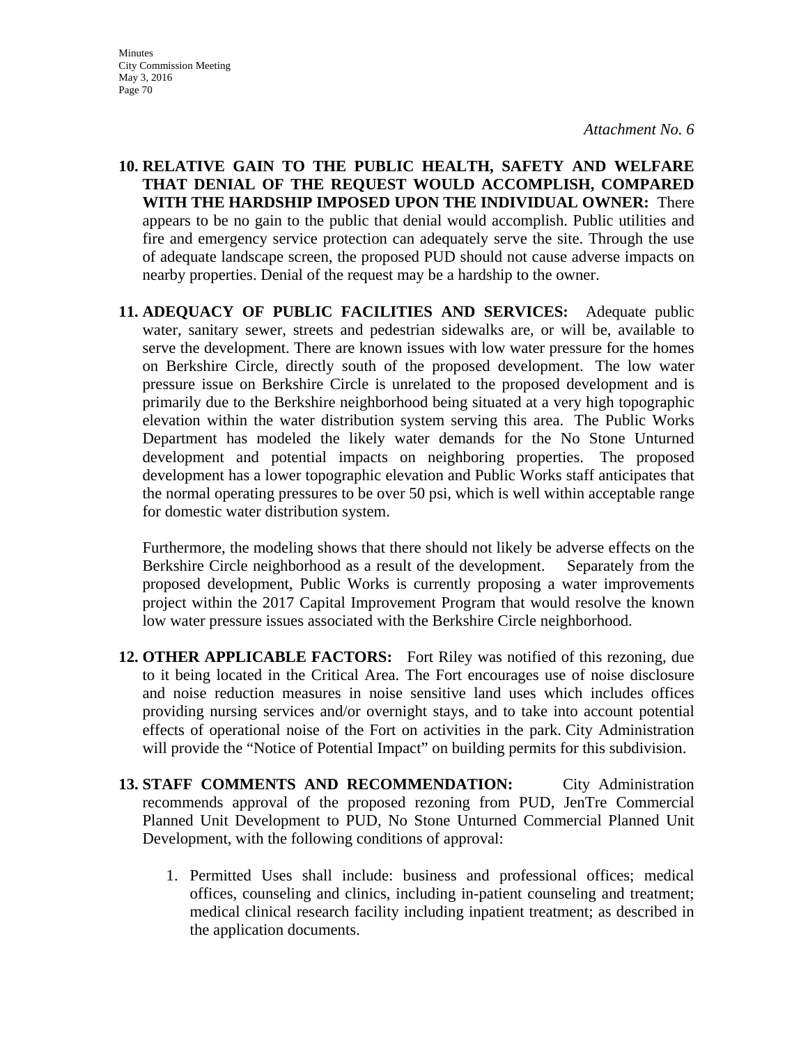*Attachment No. 6*

10. **RELATIVE GAIN TO THE PUBLIC HEALTH, SAFETY AND WELFARE THAT DENIAL OF THE REQUEST WOULD ACCOMPLISH, COMPARED WITH THE HARDSHIP IMPOSED UPON THE INDIVIDUAL OWNER:** There appears to be no gain to the public that denial would accomplish. Public utilities and fire and emergency service protection can adequately serve the site. Through the use of adequate landscape screen, the proposed PUD should not cause adverse impacts on nearby properties. Denial of the request may be a hardship to the owner.

11. **ADEQUACY OF PUBLIC FACILITIES AND SERVICES:** Adequate public water, sanitary sewer, streets and pedestrian sidewalks are, or will be, available to serve the development. There are known issues with low water pressure for the homes on Berkshire Circle, directly south of the proposed development. The low water pressure issue on Berkshire Circle is unrelated to the proposed development and is primarily due to the Berkshire neighborhood being situated at a very high topographic elevation within the water distribution system serving this area. The Public Works Department has modeled the likely water demands for the No Stone Unturned development and potential impacts on neighboring properties. The proposed development has a lower topographic elevation and Public Works staff anticipates that the normal operating pressures to be over 50 psi, which is well within acceptable range for domestic water distribution system.

    Furthermore, the modeling shows that there should not likely be adverse effects on the Berkshire Circle neighborhood as a result of the development. Separately from the proposed development, Public Works is currently proposing a water improvements project within the 2017 Capital Improvement Program that would resolve the known low water pressure issues associated with the Berkshire Circle neighborhood.

12. **OTHER APPLICABLE FACTORS:** Fort Riley was notified of this rezoning, due to it being located in the Critical Area. The Fort encourages use of noise disclosure and noise reduction measures in noise sensitive land uses which includes offices providing nursing services and/or overnight stays, and to take into account potential effects of operational noise of the Fort on activities in the park. City Administration will provide the "Notice of Potential Impact" on building permits for this subdivision.

13. **STAFF COMMENTS AND RECOMMENDATION:** City Administration recommends approval of the proposed rezoning from PUD, JenTre Commercial Planned Unit Development to PUD, No Stone Unturned Commercial Planned Unit Development, with the following conditions of approval:

    1. Permitted Uses shall include: business and professional offices; medical offices, counseling and clinics, including in-patient counseling and treatment; medical clinical research facility including inpatient treatment; as described in the application documents.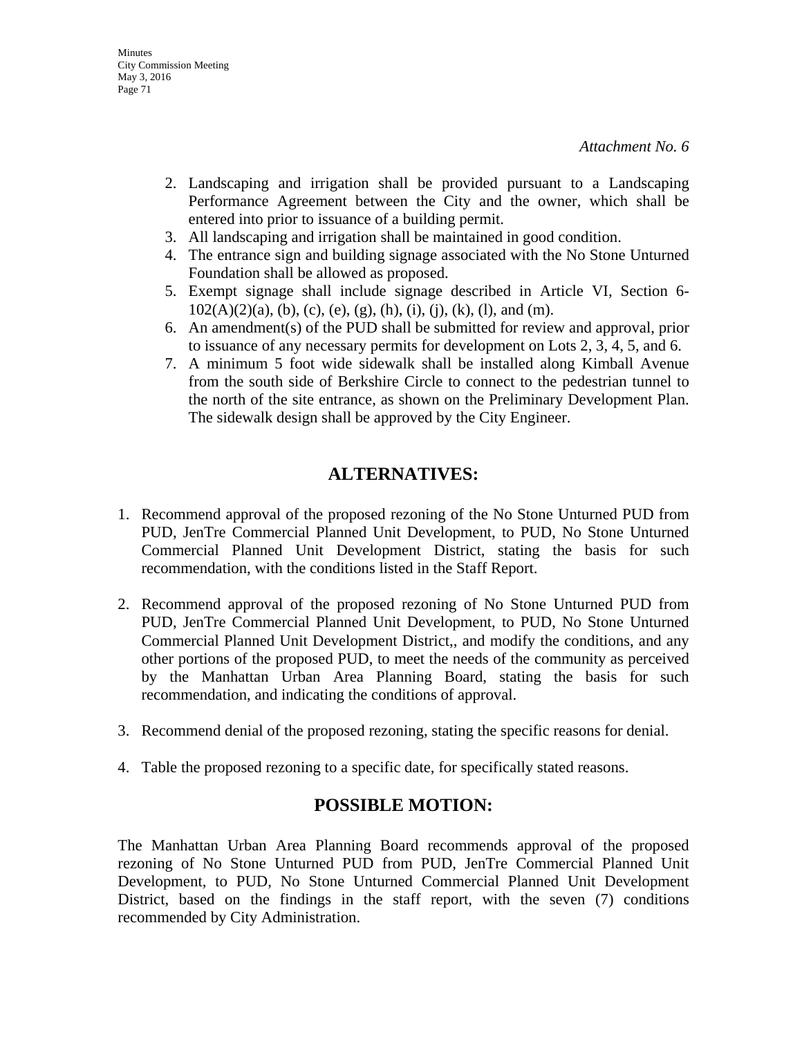*Attachment No. 6*

2. Landscaping and irrigation shall be provided pursuant to a Landscaping Performance Agreement between the City and the owner, which shall be entered into prior to issuance of a building permit.
3. All landscaping and irrigation shall be maintained in good condition.
4. The entrance sign and building signage associated with the No Stone Unturned Foundation shall be allowed as proposed.
5. Exempt signage shall include signage described in Article VI, Section 6-102(A)(2)(a), (b), (c), (e), (g), (h), (i), (j), (k), (l), and (m).
6. An amendment(s) of the PUD shall be submitted for review and approval, prior to issuance of any necessary permits for development on Lots 2, 3, 4, 5, and 6.
7. A minimum 5 foot wide sidewalk shall be installed along Kimball Avenue from the south side of Berkshire Circle to connect to the pedestrian tunnel to the north of the site entrance, as shown on the Preliminary Development Plan. The sidewalk design shall be approved by the City Engineer.

## ALTERNATIVES:

1. Recommend approval of the proposed rezoning of the No Stone Unturned PUD from PUD, JenTre Commercial Planned Unit Development, to PUD, No Stone Unturned Commercial Planned Unit Development District, stating the basis for such recommendation, with the conditions listed in the Staff Report.

2. Recommend approval of the proposed rezoning of No Stone Unturned PUD from PUD, JenTre Commercial Planned Unit Development, to PUD, No Stone Unturned Commercial Planned Unit Development District,, and modify the conditions, and any other portions of the proposed PUD, to meet the needs of the community as perceived by the Manhattan Urban Area Planning Board, stating the basis for such recommendation, and indicating the conditions of approval.

3. Recommend denial of the proposed rezoning, stating the specific reasons for denial.

4. Table the proposed rezoning to a specific date, for specifically stated reasons.

## POSSIBLE MOTION:

The Manhattan Urban Area Planning Board recommends approval of the proposed rezoning of No Stone Unturned PUD from PUD, JenTre Commercial Planned Unit Development, to PUD, No Stone Unturned Commercial Planned Unit Development District, based on the findings in the staff report, with the seven (7) conditions recommended by City Administration.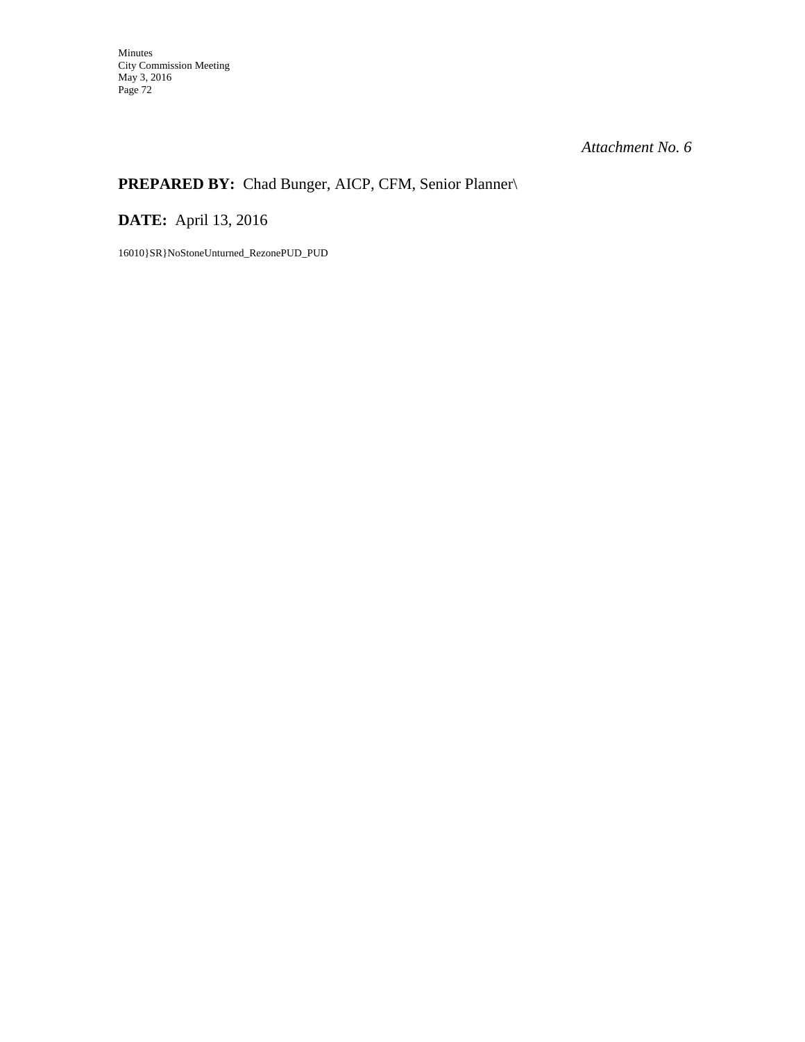*Attachment No. 6*

**PREPARED BY:** Chad Bunger, AICP, CFM, Senior Planner\

**DATE:** April 13, 2016

16010}SR}NoStoneUnturned_RezonePUD_PUD